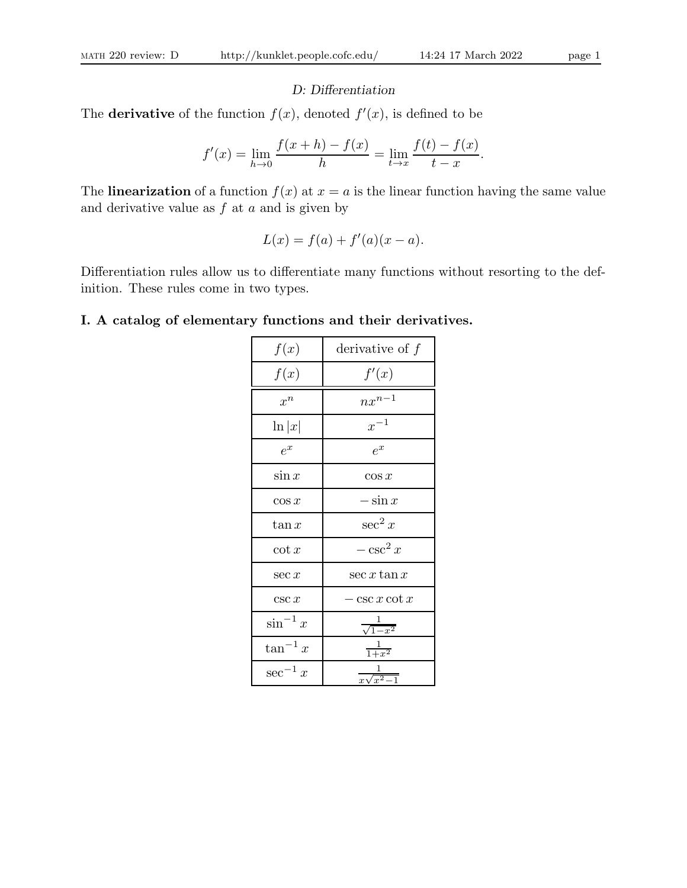*D: Differentiation*

The **derivative** of the function $f(x)$, denoted $f'(x)$, is defined to be

$$f'(x) = \lim_{h \to 0} \frac{f(x+h) - f(x)}{h} = \lim_{t \to x} \frac{f(t) - f(x)}{t - x}.$$

The **linearization** of a function $f(x)$ at $x = a$ is the linear function having the same value and derivative value as $f$ at $a$ and is given by

$$L(x) = f(a) + f'(a)(x - a).$$

Differentiation rules allow us to differentiate many functions without resorting to the definition. These rules come in two types.

### I. A catalog of elementary functions and their derivatives.

| $f(x)$ | derivative of $f$ |
|---|---|
| $f(x)$ | $f'(x)$ |
| $x^n$ | $nx^{n-1}$ |
| $\ln\lvert x\rvert$ | $x^{-1}$ |
| $e^x$ | $e^x$ |
| $\sin x$ | $\cos x$ |
| $\cos x$ | $-\sin x$ |
| $\tan x$ | $\sec^2 x$ |
| $\cot x$ | $-\csc^2 x$ |
| $\sec x$ | $\sec x \tan x$ |
| $\csc x$ | $-\csc x \cot x$ |
| $\sin^{-1} x$ | $\frac{1}{\sqrt{1-x^2}}$ |
| $\tan^{-1} x$ | $\frac{1}{1+x^2}$ |
| $\sec^{-1} x$ | $\frac{1}{x\sqrt{x^2-1}}$ |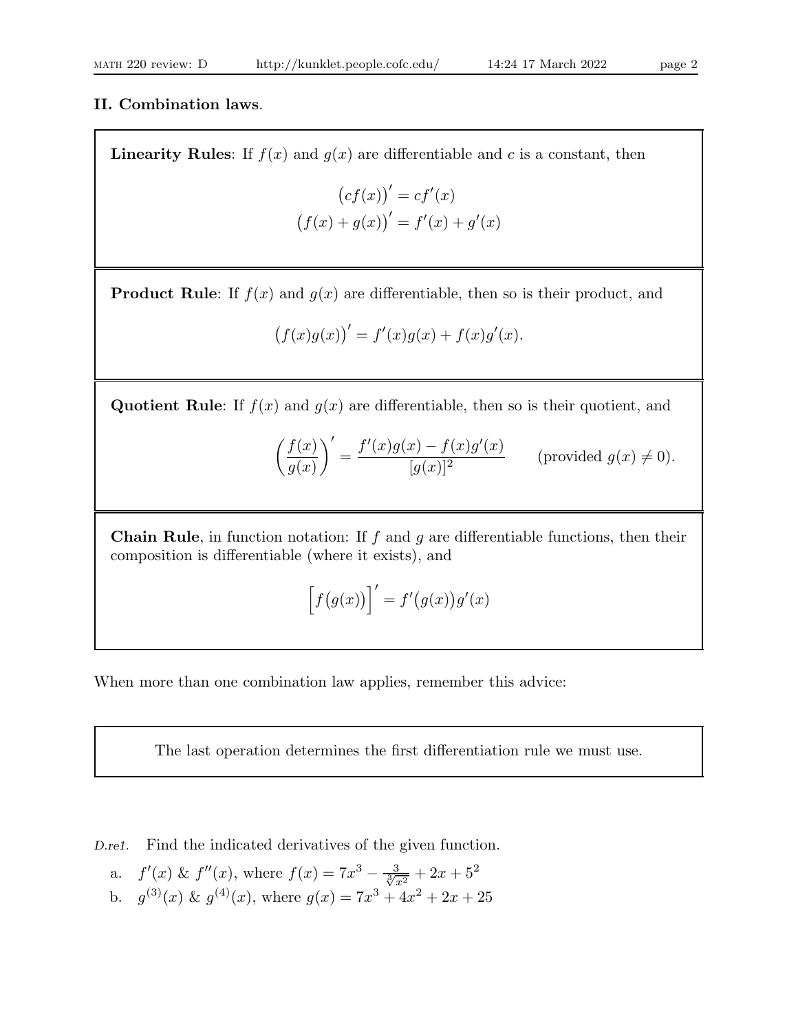### II. Combination laws.

**Linearity Rules**: If $f(x)$ and $g(x)$ are differentiable and $c$ is a constant, then

$$\big(cf(x)\big)' = cf'(x)$$
$$\big(f(x) + g(x)\big)' = f'(x) + g'(x)$$

**Product Rule**: If $f(x)$ and $g(x)$ are differentiable, then so is their product, and

$$\big(f(x)g(x)\big)' = f'(x)g(x) + f(x)g'(x).$$

**Quotient Rule**: If $f(x)$ and $g(x)$ are differentiable, then so is their quotient, and

$$\left(\frac{f(x)}{g(x)}\right)' = \frac{f'(x)g(x) - f(x)g'(x)}{[g(x)]^2} \qquad \text{(provided } g(x) \neq 0\text{).}$$

**Chain Rule**, in function notation: If $f$ and $g$ are differentiable functions, then their composition is differentiable (where it exists), and

$$\Big[f\big(g(x)\big)\Big]' = f'\big(g(x)\big)g'(x)$$

When more than one combination law applies, remember this advice:

> The last operation determines the first differentiation rule we must use.

*D.re1.* Find the indicated derivatives of the given function.

a. $f'(x)$ & $f''(x)$, where $f(x) = 7x^3 - \frac{3}{\sqrt[3]{x^2}} + 2x + 5^2$

b. $g^{(3)}(x)$ & $g^{(4)}(x)$, where $g(x) = 7x^3 + 4x^2 + 2x + 25$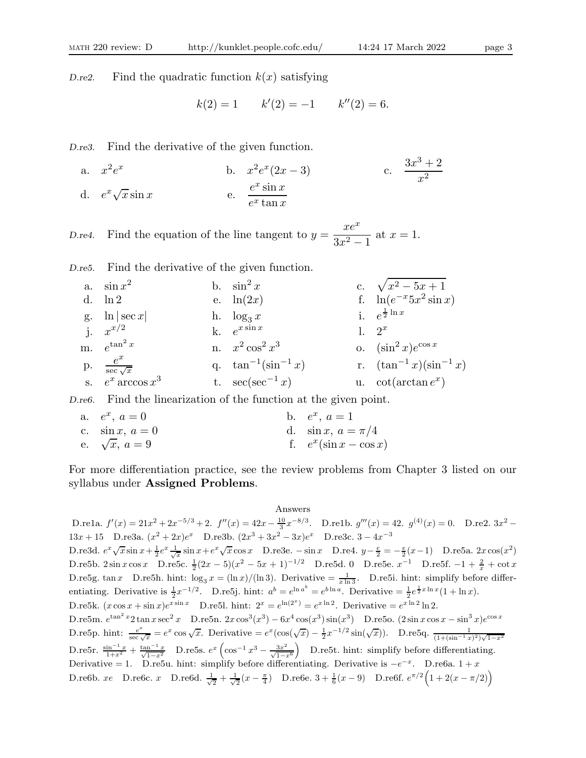*D.re2.* Find the quadratic function $k(x)$ satisfying

$$k(2) = 1 \qquad k'(2) = -1 \qquad k''(2) = 6.$$

*D.re3.* Find the derivative of the given function.

a. $x^2 e^x$ b. $x^2 e^x(2x-3)$ c. $\dfrac{3x^3+2}{x^2}$

d. $e^x\sqrt{x}\sin x$ e. $\dfrac{e^x \sin x}{e^x \tan x}$

*D.re4.* Find the equation of the line tangent to $y = \dfrac{xe^x}{3x^2-1}$ at $x = 1$.

*D.re5.* Find the derivative of the given function.

a. $\sin x^2$ b. $\sin^2 x$ c. $\sqrt{x^2-5x+1}$

d. $\ln 2$ e. $\ln(2x)$ f. $\ln(e^{-x}5x^2\sin x)$

g. $\ln|\sec x|$ h. $\log_3 x$ i. $e^{\frac{1}{2}\ln x}$

j. $x^{x/2}$ k. $e^{x\sin x}$ l. $2^x$

m. $e^{\tan^2 x}$ n. $x^2\cos^2 x^3$ o. $(\sin^2 x)e^{\cos x}$

p. $\dfrac{e^x}{\sec\sqrt{x}}$ q. $\tan^{-1}(\sin^{-1} x)$ r. $(\tan^{-1} x)(\sin^{-1} x)$

s. $e^x \arccos x^3$ t. $\sec(\sec^{-1} x)$ u. $\cot(\arctan e^x)$

*D.re6.* Find the linearization of the function at the given point.

a. $e^x$, $a = 0$ b. $e^x$, $a = 1$

c. $\sin x$, $a = 0$ d. $\sin x$, $a = \pi/4$

e. $\sqrt{x}$, $a = 9$ f. $e^x(\sin x - \cos x)$

For more differentiation practice, see the review problems from Chapter 3 listed on our syllabus under **Assigned Problems**.

Answers

D.re1a. $f'(x) = 21x^2 + 2x^{-5/3} + 2$. $f''(x) = 42x - \frac{10}{3}x^{-8/3}$. D.re1b. $g'''(x) = 42$. $g^{(4)}(x) = 0$. D.re2. $3x^2 - 13x + 15$ D.re3a. $(x^2+2x)e^x$ D.re3b. $(2x^3+3x^2-3x)e^x$ D.re3c. $3 - 4x^{-3}$
D.re3d. $e^x\sqrt{x}\sin x + \frac{1}{2}e^x\frac{1}{\sqrt{x}}\sin x + e^x\sqrt{x}\cos x$ D.re3e. $-\sin x$ D.re4. $y - \frac{e}{2} = -\frac{e}{2}(x-1)$ D.re5a. $2x\cos(x^2)$
D.re5b. $2\sin x\cos x$ D.re5c. $\frac{1}{2}(2x-5)(x^2-5x+1)^{-1/2}$ D.re5d. 0 D.re5e. $x^{-1}$ D.re5f. $-1 + \frac{2}{x} + \cot x$
D.re5g. $\tan x$ D.re5h. hint: $\log_3 x = (\ln x)/(\ln 3)$. Derivative $= \frac{1}{x\ln 3}$. D.re5i. hint: simplify before differentiating. Derivative is $\frac{1}{2}x^{-1/2}$. D.re5j. hint: $a^b = e^{\ln a^b} = e^{b\ln a}$. Derivative $= \frac{1}{2}e^{\frac{1}{2}x\ln x}(1+\ln x)$.
D.re5k. $(x\cos x + \sin x)e^{x\sin x}$ D.re5l. hint: $2^x = e^{\ln(2^x)} = e^{x\ln 2}$. Derivative $= e^{x\ln 2}\ln 2$.
D.re5m. $e^{\tan^2 x}2\tan x\sec^2 x$ D.re5n. $2x\cos^3(x^3) - 6x^4\cos(x^3)\sin(x^3)$ D.re5o. $(2\sin x\cos x - \sin^3 x)e^{\cos x}$
D.re5p. hint: $\frac{e^x}{\sec\sqrt{x}} = e^x\cos\sqrt{x}$. Derivative $= e^x(\cos(\sqrt{x}) - \frac{1}{2}x^{-1/2}\sin(\sqrt{x}))$. D.re5q. $\frac{1}{(1+(\sin^{-1}x)^2)\sqrt{1-x^2}}$
D.re5r. $\frac{\sin^{-1}x}{1+x^2} + \frac{\tan^{-1}x}{\sqrt{1-x^2}}$ D.re5s. $e^x\left(\cos^{-1}x^3 - \frac{3x^2}{\sqrt{1-x^6}}\right)$ D.re5t. hint: simplify before differentiating. Derivative $= 1$. D.re5u. hint: simplify before differentiating. Derivative is $-e^{-x}$. D.re6a. $1 + x$
D.re6b. $xe$ D.re6c. $x$ D.re6d. $\frac{1}{\sqrt{2}} + \frac{1}{\sqrt{2}}(x - \frac{\pi}{4})$ D.re6e. $3 + \frac{1}{6}(x-9)$ D.re6f. $e^{\pi/2}\Big(1 + 2(x - \pi/2)\Big)$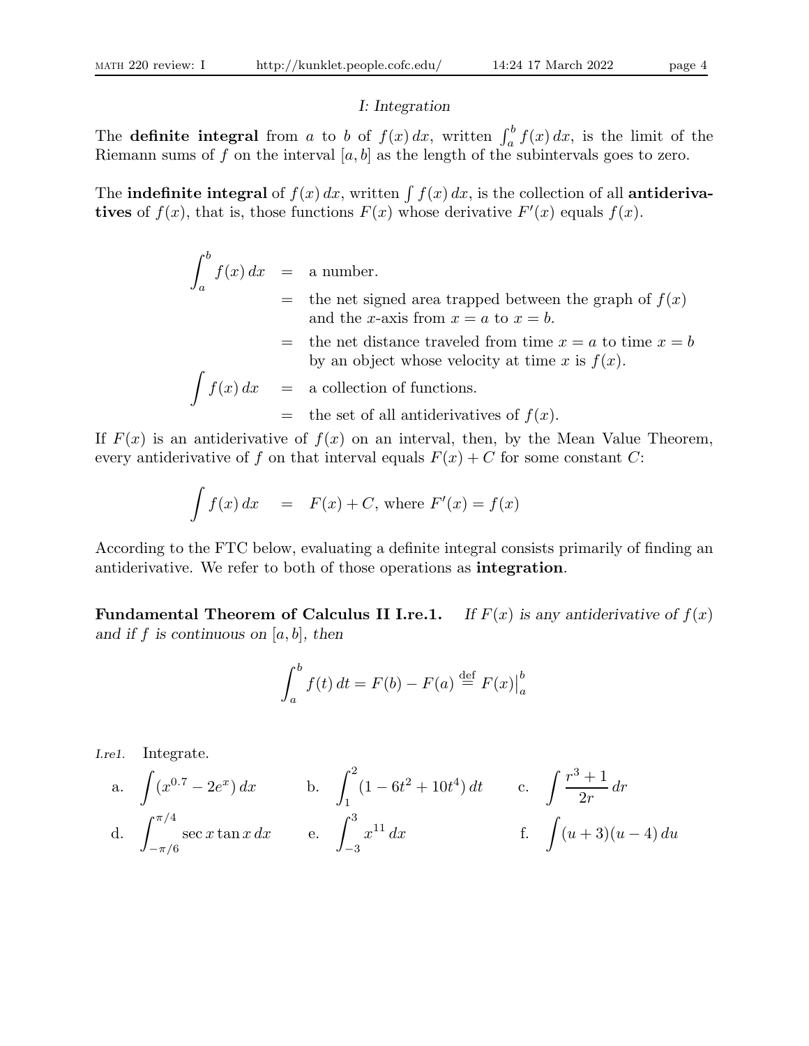## I: Integration

The **definite integral** from $a$ to $b$ of $f(x)\,dx$, written $\int_a^b f(x)\,dx$, is the limit of the Riemann sums of $f$ on the interval $[a,b]$ as the length of the subintervals goes to zero.

The **indefinite integral** of $f(x)\,dx$, written $\int f(x)\,dx$, is the collection of all **antiderivatives** of $f(x)$, that is, those functions $F(x)$ whose derivative $F'(x)$ equals $f(x)$.

$$
\begin{aligned}
\int_a^b f(x)\,dx &= \text{a number.} \\
&= \text{the net signed area trapped between the graph of } f(x) \text{ and the } x\text{-axis from } x=a \text{ to } x=b. \\
&= \text{the net distance traveled from time } x=a \text{ to time } x=b \text{ by an object whose velocity at time } x \text{ is } f(x). \\
\int f(x)\,dx &= \text{a collection of functions.} \\
&= \text{the set of all antiderivatives of } f(x).
\end{aligned}
$$

If $F(x)$ is an antiderivative of $f(x)$ on an interval, then, by the Mean Value Theorem, every antiderivative of $f$ on that interval equals $F(x)+C$ for some constant $C$:

$$\int f(x)\,dx \quad = \quad F(x)+C, \text{ where } F'(x)=f(x)$$

According to the FTC below, evaluating a definite integral consists primarily of finding an antiderivative. We refer to both of those operations as **integration**.

**Fundamental Theorem of Calculus II I.re.1.** *If $F(x)$ is any antiderivative of $f(x)$ and if $f$ is continuous on $[a,b]$, then*

$$\int_a^b f(t)\,dt = F(b)-F(a) \stackrel{\text{def}}{=} F(x)\big|_a^b$$

*I.re1.* Integrate.

a. $\displaystyle\int (x^{0.7}-2e^x)\,dx$  b. $\displaystyle\int_1^2 (1-6t^2+10t^4)\,dt$  c. $\displaystyle\int \frac{r^3+1}{2r}\,dr$

d. $\displaystyle\int_{-\pi/6}^{\pi/4} \sec x \tan x\,dx$  e. $\displaystyle\int_{-3}^{3} x^{11}\,dx$  f. $\displaystyle\int (u+3)(u-4)\,du$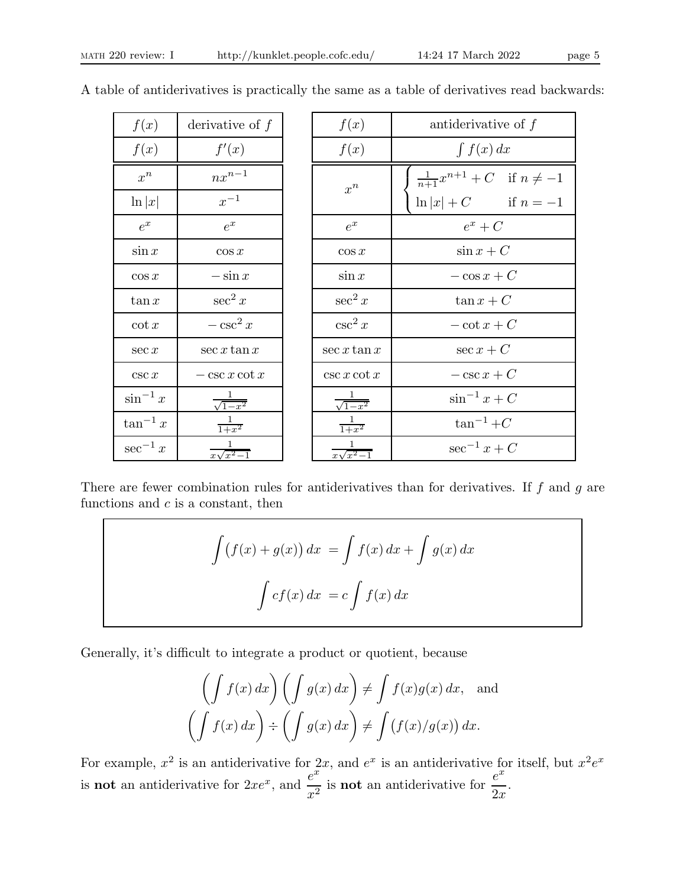A table of antiderivatives is practically the same as a table of derivatives read backwards:

| $f(x)$ | derivative of $f$ |
|---|---|
| $f(x)$ | $f'(x)$ |
| $x^n$ | $nx^{n-1}$ |
| $\ln\lvert x\rvert$ | $x^{-1}$ |
| $e^x$ | $e^x$ |
| $\sin x$ | $\cos x$ |
| $\cos x$ | $-\sin x$ |
| $\tan x$ | $\sec^2 x$ |
| $\cot x$ | $-\csc^2 x$ |
| $\sec x$ | $\sec x \tan x$ |
| $\csc x$ | $-\csc x \cot x$ |
| $\sin^{-1} x$ | $\frac{1}{\sqrt{1-x^2}}$ |
| $\tan^{-1} x$ | $\frac{1}{1+x^2}$ |
| $\sec^{-1} x$ | $\frac{1}{x\sqrt{x^2-1}}$ |

| $f(x)$ | antiderivative of $f$ |
|---|---|
| $f(x)$ | $\int f(x)\,dx$ |
| $x^n$ | $\begin{cases} \frac{1}{n+1}x^{n+1} + C & \text{if } n \neq -1 \\ \ln\lvert x\rvert + C & \text{if } n = -1 \end{cases}$ |
| $e^x$ | $e^x + C$ |
| $\cos x$ | $\sin x + C$ |
| $\sin x$ | $-\cos x + C$ |
| $\sec^2 x$ | $\tan x + C$ |
| $\csc^2 x$ | $-\cot x + C$ |
| $\sec x \tan x$ | $\sec x + C$ |
| $\csc x \cot x$ | $-\csc x + C$ |
| $\frac{1}{\sqrt{1-x^2}}$ | $\sin^{-1} x + C$ |
| $\frac{1}{1+x^2}$ | $\tan^{-1} + C$ |
| $\frac{1}{x\sqrt{x^2-1}}$ | $\sec^{-1} x + C$ |

There are fewer combination rules for antiderivatives than for derivatives. If $f$ and $g$ are functions and $c$ is a constant, then

$$\int \big(f(x) + g(x)\big)\,dx \;= \int f(x)\,dx + \int g(x)\,dx$$

$$\int cf(x)\,dx \;= c\int f(x)\,dx$$

Generally, it's difficult to integrate a product or quotient, because

$$\left(\int f(x)\,dx\right)\left(\int g(x)\,dx\right) \neq \int f(x)g(x)\,dx, \quad \text{and}$$
$$\left(\int f(x)\,dx\right) \div \left(\int g(x)\,dx\right) \neq \int \big(f(x)/g(x)\big)\,dx.$$

For example, $x^2$ is an antiderivative for $2x$, and $e^x$ is an antiderivative for itself, but $x^2e^x$ is **not** an antiderivative for $2xe^x$, and $\dfrac{e^x}{x^2}$ is **not** an antiderivative for $\dfrac{e^x}{2x}$.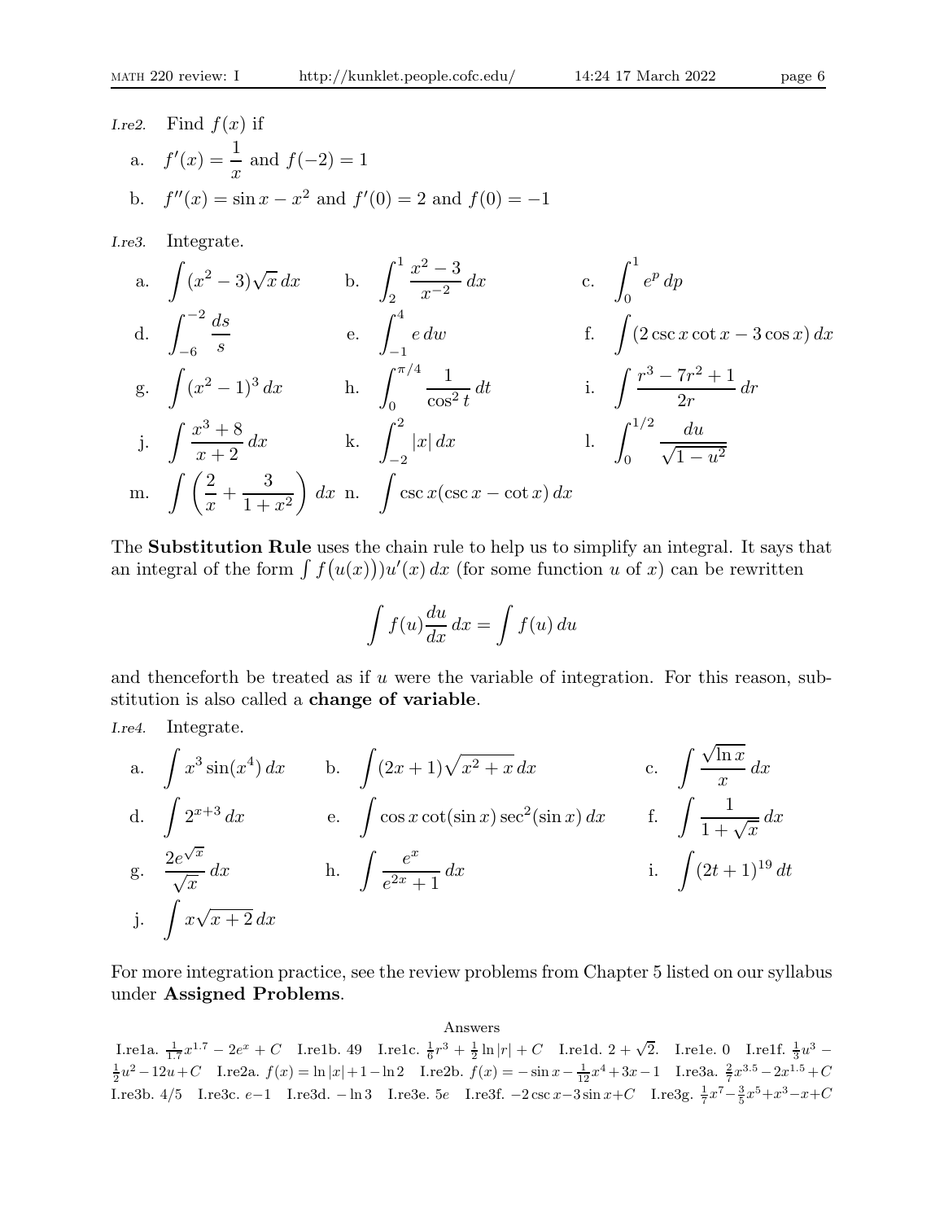*I.re2.* Find $f(x)$ if

a. $f'(x) = \dfrac{1}{x}$ and $f(-2) = 1$

b. $f''(x) = \sin x - x^2$ and $f'(0) = 2$ and $f(0) = -1$

*I.re3.* Integrate.

a. $\displaystyle\int (x^2 - 3)\sqrt{x}\, dx$

b. $\displaystyle\int_2^1 \frac{x^2 - 3}{x^{-2}}\, dx$

c. $\displaystyle\int_0^1 e^p\, dp$

d. $\displaystyle\int_{-6}^{-2} \frac{ds}{s}$

e. $\displaystyle\int_{-1}^{4} e\, dw$

f. $\displaystyle\int (2\csc x \cot x - 3\cos x)\, dx$

g. $\displaystyle\int (x^2 - 1)^3\, dx$

h. $\displaystyle\int_0^{\pi/4} \frac{1}{\cos^2 t}\, dt$

i. $\displaystyle\int \frac{r^3 - 7r^2 + 1}{2r}\, dr$

j. $\displaystyle\int \frac{x^3 + 8}{x + 2}\, dx$

k. $\displaystyle\int_{-2}^{2} |x|\, dx$

l. $\displaystyle\int_0^{1/2} \frac{du}{\sqrt{1 - u^2}}$

m. $\displaystyle\int \left(\frac{2}{x} + \frac{3}{1 + x^2}\right)\, dx$

n. $\displaystyle\int \csc x(\csc x - \cot x)\, dx$

The **Substitution Rule** uses the chain rule to help us to simplify an integral. It says that an integral of the form $\int f\big(u(x)\big)u'(x)\, dx$ (for some function $u$ of $x$) can be rewritten

$$\int f(u)\frac{du}{dx}\, dx = \int f(u)\, du$$

and thenceforth be treated as if $u$ were the variable of integration. For this reason, substitution is also called a **change of variable**.

*I.re4.* Integrate.

a. $\displaystyle\int x^3 \sin(x^4)\, dx$

b. $\displaystyle\int (2x + 1)\sqrt{x^2 + x}\, dx$

c. $\displaystyle\int \frac{\sqrt{\ln x}}{x}\, dx$

d. $\displaystyle\int 2^{x+3}\, dx$

e. $\displaystyle\int \cos x \cot(\sin x) \sec^2(\sin x)\, dx$

f. $\displaystyle\int \frac{1}{1 + \sqrt{x}}\, dx$

g. $\displaystyle\frac{2e^{\sqrt{x}}}{\sqrt{x}}\, dx$

h. $\displaystyle\int \frac{e^x}{e^{2x} + 1}\, dx$

i. $\displaystyle\int (2t + 1)^{19}\, dt$

j. $\displaystyle\int x\sqrt{x + 2}\, dx$

For more integration practice, see the review problems from Chapter 5 listed on our syllabus under **Assigned Problems**.

Answers

I.re1a. $\frac{1}{1.7}x^{1.7} - 2e^x + C$ I.re1b. 49 I.re1c. $\frac{1}{6}r^3 + \frac{1}{2}\ln|r| + C$ I.re1d. $2 + \sqrt{2}$. I.re1e. 0 I.re1f. $\frac{1}{3}u^3 - \frac{1}{2}u^2 - 12u + C$ I.re2a. $f(x) = \ln|x| + 1 - \ln 2$ I.re2b. $f(x) = -\sin x - \frac{1}{12}x^4 + 3x - 1$ I.re3a. $\frac{2}{7}x^{3.5} - 2x^{1.5} + C$ I.re3b. $4/5$ I.re3c. $e - 1$ I.re3d. $-\ln 3$ I.re3e. $5e$ I.re3f. $-2\csc x - 3\sin x + C$ I.re3g. $\frac{1}{7}x^7 - \frac{3}{5}x^5 + x^3 - x + C$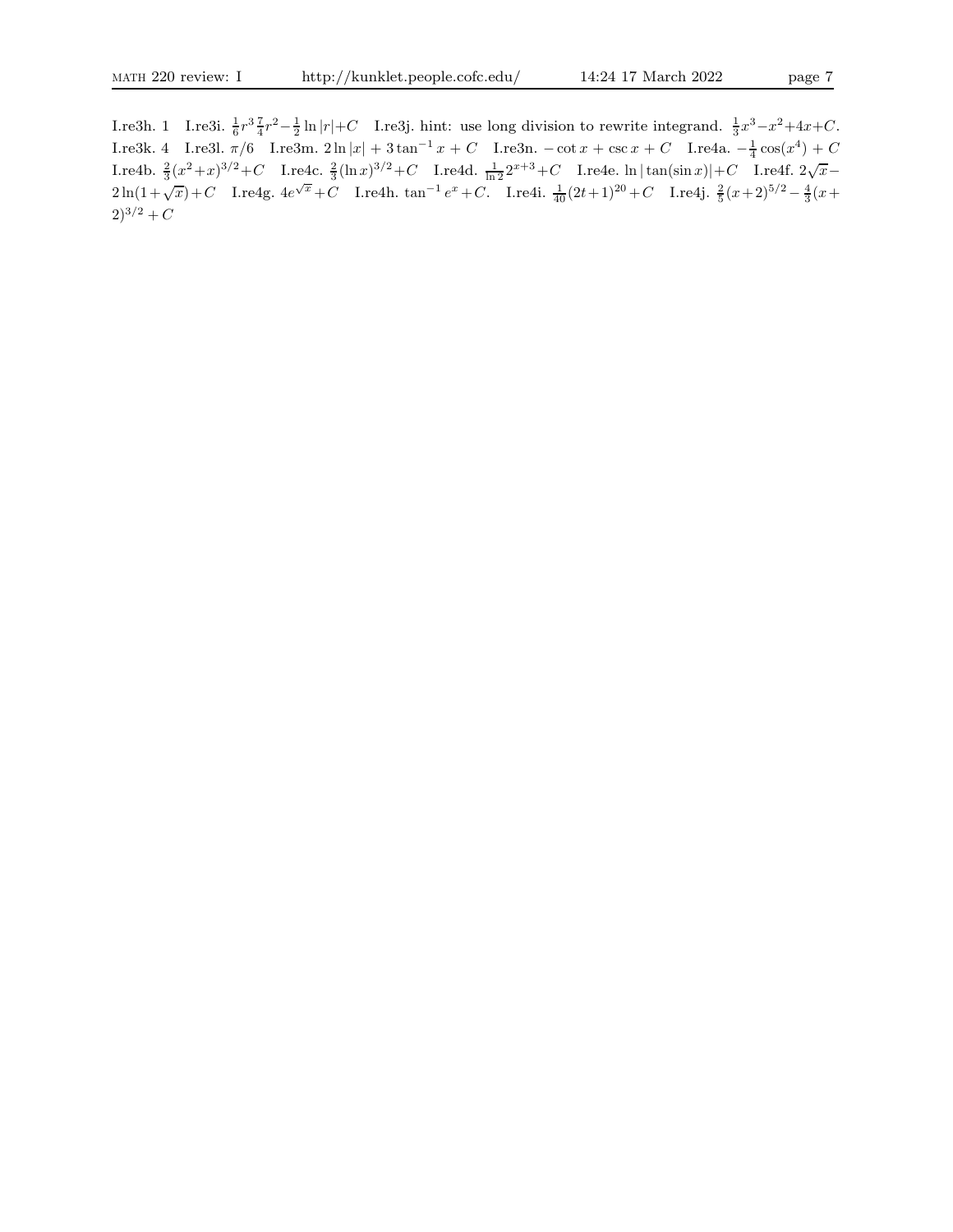I.re3h. 1 I.re3i. $\frac{1}{6}r^3 \frac{7}{4}r^2 - \frac{1}{2}\ln|r| + C$ I.re3j. hint: use long division to rewrite integrand. $\frac{1}{3}x^3 - x^2 + 4x + C$. I.re3k. 4 I.re3l. $\pi/6$ I.re3m. $2\ln|x| + 3\tan^{-1}x + C$ I.re3n. $-\cot x + \csc x + C$ I.re4a. $-\frac{1}{4}\cos(x^4) + C$ I.re4b. $\frac{2}{3}(x^2+x)^{3/2} + C$ I.re4c. $\frac{2}{3}(\ln x)^{3/2} + C$ I.re4d. $\frac{1}{\ln 2}2^{x+3} + C$ I.re4e. $\ln|\tan(\sin x)| + C$ I.re4f. $2\sqrt{x} - 2\ln(1+\sqrt{x}) + C$ I.re4g. $4e^{\sqrt{x}} + C$ I.re4h. $\tan^{-1}e^x + C$. I.re4i. $\frac{1}{40}(2t+1)^{20} + C$ I.re4j. $\frac{2}{5}(x+2)^{5/2} - \frac{4}{3}(x+2)^{3/2} + C$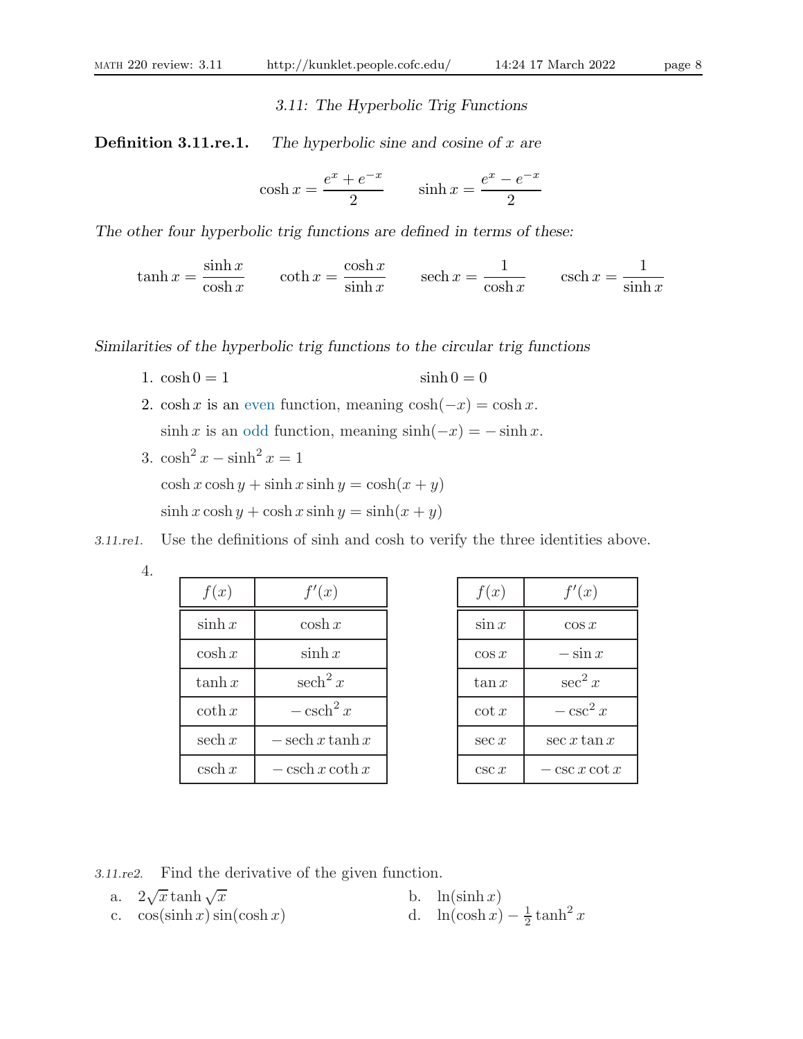### *3.11: The Hyperbolic Trig Functions*

**Definition 3.11.re.1.** *The hyperbolic sine and cosine of $x$ are*

$$\cosh x = \frac{e^x + e^{-x}}{2} \qquad \sinh x = \frac{e^x - e^{-x}}{2}$$

*The other four hyperbolic trig functions are defined in terms of these:*

$$\tanh x = \frac{\sinh x}{\cosh x} \qquad \coth x = \frac{\cosh x}{\sinh x} \qquad \operatorname{sech} x = \frac{1}{\cosh x} \qquad \operatorname{csch} x = \frac{1}{\sinh x}$$

*Similarities of the hyperbolic trig functions to the circular trig functions*

1. $\cosh 0 = 1$ $\qquad\qquad$ $\sinh 0 = 0$
2. $\cosh x$ is an even function, meaning $\cosh(-x) = \cosh x$.
   $\sinh x$ is an odd function, meaning $\sinh(-x) = -\sinh x$.
3. $\cosh^2 x - \sinh^2 x = 1$
   $\cosh x \cosh y + \sinh x \sinh y = \cosh(x + y)$
   $\sinh x \cosh y + \cosh x \sinh y = \sinh(x + y)$

*3.11.re1.* Use the definitions of sinh and cosh to verify the three identities above.

4.

| $f(x)$ | $f'(x)$ |
|---|---|
| $\sinh x$ | $\cosh x$ |
| $\cosh x$ | $\sinh x$ |
| $\tanh x$ | $\operatorname{sech}^2 x$ |
| $\coth x$ | $-\operatorname{csch}^2 x$ |
| $\operatorname{sech} x$ | $-\operatorname{sech} x \tanh x$ |
| $\operatorname{csch} x$ | $-\operatorname{csch} x \coth x$ |

| $f(x)$ | $f'(x)$ |
|---|---|
| $\sin x$ | $\cos x$ |
| $\cos x$ | $-\sin x$ |
| $\tan x$ | $\sec^2 x$ |
| $\cot x$ | $-\csc^2 x$ |
| $\sec x$ | $\sec x \tan x$ |
| $\csc x$ | $-\csc x \cot x$ |

*3.11.re2.* Find the derivative of the given function.

a. $2\sqrt{x} \tanh \sqrt{x}$

b. $\ln(\sinh x)$

c. $\cos(\sinh x) \sin(\cosh x)$

d. $\ln(\cosh x) - \frac{1}{2} \tanh^2 x$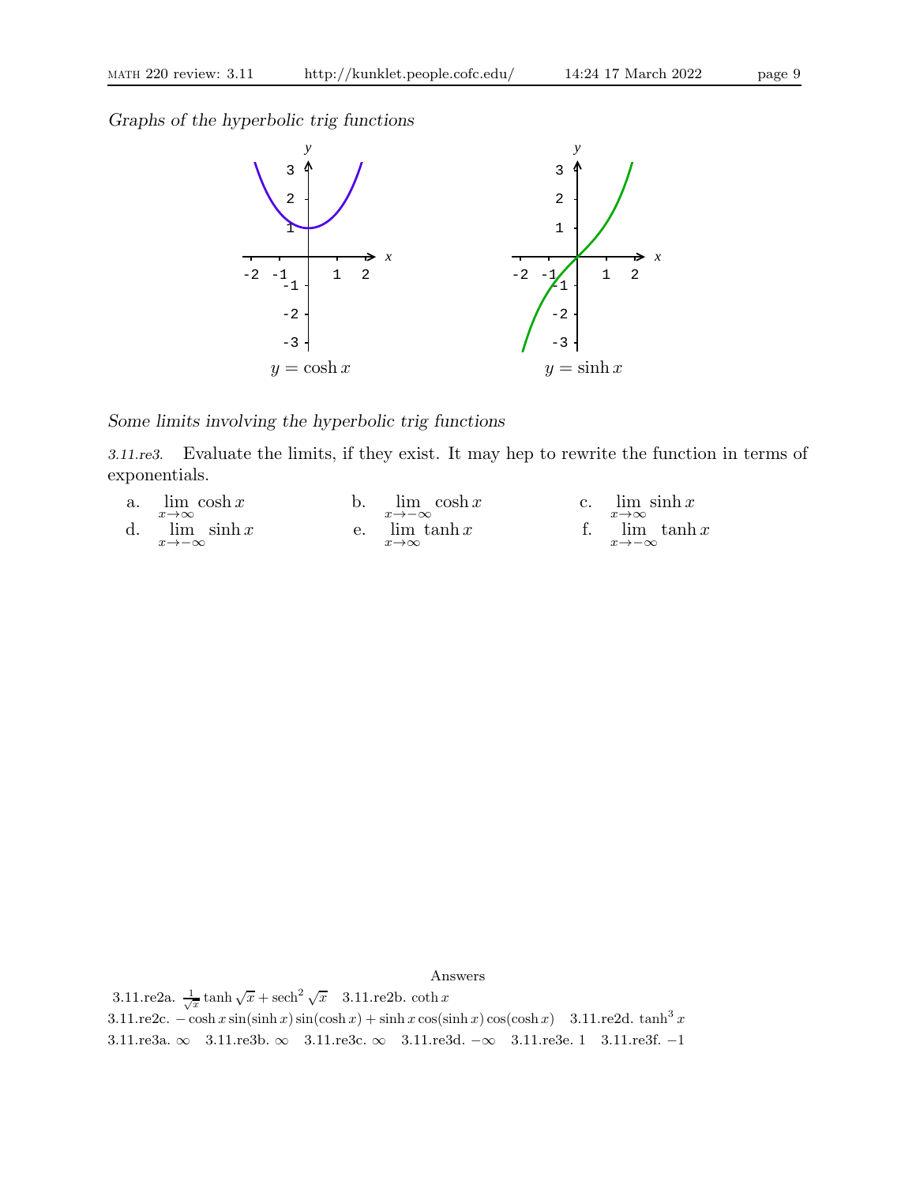*Graphs of the hyperbolic trig functions*

$y = \cosh x$

$y = \sinh x$

*Some limits involving the hyperbolic trig functions*

*3.11.re3.* Evaluate the limits, if they exist. It may hep to rewrite the function in terms of exponentials.

a. $\lim\limits_{x\to\infty} \cosh x$ b. $\lim\limits_{x\to-\infty} \cosh x$ c. $\lim\limits_{x\to\infty} \sinh x$

d. $\lim\limits_{x\to-\infty} \sinh x$ e. $\lim\limits_{x\to\infty} \tanh x$ f. $\lim\limits_{x\to-\infty} \tanh x$

Answers

3.11.re2a. $\frac{1}{\sqrt{x}} \tanh \sqrt{x} + \operatorname{sech}^2 \sqrt{x}$ 3.11.re2b. $\coth x$

3.11.re2c. $-\cosh x \sin(\sinh x) \sin(\cosh x) + \sinh x \cos(\sinh x) \cos(\cosh x)$ 3.11.re2d. $\tanh^3 x$

3.11.re3a. $\infty$ 3.11.re3b. $\infty$ 3.11.re3c. $\infty$ 3.11.re3d. $-\infty$ 3.11.re3e. 1 3.11.re3f. $-1$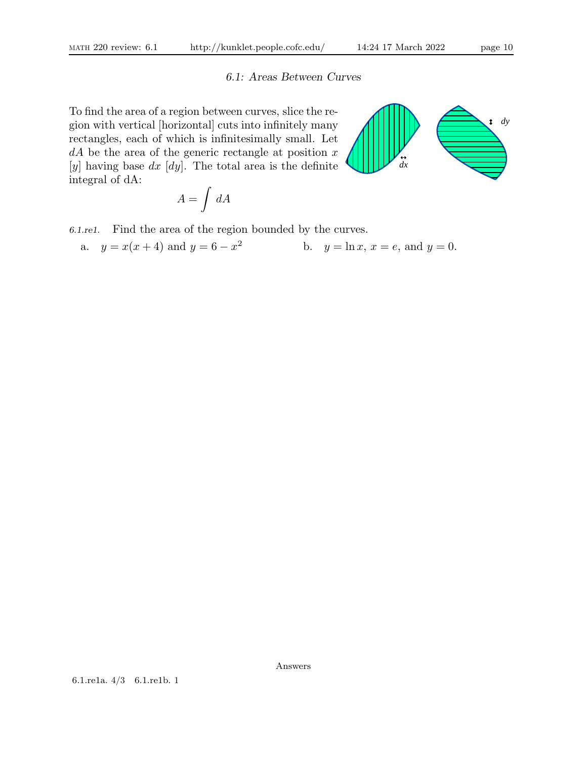### *6.1: Areas Between Curves*

To find the area of a region between curves, slice the region with vertical [horizontal] cuts into infinitely many rectangles, each of which is infinitesimally small. Let $dA$ be the area of the generic rectangle at position $x$ [$y$] having base $dx$ [$dy$]. The total area is the definite integral of dA:

$$A = \int dA$$

*6.1.re1.* Find the area of the region bounded by the curves.

a. $y = x(x+4)$ and $y = 6 - x^2$

b. $y = \ln x$, $x = e$, and $y = 0$.

Answers

6.1.re1a. 4/3  6.1.re1b. 1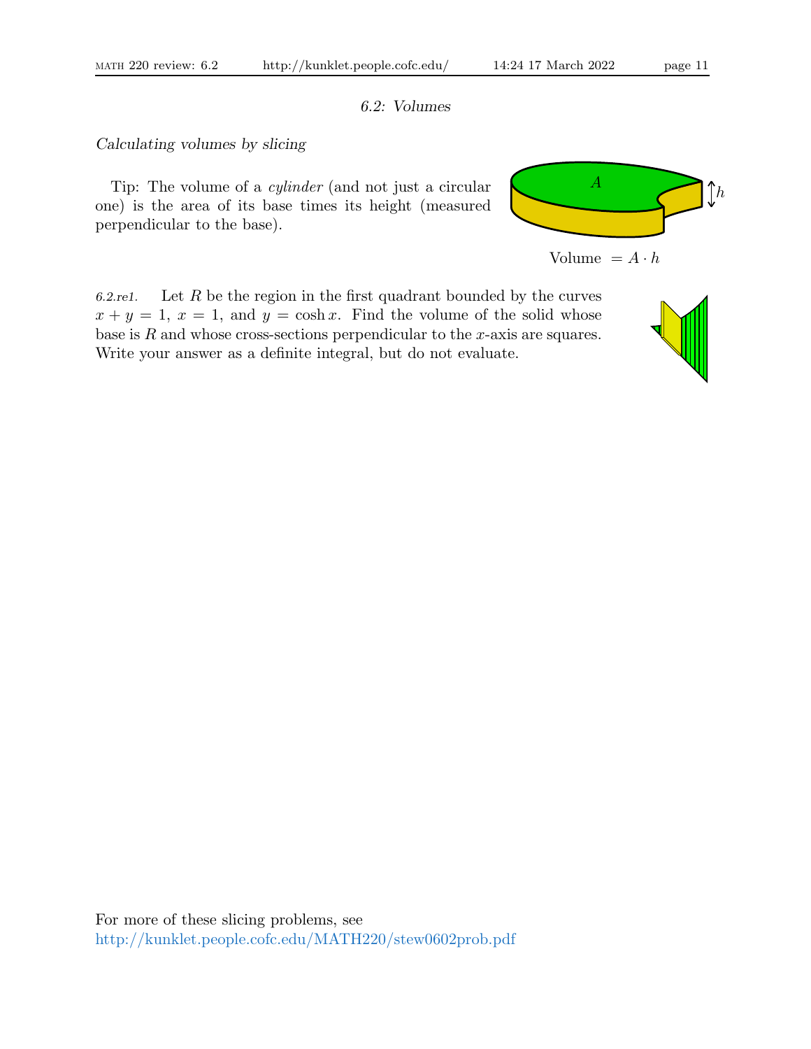## 6.2: Volumes

*Calculating volumes by slicing*

Tip: The volume of a *cylinder* (and not just a circular one) is the area of its base times its height (measured perpendicular to the base).

Volume $= A \cdot h$

*6.2.re1.* Let $R$ be the region in the first quadrant bounded by the curves $x + y = 1$, $x = 1$, and $y = \cosh x$. Find the volume of the solid whose base is $R$ and whose cross-sections perpendicular to the $x$-axis are squares. Write your answer as a definite integral, but do not evaluate.

For more of these slicing problems, see
http://kunklet.people.cofc.edu/MATH220/stew0602prob.pdf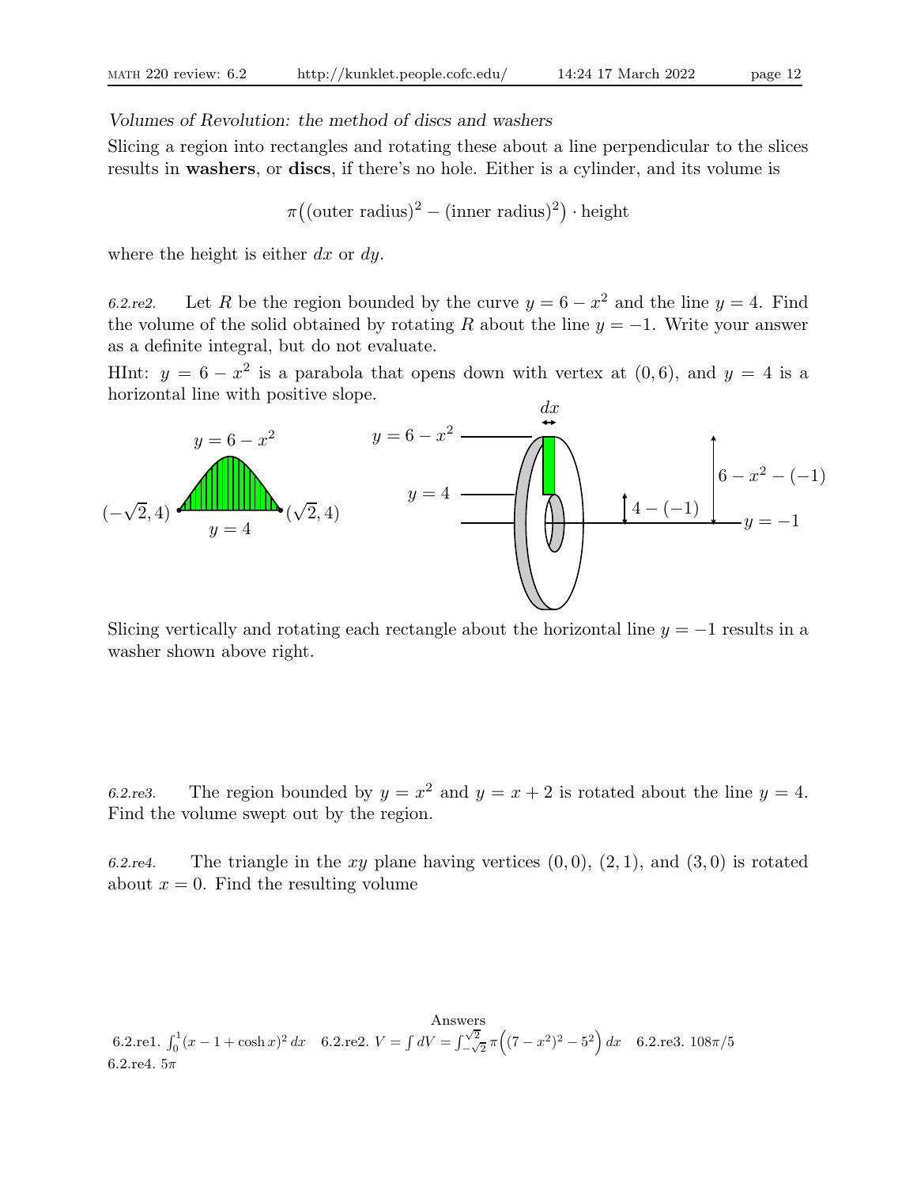*Volumes of Revolution: the method of discs and washers*

Slicing a region into rectangles and rotating these about a line perpendicular to the slices results in **washers**, or **discs**, if there's no hole. Either is a cylinder, and its volume is

$$\pi\big((\text{outer radius})^2 - (\text{inner radius})^2\big) \cdot \text{height}$$

where the height is either $dx$ or $dy$.

*6.2.re2.* Let $R$ be the region bounded by the curve $y = 6 - x^2$ and the line $y = 4$. Find the volume of the solid obtained by rotating $R$ about the line $y = -1$. Write your answer as a definite integral, but do not evaluate.

HInt: $y = 6 - x^2$ is a parabola that opens down with vertex at $(0, 6)$, and $y = 4$ is a horizontal line with positive slope.

Slicing vertically and rotating each rectangle about the horizontal line $y = -1$ results in a washer shown above right.

*6.2.re3.* The region bounded by $y = x^2$ and $y = x + 2$ is rotated about the line $y = 4$. Find the volume swept out by the region.

*6.2.re4.* The triangle in the $xy$ plane having vertices $(0, 0)$, $(2, 1)$, and $(3, 0)$ is rotated about $x = 0$. Find the resulting volume

Answers

6.2.re1. $\int_0^1 (x - 1 + \cosh x)^2\,dx$ 6.2.re2. $V = \int dV = \int_{-\sqrt{2}}^{\sqrt{2}} \pi\Big((7 - x^2)^2 - 5^2\Big)\,dx$ 6.2.re3. $108\pi/5$
6.2.re4. $5\pi$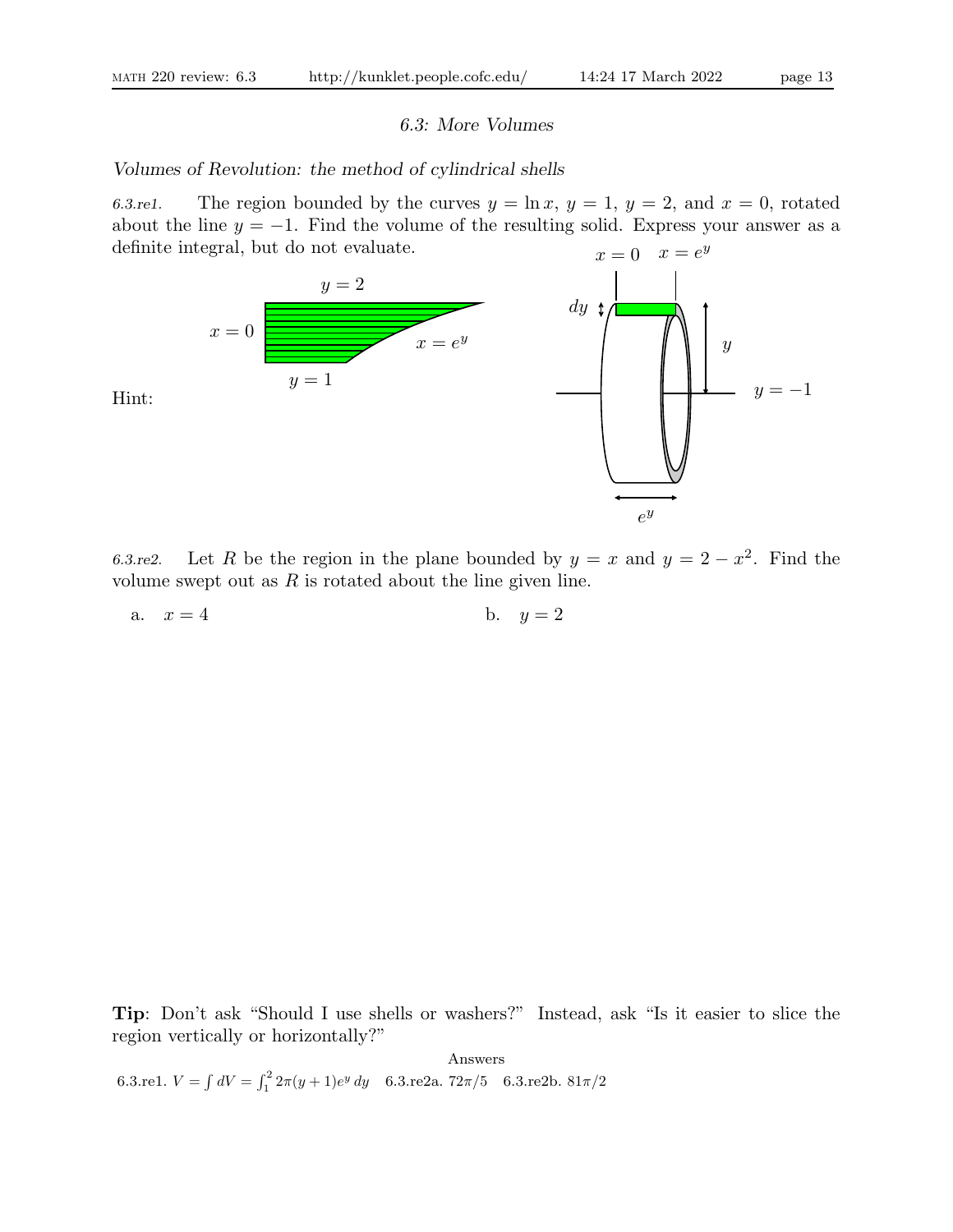## *6.3: More Volumes*

### *Volumes of Revolution: the method of cylindrical shells*

*6.3.re1.* The region bounded by the curves $y = \ln x$, $y = 1$, $y = 2$, and $x = 0$, rotated about the line $y = -1$. Find the volume of the resulting solid. Express your answer as a definite integral, but do not evaluate.

Hint:

*6.3.re2.* Let $R$ be the region in the plane bounded by $y = x$ and $y = 2 - x^2$. Find the volume swept out as $R$ is rotated about the line given line.

a. $x = 4$

b. $y = 2$

**Tip**: Don't ask "Should I use shells or washers?" Instead, ask "Is it easier to slice the region vertically or horizontally?"

Answers

6.3.re1. $V = \int dV = \int_1^2 2\pi(y + 1)e^y \, dy$ 6.3.re2a. $72\pi/5$ 6.3.re2b. $81\pi/2$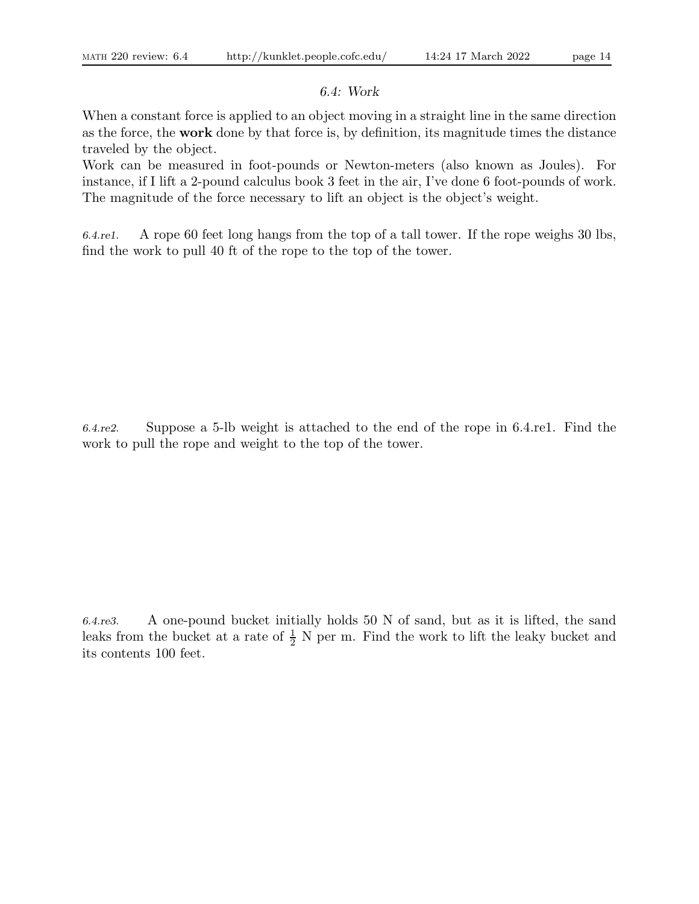## 6.4: Work

When a constant force is applied to an object moving in a straight line in the same direction as the force, the **work** done by that force is, by definition, its magnitude times the distance traveled by the object.

Work can be measured in foot-pounds or Newton-meters (also known as Joules). For instance, if I lift a 2-pound calculus book 3 feet in the air, I've done 6 foot-pounds of work. The magnitude of the force necessary to lift an object is the object's weight.

*6.4.re1.* A rope 60 feet long hangs from the top of a tall tower. If the rope weighs 30 lbs, find the work to pull 40 ft of the rope to the top of the tower.

*6.4.re2.* Suppose a 5-lb weight is attached to the end of the rope in 6.4.re1. Find the work to pull the rope and weight to the top of the tower.

*6.4.re3.* A one-pound bucket initially holds 50 N of sand, but as it is lifted, the sand leaks from the bucket at a rate of $\frac{1}{2}$ N per m. Find the work to lift the leaky bucket and its contents 100 feet.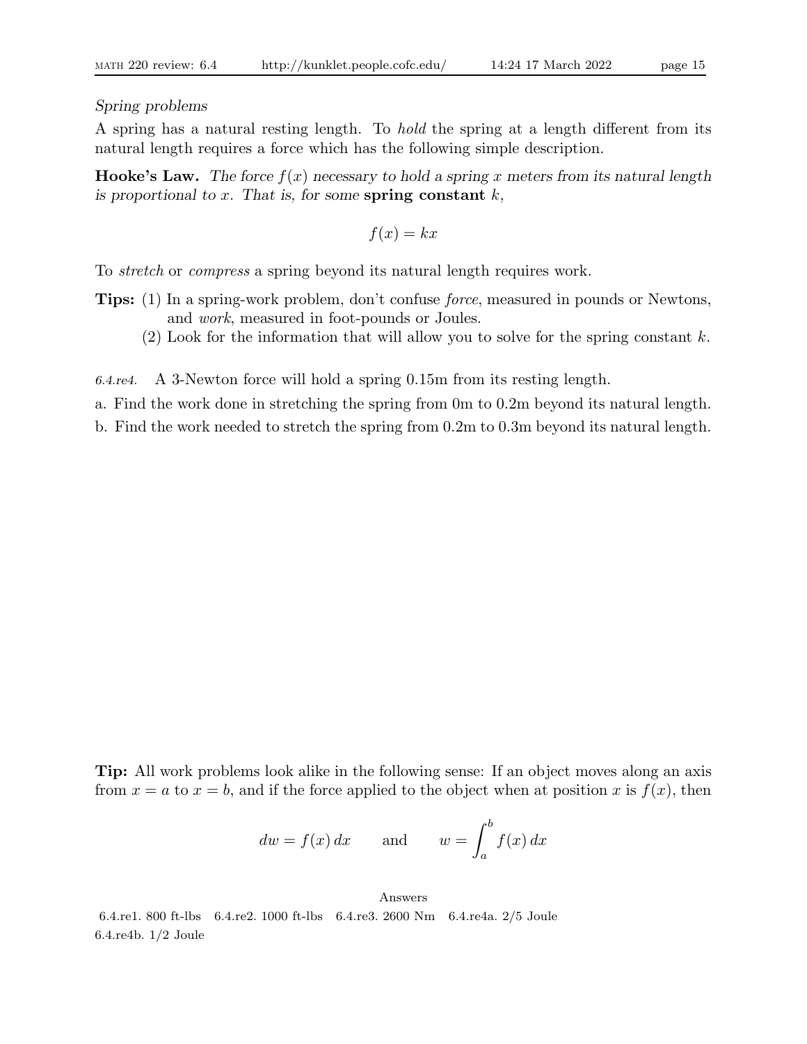*Spring problems*

A spring has a natural resting length. To *hold* the spring at a length different from its natural length requires a force which has the following simple description.

**Hooke's Law.** *The force $f(x)$ necessary to hold a spring $x$ meters from its natural length is proportional to $x$. That is, for some* **spring constant** $k$,

$$f(x) = kx$$

To *stretch* or *compress* a spring beyond its natural length requires work.

**Tips:** (1) In a spring-work problem, don't confuse *force*, measured in pounds or Newtons, and *work*, measured in foot-pounds or Joules.

(2) Look for the information that will allow you to solve for the spring constant $k$.

*6.4.re4.* A 3-Newton force will hold a spring 0.15m from its resting length.

a. Find the work done in stretching the spring from 0m to 0.2m beyond its natural length.

b. Find the work needed to stretch the spring from 0.2m to 0.3m beyond its natural length.

**Tip:** All work problems look alike in the following sense: If an object moves along an axis from $x = a$ to $x = b$, and if the force applied to the object when at position $x$ is $f(x)$, then

$$dw = f(x)\,dx \qquad \text{and} \qquad w = \int_a^b f(x)\,dx$$

Answers

6.4.re1. 800 ft-lbs 6.4.re2. 1000 ft-lbs 6.4.re3. 2600 Nm 6.4.re4a. 2/5 Joule 6.4.re4b. 1/2 Joule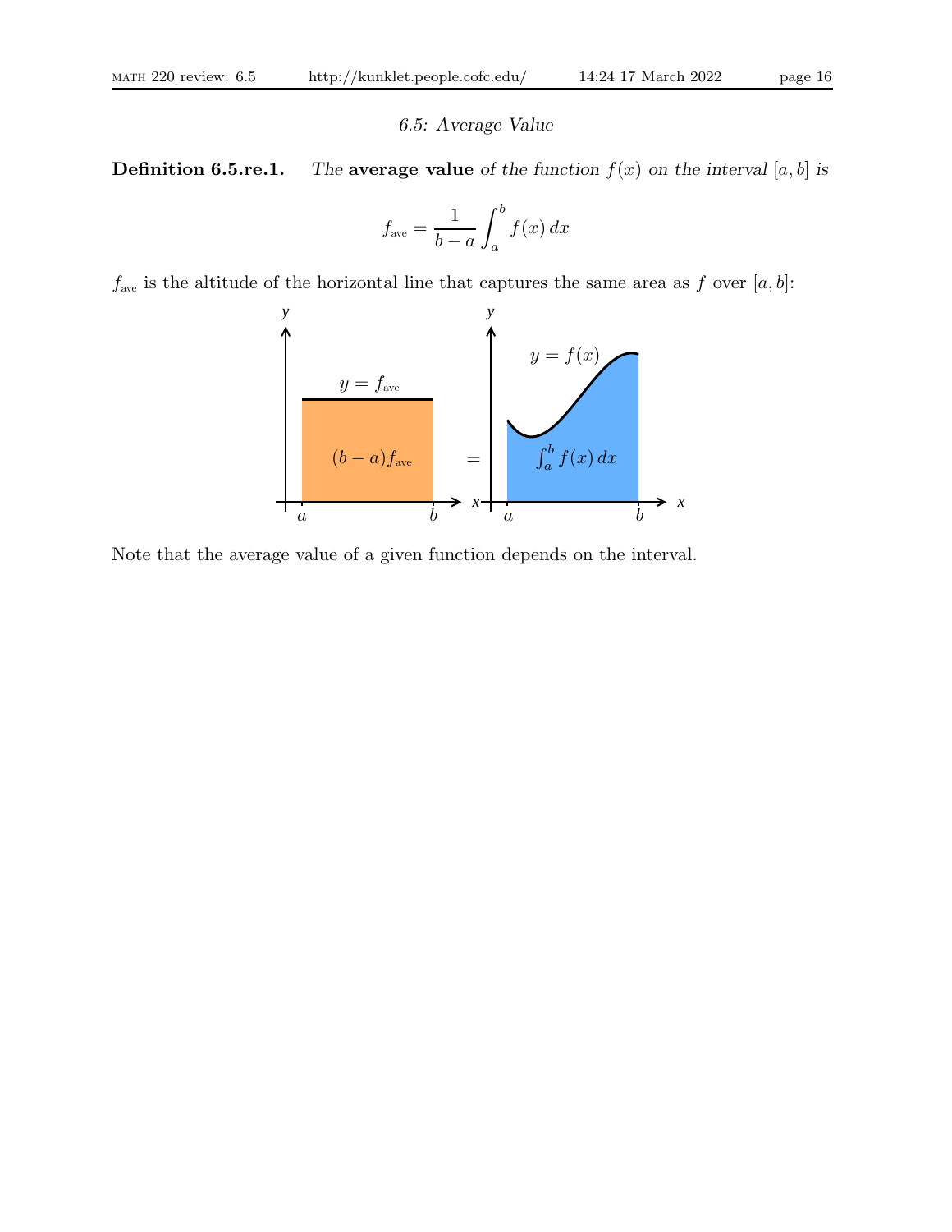*6.5: Average Value*

**Definition 6.5.re.1.** *The* **average value** *of the function $f(x)$ on the interval $[a, b]$ is*

$$f_{\text{ave}} = \frac{1}{b-a}\int_a^b f(x)\,dx$$

$f_{\text{ave}}$ is the altitude of the horizontal line that captures the same area as $f$ over $[a, b]$:

Note that the average value of a given function depends on the interval.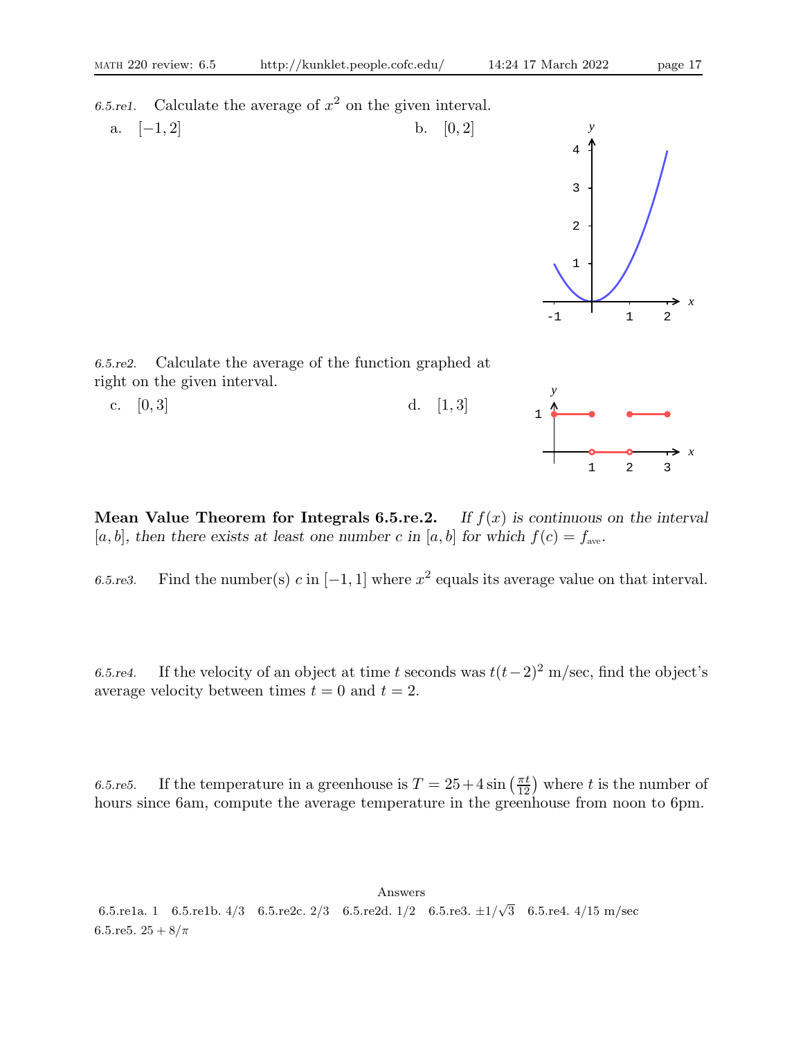*6.5.re1.* Calculate the average of $x^2$ on the given interval.

a. $[-1, 2]$

b. $[0, 2]$

*6.5.re2.* Calculate the average of the function graphed at right on the given interval.

c. $[0, 3]$

d. $[1, 3]$

**Mean Value Theorem for Integrals 6.5.re.2.** *If $f(x)$ is continuous on the interval $[a, b]$, then there exists at least one number $c$ in $[a, b]$ for which $f(c) = f_{\text{ave}}$.*

*6.5.re3.* Find the number(s) $c$ in $[-1, 1]$ where $x^2$ equals its average value on that interval.

*6.5.re4.* If the velocity of an object at time $t$ seconds was $t(t-2)^2$ m/sec, find the object's average velocity between times $t = 0$ and $t = 2$.

*6.5.re5.* If the temperature in a greenhouse is $T = 25 + 4\sin\left(\frac{\pi t}{12}\right)$ where $t$ is the number of hours since 6am, compute the average temperature in the greenhouse from noon to 6pm.

Answers

6.5.re1a. 1 6.5.re1b. 4/3 6.5.re2c. 2/3 6.5.re2d. 1/2 6.5.re3. $\pm 1/\sqrt{3}$ 6.5.re4. 4/15 m/sec 6.5.re5. $25 + 8/\pi$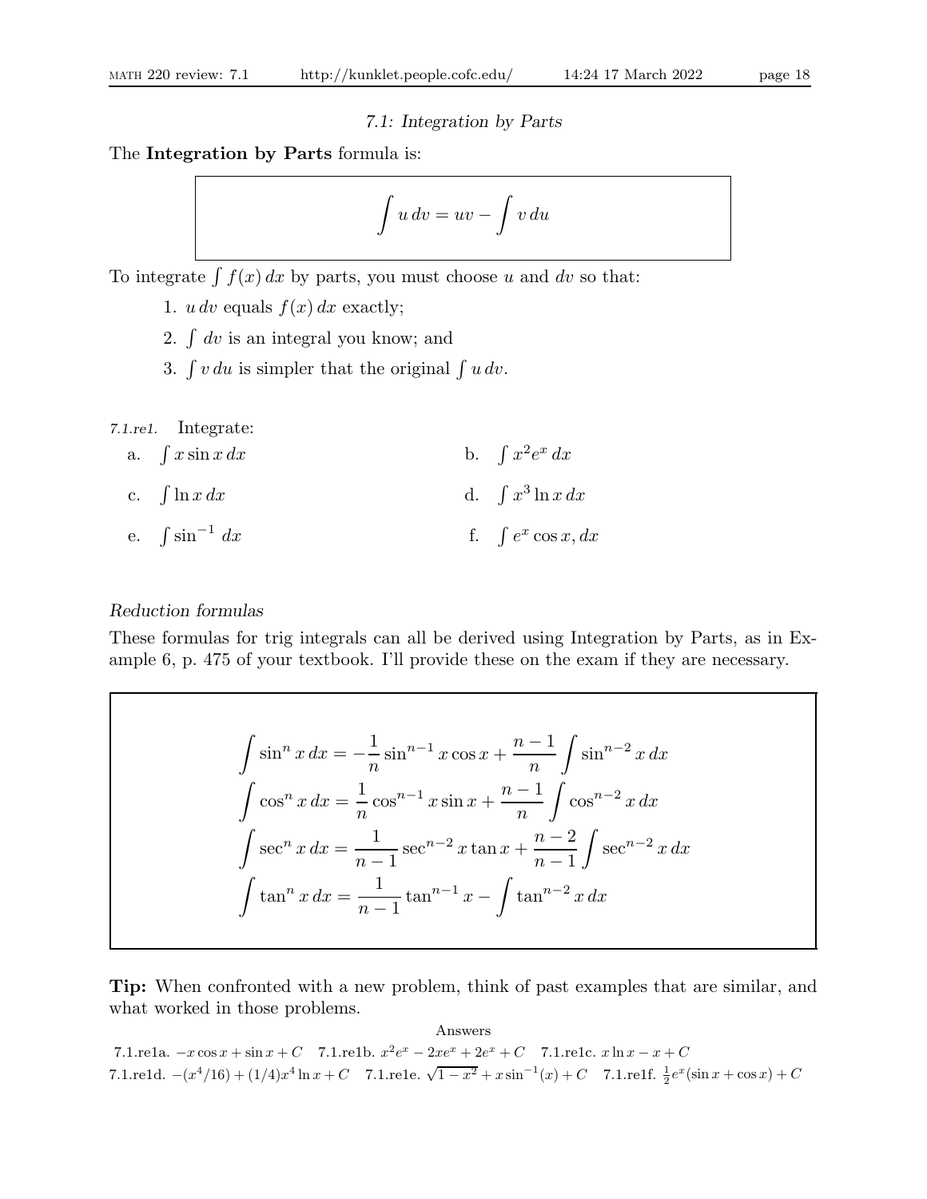## 7.1: Integration by Parts

The **Integration by Parts** formula is:

$$\int u\,dv = uv - \int v\,du$$

To integrate $\int f(x)\,dx$ by parts, you must choose $u$ and $dv$ so that:

1. $u\,dv$ equals $f(x)\,dx$ exactly;
2. $\int dv$ is an integral you know; and
3. $\int v\,du$ is simpler that the original $\int u\,dv$.

*7.1.re1.* Integrate:

a. $\int x \sin x\,dx$

b. $\int x^2 e^x\,dx$

c. $\int \ln x\,dx$

d. $\int x^3 \ln x\,dx$

e. $\int \sin^{-1}\,dx$

f. $\int e^x \cos x, dx$

*Reduction formulas*

These formulas for trig integrals can all be derived using Integration by Parts, as in Example 6, p. 475 of your textbook. I'll provide these on the exam if they are necessary.

$$\int \sin^n x\,dx = -\frac{1}{n}\sin^{n-1} x \cos x + \frac{n-1}{n}\int \sin^{n-2} x\,dx$$

$$\int \cos^n x\,dx = \frac{1}{n}\cos^{n-1} x \sin x + \frac{n-1}{n}\int \cos^{n-2} x\,dx$$

$$\int \sec^n x\,dx = \frac{1}{n-1}\sec^{n-2} x \tan x + \frac{n-2}{n-1}\int \sec^{n-2} x\,dx$$

$$\int \tan^n x\,dx = \frac{1}{n-1}\tan^{n-1} x - \int \tan^{n-2} x\,dx$$

**Tip:** When confronted with a new problem, think of past examples that are similar, and what worked in those problems.

Answers

7.1.re1a. $-x\cos x + \sin x + C$  7.1.re1b. $x^2e^x - 2xe^x + 2e^x + C$  7.1.re1c. $x\ln x - x + C$
7.1.re1d. $-(x^4/16) + (1/4)x^4 \ln x + C$  7.1.re1e. $\sqrt{1-x^2} + x\sin^{-1}(x) + C$  7.1.re1f. $\frac{1}{2}e^x(\sin x + \cos x) + C$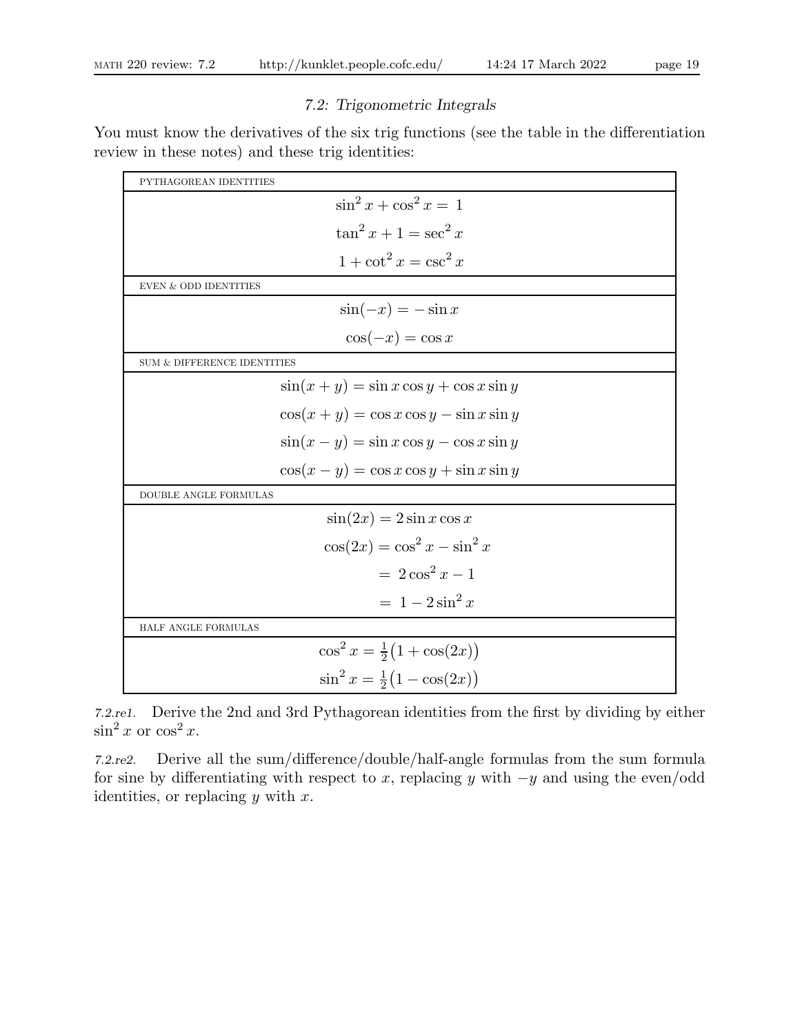## 7.2: Trigonometric Integrals

You must know the derivatives of the six trig functions (see the table in the differentiation review in these notes) and these trig identities:

| PYTHAGOREAN IDENTITIES |
|---|
| $\sin^2 x + \cos^2 x = 1$ |
| $\tan^2 x + 1 = \sec^2 x$ |
| $1 + \cot^2 x = \csc^2 x$ |
| EVEN & ODD IDENTITIES |
| $\sin(-x) = -\sin x$ |
| $\cos(-x) = \cos x$ |
| SUM & DIFFERENCE IDENTITIES |
| $\sin(x+y) = \sin x \cos y + \cos x \sin y$ |
| $\cos(x+y) = \cos x \cos y - \sin x \sin y$ |
| $\sin(x-y) = \sin x \cos y - \cos x \sin y$ |
| $\cos(x-y) = \cos x \cos y + \sin x \sin y$ |
| DOUBLE ANGLE FORMULAS |
| $\sin(2x) = 2 \sin x \cos x$ |
| $\cos(2x) = \cos^2 x - \sin^2 x$ |
| $= 2\cos^2 x - 1$ |
| $= 1 - 2\sin^2 x$ |
| HALF ANGLE FORMULAS |
| $\cos^2 x = \frac{1}{2}\big(1 + \cos(2x)\big)$ |
| $\sin^2 x = \frac{1}{2}\big(1 - \cos(2x)\big)$ |

*7.2.re1.* Derive the 2nd and 3rd Pythagorean identities from the first by dividing by either $\sin^2 x$ or $\cos^2 x$.

*7.2.re2.* Derive all the sum/difference/double/half-angle formulas from the sum formula for sine by differentiating with respect to $x$, replacing $y$ with $-y$ and using the even/odd identities, or replacing $y$ with $x$.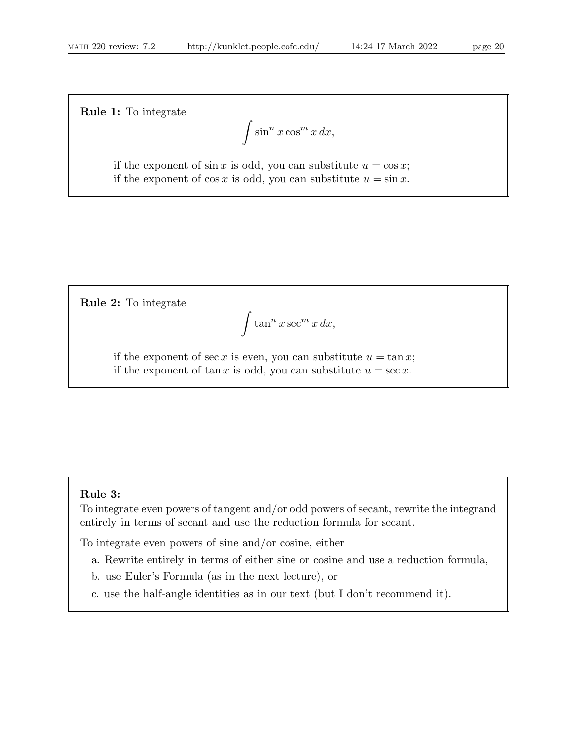**Rule 1:** To integrate

$$\int \sin^n x \cos^m x \, dx,$$

if the exponent of $\sin x$ is odd, you can substitute $u = \cos x$;
if the exponent of $\cos x$ is odd, you can substitute $u = \sin x$.

**Rule 2:** To integrate

$$\int \tan^n x \sec^m x \, dx,$$

if the exponent of $\sec x$ is even, you can substitute $u = \tan x$;
if the exponent of $\tan x$ is odd, you can substitute $u = \sec x$.

**Rule 3:**

To integrate even powers of tangent and/or odd powers of secant, rewrite the integrand entirely in terms of secant and use the reduction formula for secant.

To integrate even powers of sine and/or cosine, either

a. Rewrite entirely in terms of either sine or cosine and use a reduction formula,

b. use Euler's Formula (as in the next lecture), or

c. use the half-angle identities as in our text (but I don't recommend it).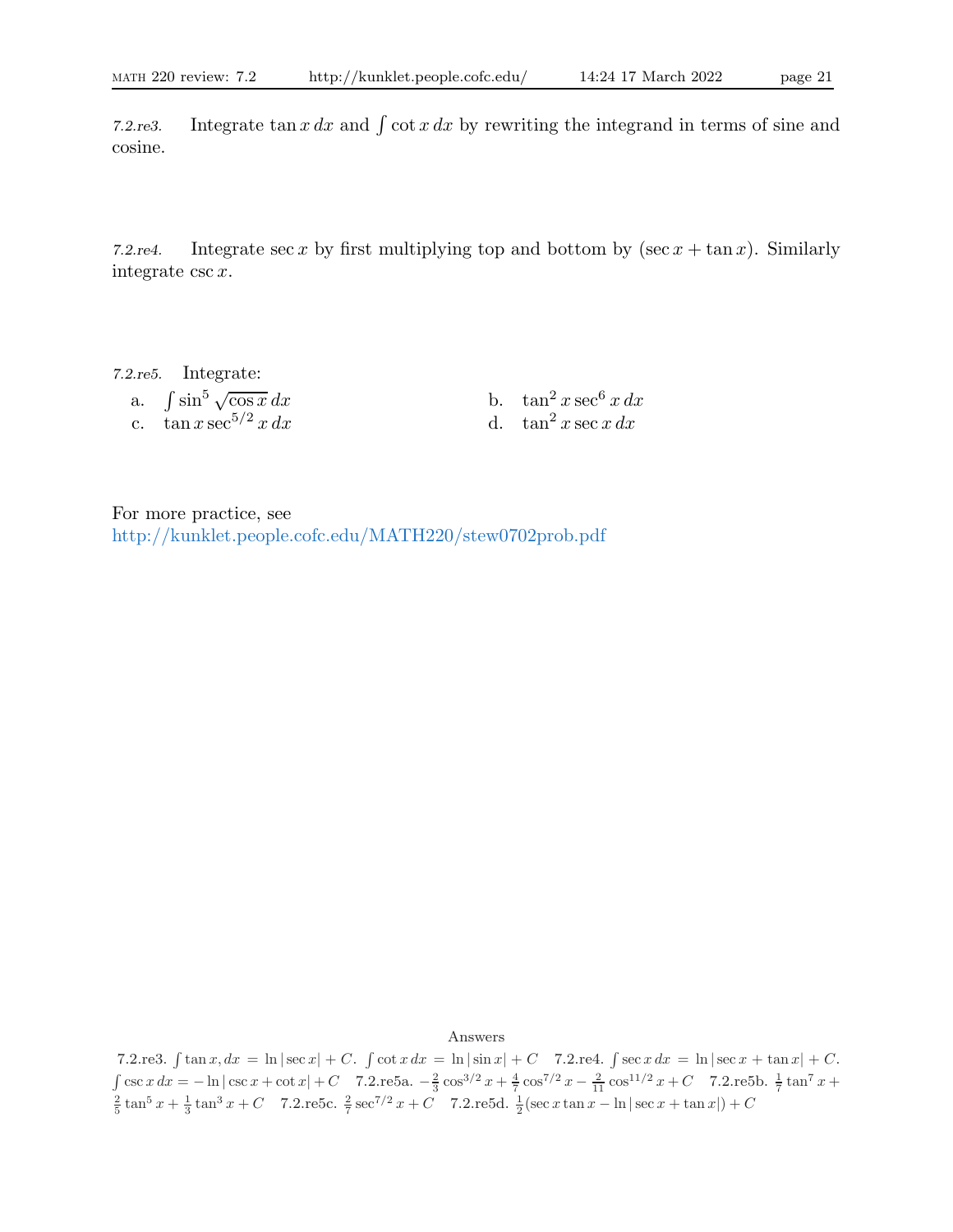*7.2.re3.* Integrate $\tan x\,dx$ and $\int \cot x\,dx$ by rewriting the integrand in terms of sine and cosine.

*7.2.re4.* Integrate $\sec x$ by first multiplying top and bottom by $(\sec x + \tan x)$. Similarly integrate $\csc x$.

*7.2.re5.* Integrate:

a. $\int \sin^5 \sqrt{\cos x}\,dx$

b. $\tan^2 x \sec^6 x\,dx$

c. $\tan x \sec^{5/2} x\,dx$

d. $\tan^2 x \sec x\,dx$

For more practice, see
http://kunklet.people.cofc.edu/MATH220/stew0702prob.pdf

Answers

7.2.re3. $\int \tan x, dx = \ln|\sec x| + C$. $\int \cot x\,dx = \ln|\sin x| + C$ 7.2.re4. $\int \sec x\,dx = \ln|\sec x + \tan x| + C$. $\int \csc x\,dx = -\ln|\csc x + \cot x| + C$ 7.2.re5a. $-\frac{2}{3}\cos^{3/2} x + \frac{4}{7}\cos^{7/2} x - \frac{2}{11}\cos^{11/2} x + C$ 7.2.re5b. $\frac{1}{7}\tan^7 x + \frac{2}{5}\tan^5 x + \frac{1}{3}\tan^3 x + C$ 7.2.re5c. $\frac{2}{7}\sec^{7/2} x + C$ 7.2.re5d. $\frac{1}{2}(\sec x \tan x - \ln|\sec x + \tan x|) + C$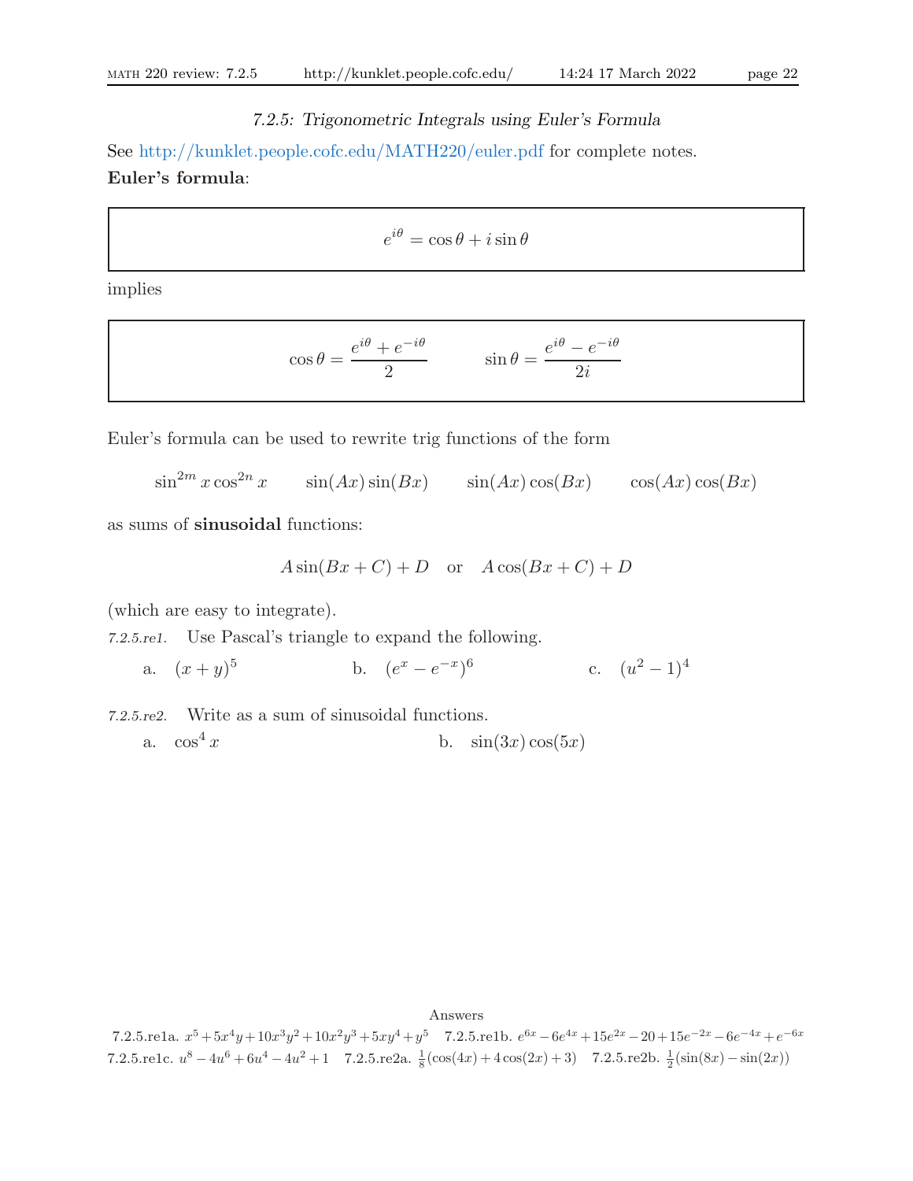### *7.2.5: Trigonometric Integrals using Euler's Formula*

See http://kunklet.people.cofc.edu/MATH220/euler.pdf for complete notes.

**Euler's formula**:

$$e^{i\theta} = \cos\theta + i\sin\theta$$

implies

$$\cos\theta = \frac{e^{i\theta} + e^{-i\theta}}{2} \qquad \sin\theta = \frac{e^{i\theta} - e^{-i\theta}}{2i}$$

Euler's formula can be used to rewrite trig functions of the form

$$\sin^{2m} x \cos^{2n} x \qquad \sin(Ax)\sin(Bx) \qquad \sin(Ax)\cos(Bx) \qquad \cos(Ax)\cos(Bx)$$

as sums of **sinusoidal** functions:

$$A\sin(Bx + C) + D \quad \text{or} \quad A\cos(Bx + C) + D$$

(which are easy to integrate).

*7.2.5.re1.* Use Pascal's triangle to expand the following.

a. $(x + y)^5$  b. $(e^x - e^{-x})^6$  c. $(u^2 - 1)^4$

*7.2.5.re2.* Write as a sum of sinusoidal functions.

a. $\cos^4 x$  b. $\sin(3x)\cos(5x)$

Answers

7.2.5.re1a. $x^5+5x^4y+10x^3y^2+10x^2y^3+5xy^4+y^5$  7.2.5.re1b. $e^{6x}-6e^{4x}+15e^{2x}-20+15e^{-2x}-6e^{-4x}+e^{-6x}$
7.2.5.re1c. $u^8-4u^6+6u^4-4u^2+1$  7.2.5.re2a. $\frac{1}{8}(\cos(4x)+4\cos(2x)+3)$  7.2.5.re2b. $\frac{1}{2}(\sin(8x)-\sin(2x))$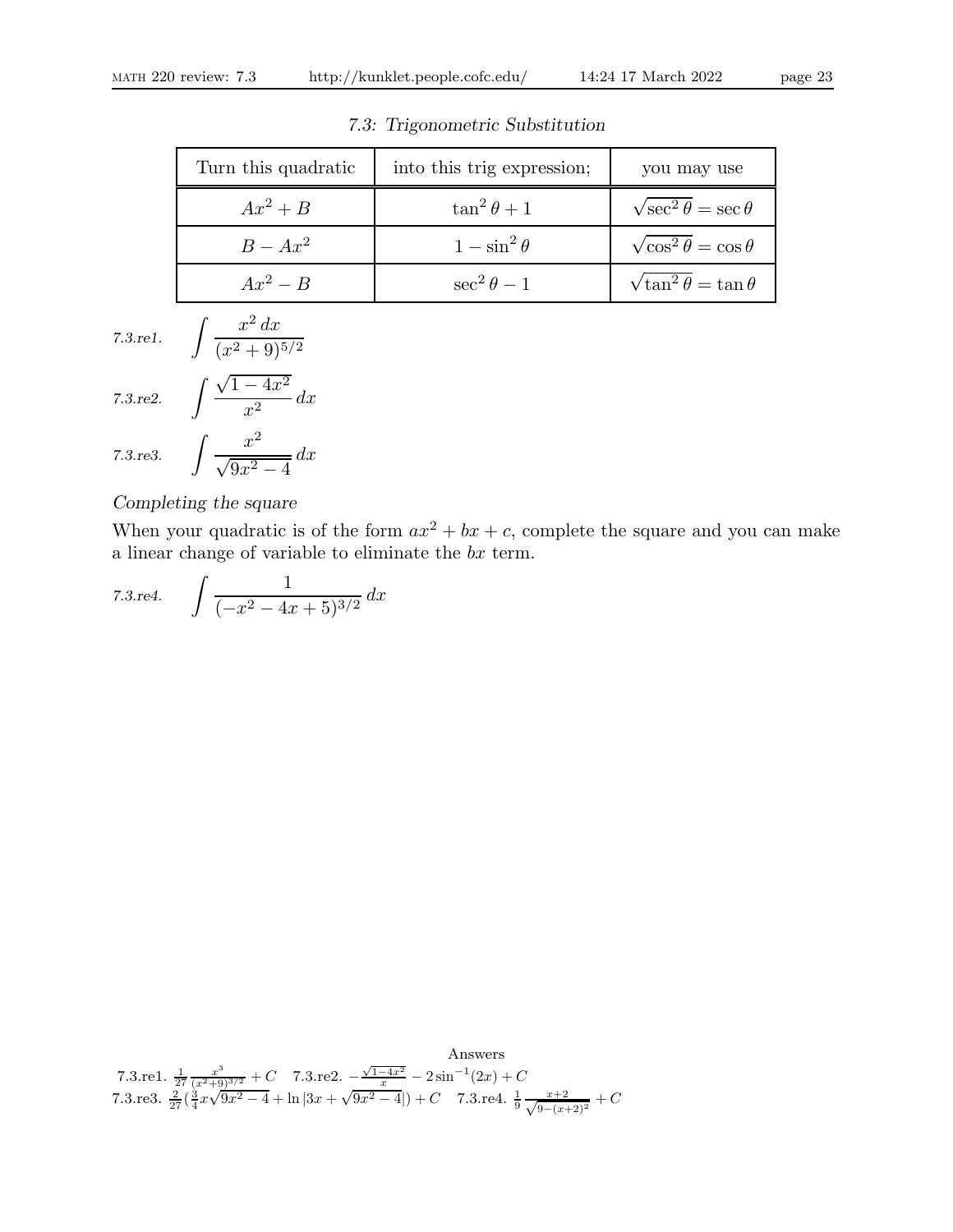## *7.3: Trigonometric Substitution*

| Turn this quadratic | into this trig expression; | you may use |
|---|---|---|
| $Ax^2 + B$ | $\tan^2\theta + 1$ | $\sqrt{\sec^2\theta} = \sec\theta$ |
| $B - Ax^2$ | $1 - \sin^2\theta$ | $\sqrt{\cos^2\theta} = \cos\theta$ |
| $Ax^2 - B$ | $\sec^2\theta - 1$ | $\sqrt{\tan^2\theta} = \tan\theta$ |

*7.3.re1.* $\displaystyle\int \frac{x^2\,dx}{(x^2+9)^{5/2}}$

*7.3.re2.* $\displaystyle\int \frac{\sqrt{1-4x^2}}{x^2}\,dx$

*7.3.re3.* $\displaystyle\int \frac{x^2}{\sqrt{9x^2-4}}\,dx$

*Completing the square*

When your quadratic is of the form $ax^2 + bx + c$, complete the square and you can make a linear change of variable to eliminate the $bx$ term.

*7.3.re4.* $\displaystyle\int \frac{1}{(-x^2-4x+5)^{3/2}}\,dx$

Answers

7.3.re1. $\frac{1}{27}\frac{x^3}{(x^2+9)^{3/2}} + C$ 7.3.re2. $-\frac{\sqrt{1-4x^2}}{x} - 2\sin^{-1}(2x) + C$

7.3.re3. $\frac{2}{27}(\frac{3}{4}x\sqrt{9x^2-4} + \ln|3x+\sqrt{9x^2-4}|) + C$ 7.3.re4. $\frac{1}{9}\frac{x+2}{\sqrt{9-(x+2)^2}} + C$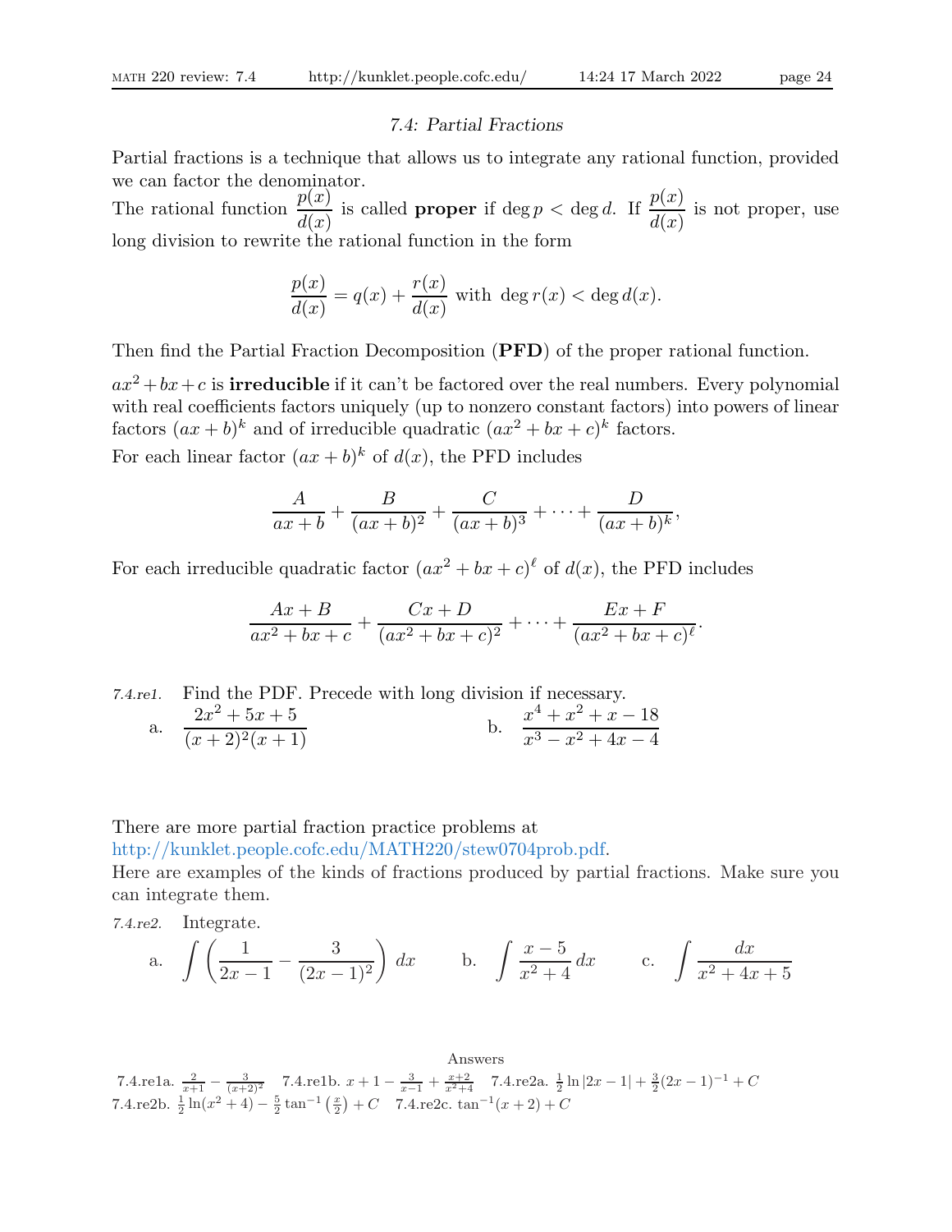## 7.4: Partial Fractions

Partial fractions is a technique that allows us to integrate any rational function, provided we can factor the denominator.

The rational function $\dfrac{p(x)}{d(x)}$ is called **proper** if $\deg p < \deg d$. If $\dfrac{p(x)}{d(x)}$ is not proper, use long division to rewrite the rational function in the form

$$\frac{p(x)}{d(x)} = q(x) + \frac{r(x)}{d(x)} \text{ with } \deg r(x) < \deg d(x).$$

Then find the Partial Fraction Decomposition (**PFD**) of the proper rational function.

$ax^2+bx+c$ is **irreducible** if it can't be factored over the real numbers. Every polynomial with real coefficients factors uniquely (up to nonzero constant factors) into powers of linear factors $(ax+b)^k$ and of irreducible quadratic $(ax^2+bx+c)^k$ factors.

For each linear factor $(ax+b)^k$ of $d(x)$, the PFD includes

$$\frac{A}{ax+b} + \frac{B}{(ax+b)^2} + \frac{C}{(ax+b)^3} + \cdots + \frac{D}{(ax+b)^k},$$

For each irreducible quadratic factor $(ax^2+bx+c)^\ell$ of $d(x)$, the PFD includes

$$\frac{Ax+B}{ax^2+bx+c} + \frac{Cx+D}{(ax^2+bx+c)^2} + \cdots + \frac{Ex+F}{(ax^2+bx+c)^\ell}.$$

*7.4.re1.* Find the PDF. Precede with long division if necessary.

a. $\dfrac{2x^2+5x+5}{(x+2)^2(x+1)}$  b. $\dfrac{x^4+x^2+x-18}{x^3-x^2+4x-4}$

There are more partial fraction practice problems at
http://kunklet.people.cofc.edu/MATH220/stew0704prob.pdf.

Here are examples of the kinds of fractions produced by partial fractions. Make sure you can integrate them.

*7.4.re2.* Integrate.

a. $\displaystyle\int \left(\frac{1}{2x-1} - \frac{3}{(2x-1)^2}\right) dx$  b. $\displaystyle\int \frac{x-5}{x^2+4}\,dx$  c. $\displaystyle\int \frac{dx}{x^2+4x+5}$

Answers

7.4.re1a. $\frac{2}{x+1} - \frac{3}{(x+2)^2}$  7.4.re1b. $x+1-\frac{3}{x-1}+\frac{x+2}{x^2+4}$  7.4.re2a. $\frac{1}{2}\ln|2x-1| + \frac{3}{2}(2x-1)^{-1} + C$

7.4.re2b. $\frac{1}{2}\ln(x^2+4) - \frac{5}{2}\tan^{-1}\left(\frac{x}{2}\right) + C$  7.4.re2c. $\tan^{-1}(x+2) + C$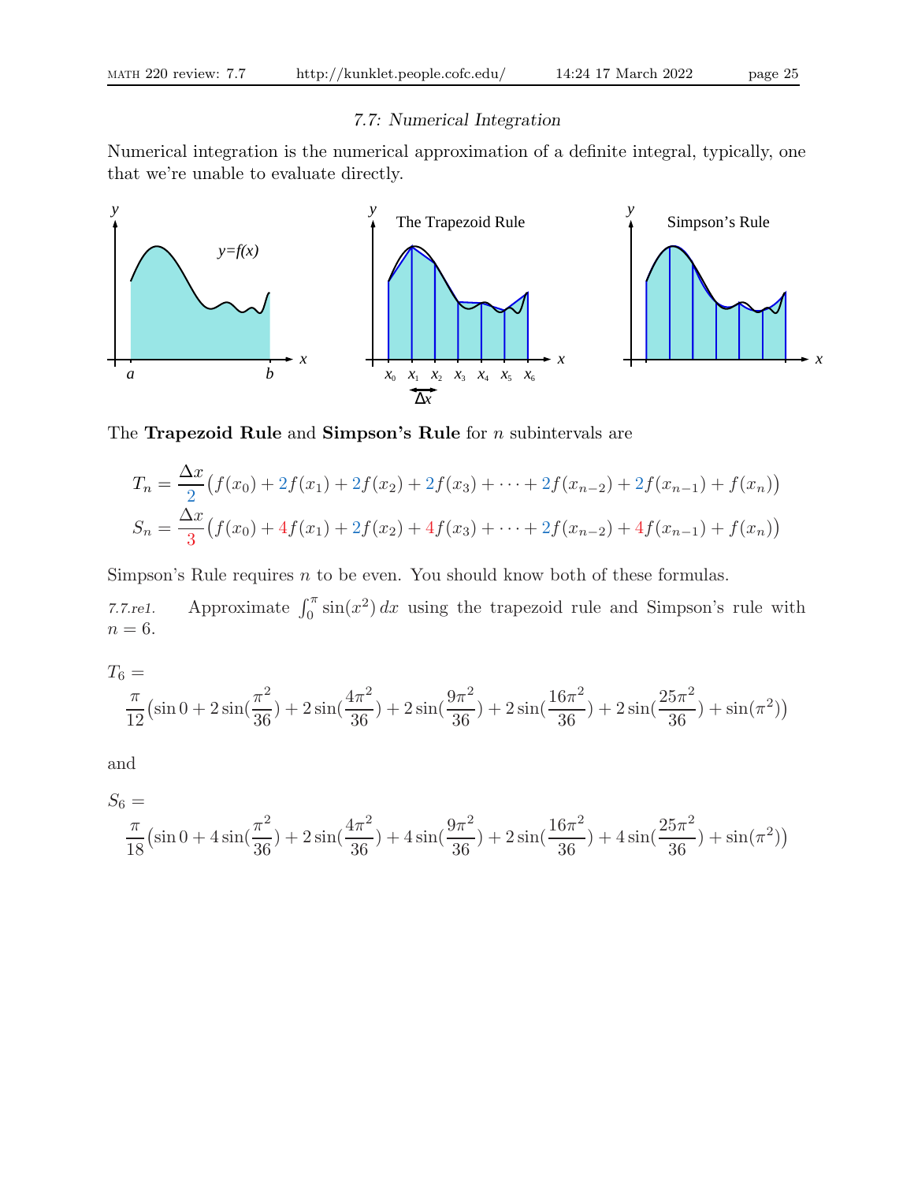## 7.7: Numerical Integration

Numerical integration is the numerical approximation of a definite integral, typically, one that we're unable to evaluate directly.

The **Trapezoid Rule** and **Simpson's Rule** for $n$ subintervals are

$$T_n = \frac{\Delta x}{2}\big(f(x_0) + 2f(x_1) + 2f(x_2) + 2f(x_3) + \cdots + 2f(x_{n-2}) + 2f(x_{n-1}) + f(x_n)\big)$$

$$S_n = \frac{\Delta x}{3}\big(f(x_0) + 4f(x_1) + 2f(x_2) + 4f(x_3) + \cdots + 2f(x_{n-2}) + 4f(x_{n-1}) + f(x_n)\big)$$

Simpson's Rule requires $n$ to be even. You should know both of these formulas.

*7.7.re1.* Approximate $\int_0^\pi \sin(x^2)\,dx$ using the trapezoid rule and Simpson's rule with $n = 6$.

$T_6 =$

$$\frac{\pi}{12}\big(\sin 0 + 2\sin(\frac{\pi^2}{36}) + 2\sin(\frac{4\pi^2}{36}) + 2\sin(\frac{9\pi^2}{36}) + 2\sin(\frac{16\pi^2}{36}) + 2\sin(\frac{25\pi^2}{36}) + \sin(\pi^2)\big)$$

and

$S_6 =$

$$\frac{\pi}{18}\big(\sin 0 + 4\sin(\frac{\pi^2}{36}) + 2\sin(\frac{4\pi^2}{36}) + 4\sin(\frac{9\pi^2}{36}) + 2\sin(\frac{16\pi^2}{36}) + 4\sin(\frac{25\pi^2}{36}) + \sin(\pi^2)\big)$$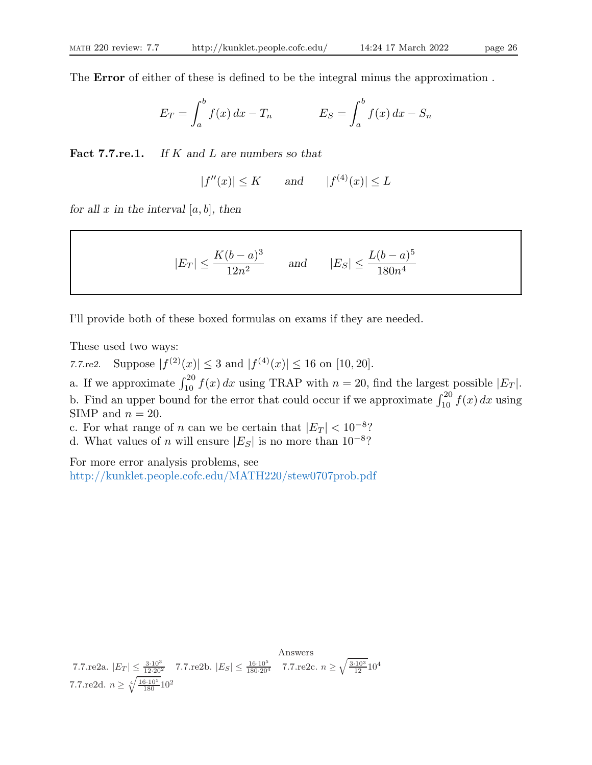The **Error** of either of these is defined to be the integral minus the approximation .

$$E_T = \int_a^b f(x)\,dx - T_n \qquad\qquad E_S = \int_a^b f(x)\,dx - S_n$$

**Fact 7.7.re.1.** *If $K$ and $L$ are numbers so that*

$$|f''(x)| \le K \qquad \textit{and} \qquad |f^{(4)}(x)| \le L$$

*for all $x$ in the interval $[a,b]$, then*

$$|E_T| \le \frac{K(b-a)^3}{12n^2} \qquad \textit{and} \qquad |E_S| \le \frac{L(b-a)^5}{180n^4}$$

I'll provide both of these boxed formulas on exams if they are needed.

These used two ways:

*7.7.re2.* Suppose $|f^{(2)}(x)| \le 3$ and $|f^{(4)}(x)| \le 16$ on $[10, 20]$.

a. If we approximate $\int_{10}^{20} f(x)\,dx$ using TRAP with $n = 20$, find the largest possible $|E_T|$.
b. Find an upper bound for the error that could occur if we approximate $\int_{10}^{20} f(x)\,dx$ using SIMP and $n = 20$.
c. For what range of $n$ can we be certain that $|E_T| < 10^{-8}$?
d. What values of $n$ will ensure $|E_S|$ is no more than $10^{-8}$?

For more error analysis problems, see
http://kunklet.people.cofc.edu/MATH220/stew0707prob.pdf

Answers

7.7.re2a. $|E_T| \le \frac{3\cdot 10^3}{12\cdot 20^2}$ 7.7.re2b. $|E_S| \le \frac{16\cdot 10^5}{180\cdot 20^4}$ 7.7.re2c. $n \ge \sqrt{\frac{3\cdot 10^3}{12}}10^4$
7.7.re2d. $n \ge \sqrt[4]{\frac{16\cdot 10^5}{180}}10^2$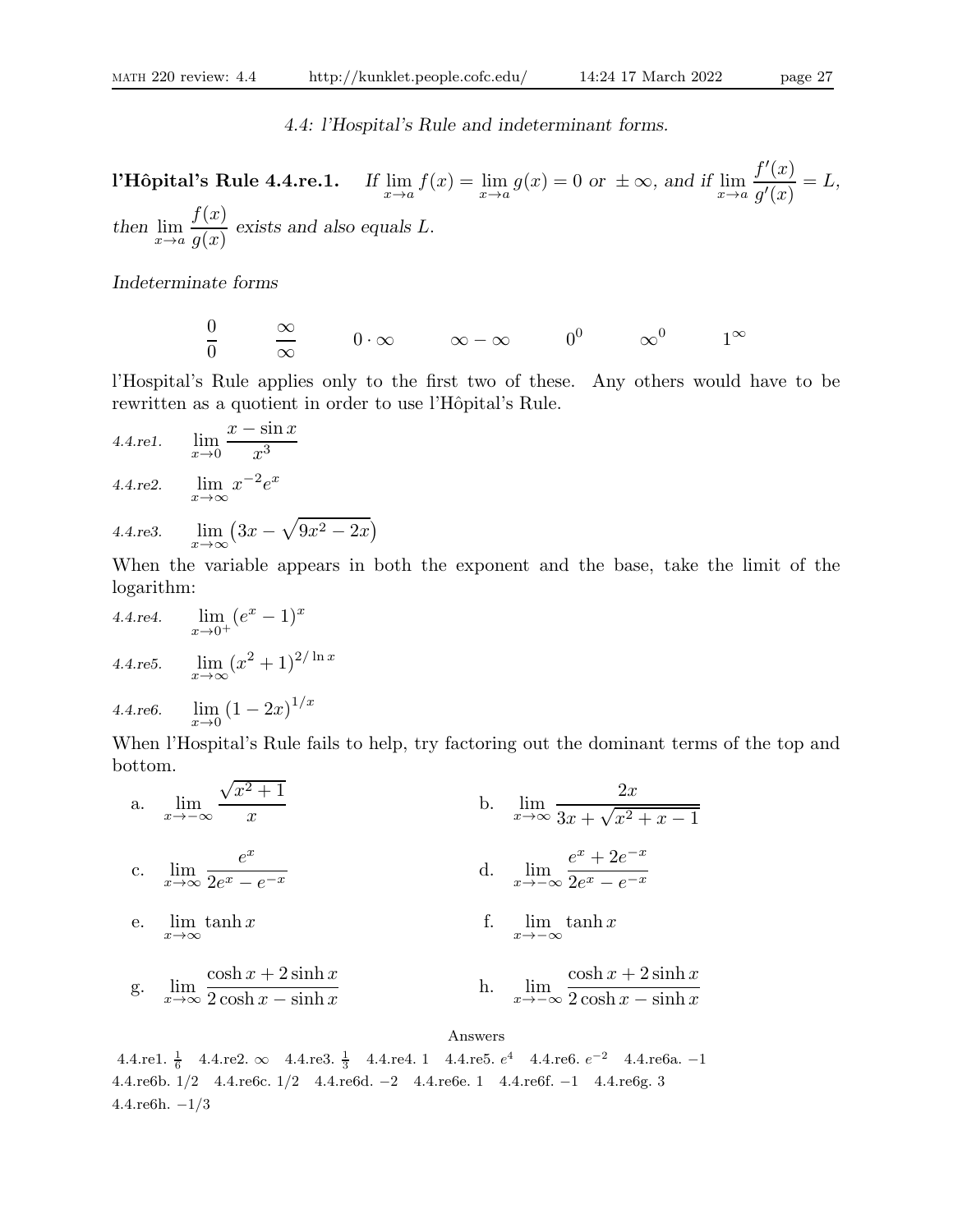*4.4: l'Hospital's Rule and indeterminant forms.*

**l'Hôpital's Rule 4.4.re.1.** *If $\lim_{x\to a} f(x) = \lim_{x\to a} g(x) = 0$ or $\pm\infty$, and if $\lim_{x\to a} \frac{f'(x)}{g'(x)} = L$, then $\lim_{x\to a} \frac{f(x)}{g(x)}$ exists and also equals $L$.*

*Indeterminate forms*

$$\frac{0}{0} \qquad \frac{\infty}{\infty} \qquad 0\cdot\infty \qquad \infty-\infty \qquad 0^0 \qquad \infty^0 \qquad 1^\infty$$

l'Hospital's Rule applies only to the first two of these. Any others would have to be rewritten as a quotient in order to use l'Hôpital's Rule.

*4.4.re1.* $\displaystyle\lim_{x\to 0} \frac{x-\sin x}{x^3}$

*4.4.re2.* $\displaystyle\lim_{x\to\infty} x^{-2}e^x$

*4.4.re3.* $\displaystyle\lim_{x\to\infty} \left(3x - \sqrt{9x^2-2x}\right)$

When the variable appears in both the exponent and the base, take the limit of the logarithm:

*4.4.re4.* $\displaystyle\lim_{x\to 0^+} (e^x-1)^x$

*4.4.re5.* $\displaystyle\lim_{x\to\infty} (x^2+1)^{2/\ln x}$

*4.4.re6.* $\displaystyle\lim_{x\to 0} (1-2x)^{1/x}$

When l'Hospital's Rule fails to help, try factoring out the dominant terms of the top and bottom.

a. $\displaystyle\lim_{x\to-\infty} \frac{\sqrt{x^2+1}}{x}$

b. $\displaystyle\lim_{x\to\infty} \frac{2x}{3x+\sqrt{x^2+x-1}}$

c. $\displaystyle\lim_{x\to\infty} \frac{e^x}{2e^x-e^{-x}}$

d. $\displaystyle\lim_{x\to-\infty} \frac{e^x+2e^{-x}}{2e^x-e^{-x}}$

e. $\displaystyle\lim_{x\to\infty} \tanh x$

f. $\displaystyle\lim_{x\to-\infty} \tanh x$

g. $\displaystyle\lim_{x\to\infty} \frac{\cosh x + 2\sinh x}{2\cosh x - \sinh x}$

h. $\displaystyle\lim_{x\to-\infty} \frac{\cosh x + 2\sinh x}{2\cosh x - \sinh x}$

Answers

4.4.re1. $\frac{1}{6}$ 4.4.re2. $\infty$ 4.4.re3. $\frac{1}{3}$ 4.4.re4. 1 4.4.re5. $e^4$ 4.4.re6. $e^{-2}$ 4.4.re6a. $-1$ 4.4.re6b. $1/2$ 4.4.re6c. $1/2$ 4.4.re6d. $-2$ 4.4.re6e. 1 4.4.re6f. $-1$ 4.4.re6g. 3 4.4.re6h. $-1/3$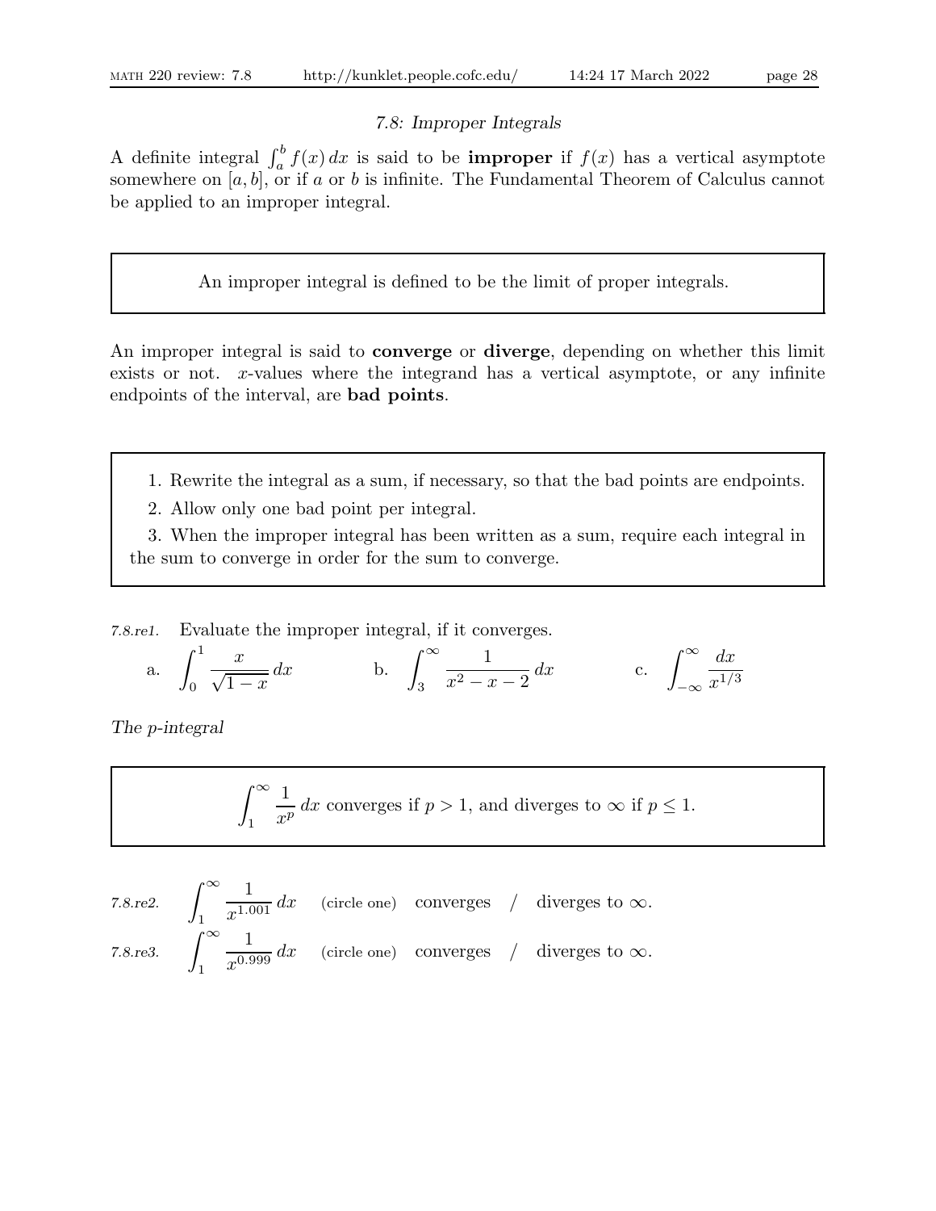## *7.8: Improper Integrals*

A definite integral $\int_a^b f(x)\,dx$ is said to be **improper** if $f(x)$ has a vertical asymptote somewhere on $[a, b]$, or if $a$ or $b$ is infinite. The Fundamental Theorem of Calculus cannot be applied to an improper integral.

> An improper integral is defined to be the limit of proper integrals.

An improper integral is said to **converge** or **diverge**, depending on whether this limit exists or not. $x$-values where the integrand has a vertical asymptote, or any infinite endpoints of the interval, are **bad points**.

> 1. Rewrite the integral as a sum, if necessary, so that the bad points are endpoints.
> 2. Allow only one bad point per integral.
> 3. When the improper integral has been written as a sum, require each integral in the sum to converge in order for the sum to converge.

*7.8.re1.* Evaluate the improper integral, if it converges.

a. $\displaystyle\int_0^1 \frac{x}{\sqrt{1-x}}\,dx$ b. $\displaystyle\int_3^\infty \frac{1}{x^2 - x - 2}\,dx$ c. $\displaystyle\int_{-\infty}^\infty \frac{dx}{x^{1/3}}$

*The p-integral*

> $$\int_1^\infty \frac{1}{x^p}\,dx \text{ converges if } p > 1, \text{ and diverges to } \infty \text{ if } p \le 1.$$

*7.8.re2.* $\displaystyle\int_1^\infty \frac{1}{x^{1.001}}\,dx$ (circle one) converges / diverges to $\infty$.

*7.8.re3.* $\displaystyle\int_1^\infty \frac{1}{x^{0.999}}\,dx$ (circle one) converges / diverges to $\infty$.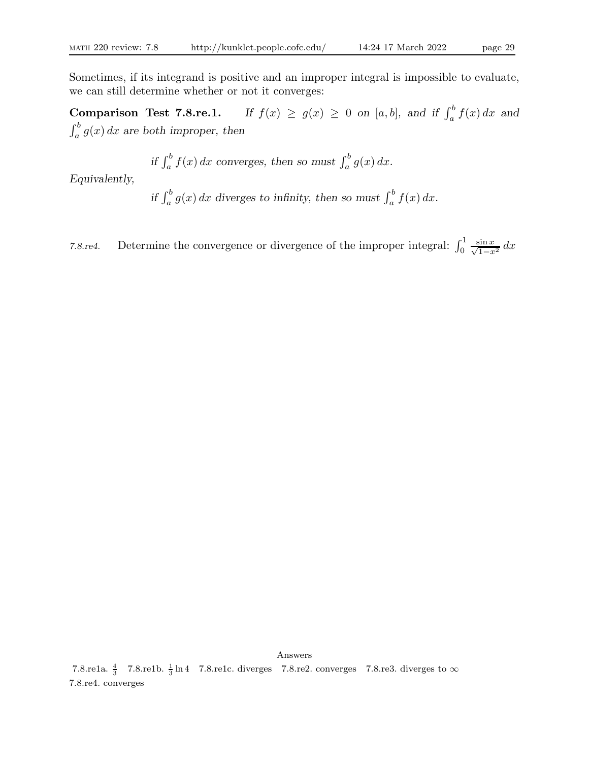Sometimes, if its integrand is positive and an improper integral is impossible to evaluate, we can still determine whether or not it converges:

**Comparison Test 7.8.re.1.** *If $f(x) \geq g(x) \geq 0$ on $[a, b]$, and if $\int_a^b f(x)\,dx$ and $\int_a^b g(x)\,dx$ are both improper, then*

$$\text{if } \int_a^b f(x)\,dx \text{ converges, then so must } \int_a^b g(x)\,dx.$$

*Equivalently,*

$$\text{if } \int_a^b g(x)\,dx \text{ diverges to infinity, then so must } \int_a^b f(x)\,dx.$$

*7.8.re4.* Determine the convergence or divergence of the improper integral: $\int_0^1 \frac{\sin x}{\sqrt{1-x^2}}\,dx$

Answers

7.8.re1a. $\frac{4}{3}$ 7.8.re1b. $\frac{1}{3}\ln 4$ 7.8.re1c. diverges 7.8.re2. converges 7.8.re3. diverges to $\infty$
7.8.re4. converges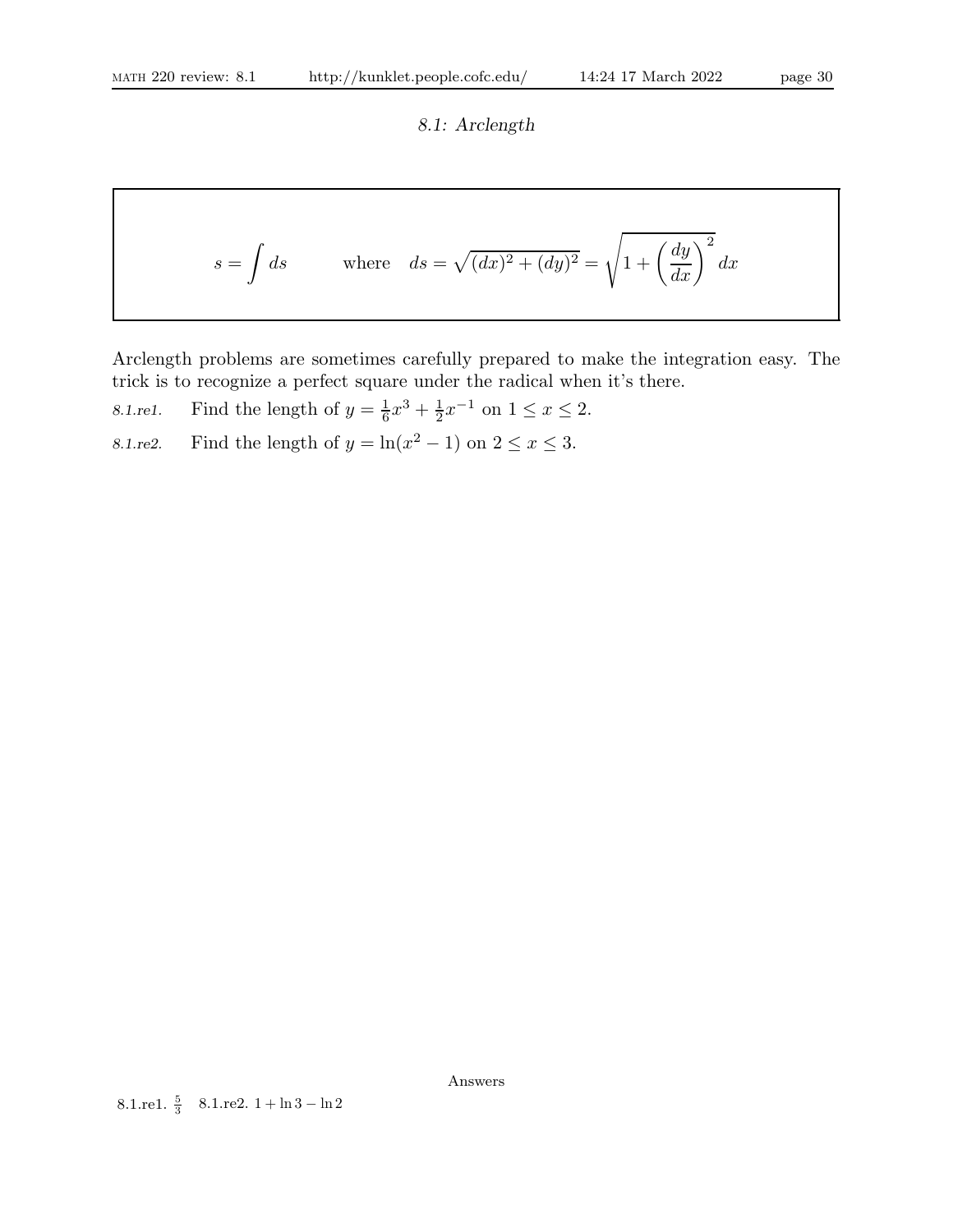## *8.1: Arclength*

$$s = \int ds \qquad \text{where} \quad ds = \sqrt{(dx)^2 + (dy)^2} = \sqrt{1 + \left(\frac{dy}{dx}\right)^2}\, dx$$

Arclength problems are sometimes carefully prepared to make the integration easy. The trick is to recognize a perfect square under the radical when it's there.

*8.1.re1.* Find the length of $y = \frac{1}{6}x^3 + \frac{1}{2}x^{-1}$ on $1 \le x \le 2$.

*8.1.re2.* Find the length of $y = \ln(x^2 - 1)$ on $2 \le x \le 3$.

Answers

8.1.re1. $\frac{5}{3}$ 8.1.re2. $1 + \ln 3 - \ln 2$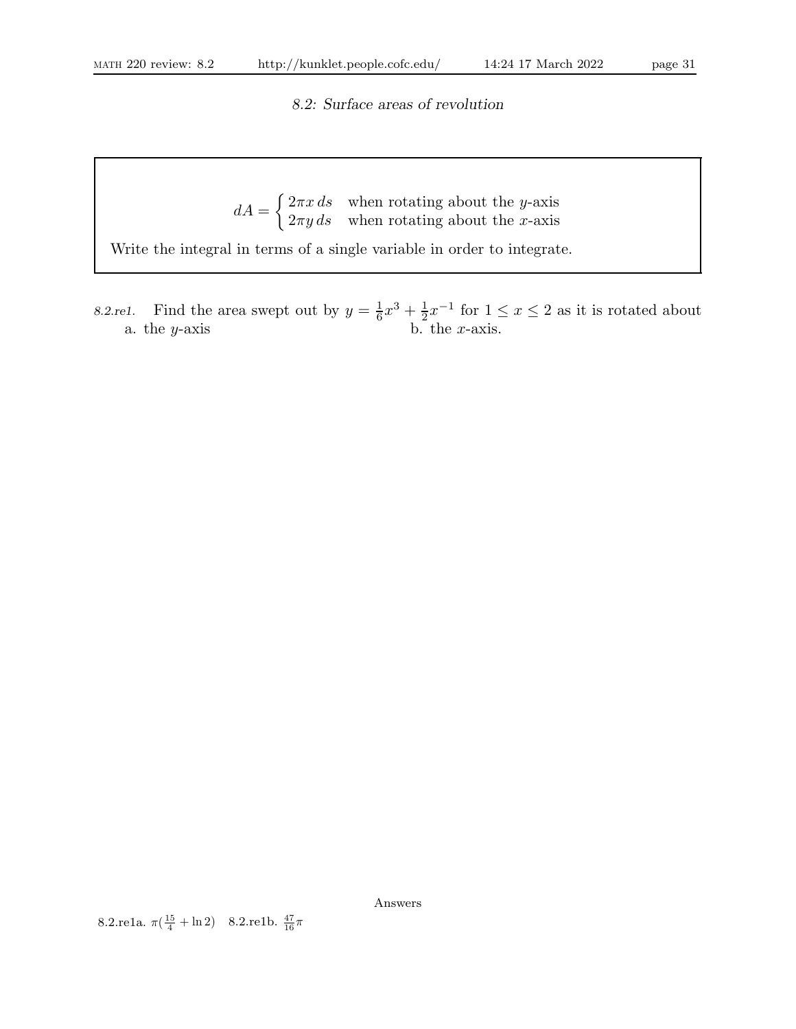## *8.2: Surface areas of revolution*

$$dA = \begin{cases} 2\pi x\, ds & \text{when rotating about the } y\text{-axis} \\ 2\pi y\, ds & \text{when rotating about the } x\text{-axis} \end{cases}$$

Write the integral in terms of a single variable in order to integrate.

*8.2.re1.* Find the area swept out by $y = \frac{1}{6}x^3 + \frac{1}{2}x^{-1}$ for $1 \le x \le 2$ as it is rotated about

a. the $y$-axis

b. the $x$-axis.

Answers

8.2.re1a. $\pi(\frac{15}{4} + \ln 2)$ 8.2.re1b. $\frac{47}{16}\pi$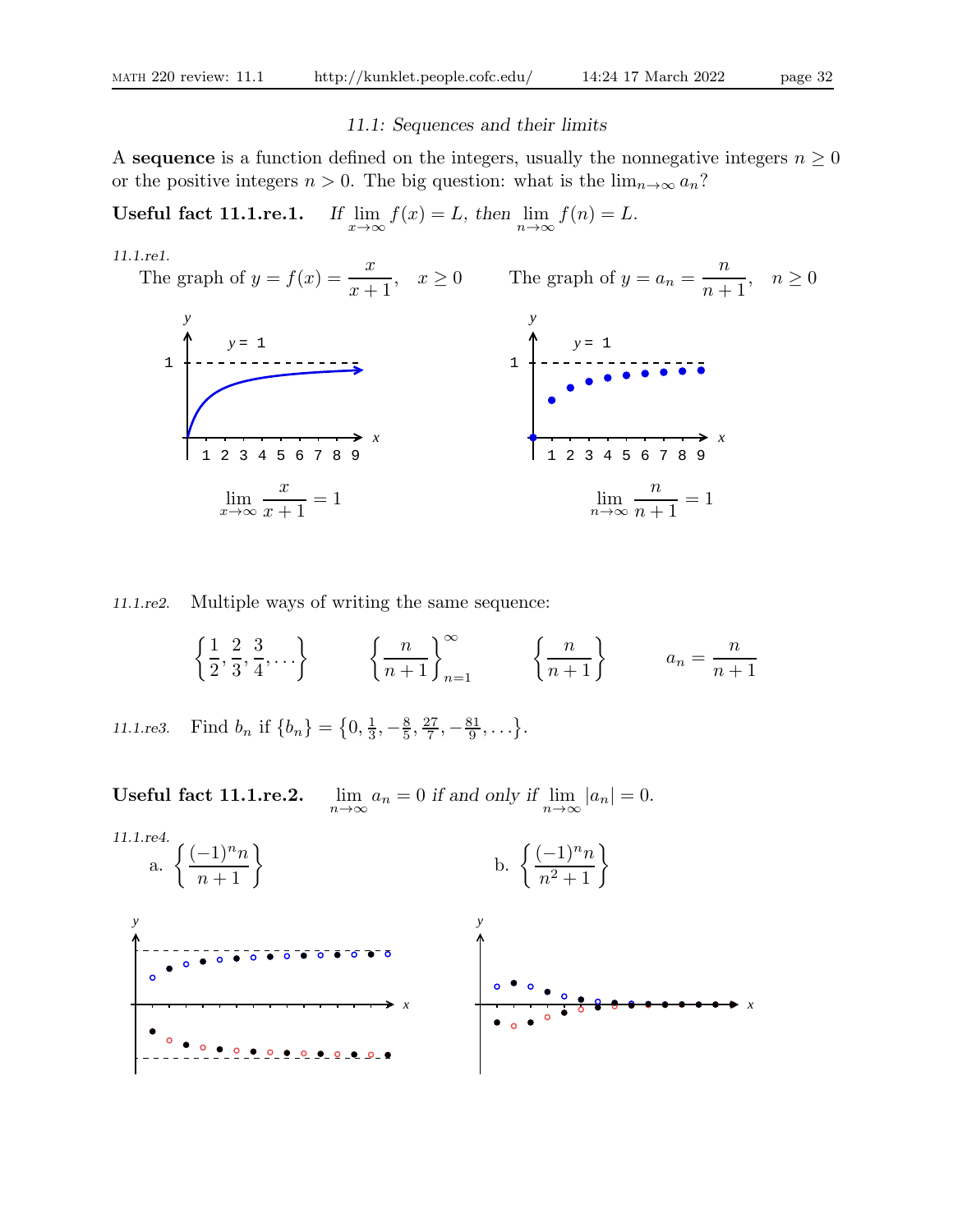## 11.1: Sequences and their limits

A **sequence** is a function defined on the integers, usually the nonnegative integers $n \geq 0$ or the positive integers $n > 0$. The big question: what is the $\lim_{n\to\infty} a_n$?

**Useful fact 11.1.re.1.** *If* $\lim_{x\to\infty} f(x) = L$, *then* $\lim_{n\to\infty} f(n) = L$.

*11.1.re1.*

The graph of $y = f(x) = \dfrac{x}{x+1}, \quad x \geq 0$

$$\lim_{x\to\infty} \frac{x}{x+1} = 1$$

The graph of $y = a_n = \dfrac{n}{n+1}, \quad n \geq 0$

$$\lim_{n\to\infty} \frac{n}{n+1} = 1$$

*11.1.re2.* Multiple ways of writing the same sequence:

$$\left\{\frac{1}{2}, \frac{2}{3}, \frac{3}{4}, \ldots\right\} \qquad \left\{\frac{n}{n+1}\right\}_{n=1}^{\infty} \qquad \left\{\frac{n}{n+1}\right\} \qquad a_n = \frac{n}{n+1}$$

*11.1.re3.* Find $b_n$ if $\{b_n\} = \left\{0, \frac{1}{3}, -\frac{8}{5}, \frac{27}{7}, -\frac{81}{9}, \ldots\right\}$.

**Useful fact 11.1.re.2.** $\lim_{n\to\infty} a_n = 0$ *if and only if* $\lim_{n\to\infty} |a_n| = 0$.

*11.1.re4.*

a. $\left\{\dfrac{(-1)^n n}{n+1}\right\}$

b. $\left\{\dfrac{(-1)^n n}{n^2+1}\right\}$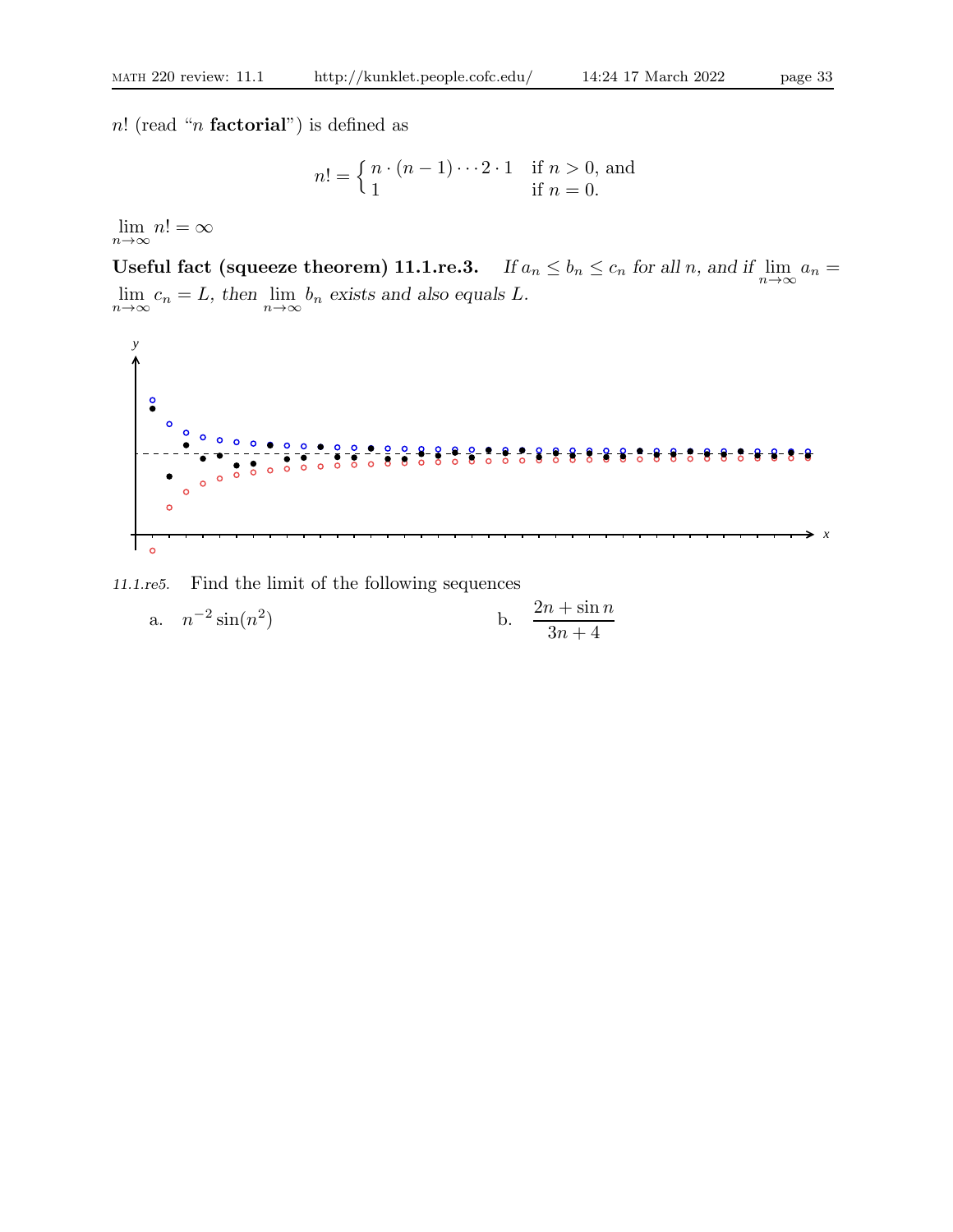$n!$ (read "$n$ **factorial**") is defined as

$$n! = \begin{cases} n \cdot (n-1) \cdots 2 \cdot 1 & \text{if } n > 0 \text{, and} \\ 1 & \text{if } n = 0. \end{cases}$$

$\lim_{n\to\infty} n! = \infty$

**Useful fact (squeeze theorem) 11.1.re.3.** *If $a_n \le b_n \le c_n$ for all $n$, and if $\lim_{n\to\infty} a_n = \lim_{n\to\infty} c_n = L$, then $\lim_{n\to\infty} b_n$ exists and also equals $L$.*

*11.1.re5.* Find the limit of the following sequences

a. $n^{-2}\sin(n^2)$

b. $\dfrac{2n + \sin n}{3n + 4}$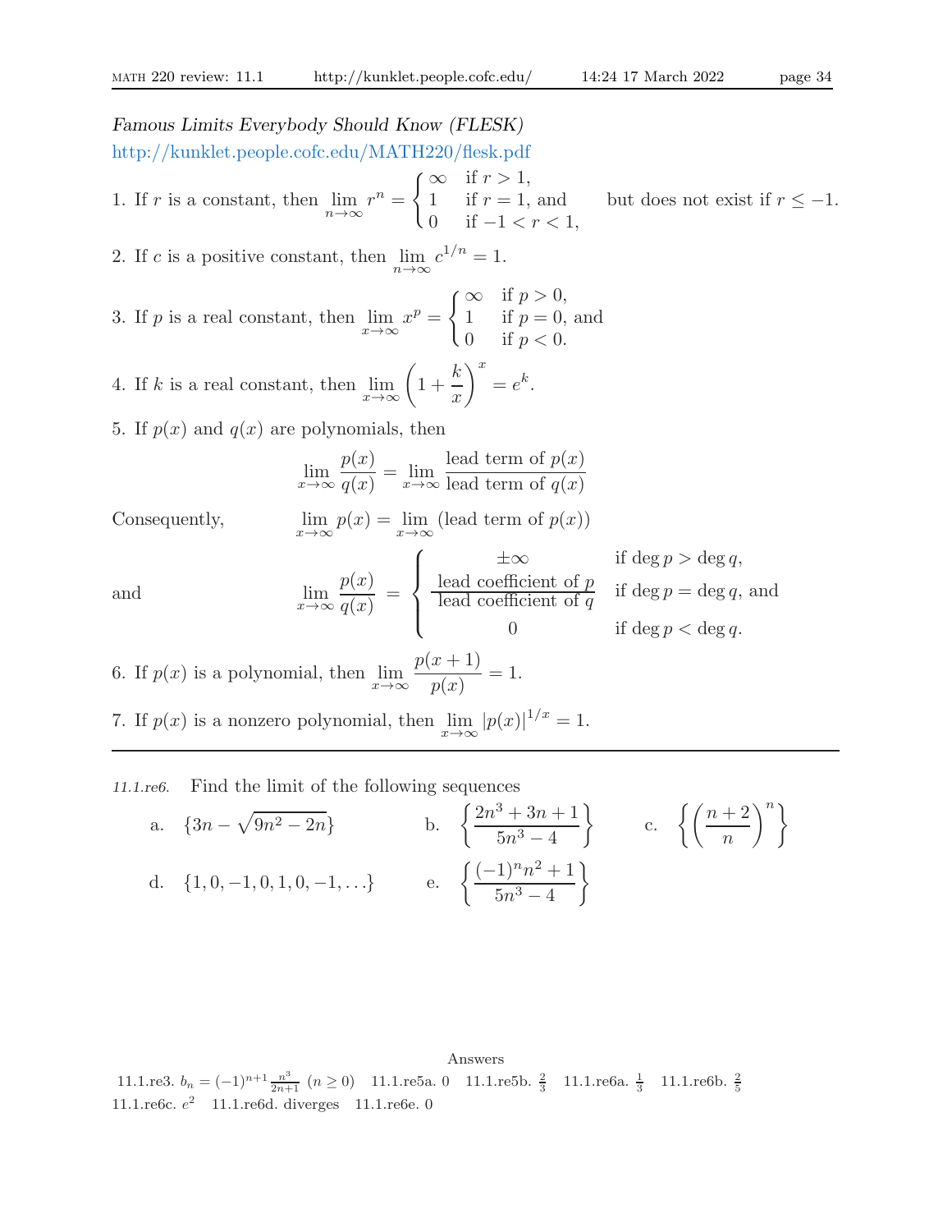*Famous Limits Everybody Should Know (FLESK)*

http://kunklet.people.cofc.edu/MATH220/flesk.pdf

1. If $r$ is a constant, then $\displaystyle\lim_{n\to\infty} r^n = \begin{cases} \infty & \text{if } r > 1, \\ 1 & \text{if } r = 1, \text{ and} \\ 0 & \text{if } -1 < r < 1, \end{cases}$ but does not exist if $r \le -1$.

2. If $c$ is a positive constant, then $\displaystyle\lim_{n\to\infty} c^{1/n} = 1$.

3. If $p$ is a real constant, then $\displaystyle\lim_{x\to\infty} x^p = \begin{cases} \infty & \text{if } p > 0, \\ 1 & \text{if } p = 0, \text{ and} \\ 0 & \text{if } p < 0. \end{cases}$

4. If $k$ is a real constant, then $\displaystyle\lim_{x\to\infty} \left(1 + \frac{k}{x}\right)^x = e^k$.

5. If $p(x)$ and $q(x)$ are polynomials, then

$$\lim_{x\to\infty} \frac{p(x)}{q(x)} = \lim_{x\to\infty} \frac{\text{lead term of } p(x)}{\text{lead term of } q(x)}$$

Consequently,

$$\lim_{x\to\infty} p(x) = \lim_{x\to\infty} (\text{lead term of } p(x))$$

and

$$\lim_{x\to\infty} \frac{p(x)}{q(x)} = \begin{cases} \pm\infty & \text{if } \deg p > \deg q, \\ \dfrac{\text{lead coefficient of } p}{\text{lead coefficient of } q} & \text{if } \deg p = \deg q, \text{ and} \\ 0 & \text{if } \deg p < \deg q. \end{cases}$$

6. If $p(x)$ is a polynomial, then $\displaystyle\lim_{x\to\infty} \frac{p(x+1)}{p(x)} = 1$.

7. If $p(x)$ is a nonzero polynomial, then $\displaystyle\lim_{x\to\infty} |p(x)|^{1/x} = 1$.

---

*11.1.re6.* Find the limit of the following sequences

a. $\{3n - \sqrt{9n^2 - 2n}\}$  b. $\left\{\dfrac{2n^3 + 3n + 1}{5n^3 - 4}\right\}$  c. $\left\{\left(\dfrac{n+2}{n}\right)^n\right\}$

d. $\{1, 0, -1, 0, 1, 0, -1, \ldots\}$  e. $\left\{\dfrac{(-1)^n n^2 + 1}{5n^3 - 4}\right\}$

Answers

11.1.re3. $b_n = (-1)^{n+1}\frac{n^3}{2n+1}$ $(n \ge 0)$  11.1.re5a. 0  11.1.re5b. $\frac{2}{3}$  11.1.re6a. $\frac{1}{3}$  11.1.re6b. $\frac{2}{5}$  11.1.re6c. $e^2$  11.1.re6d. diverges  11.1.re6e. 0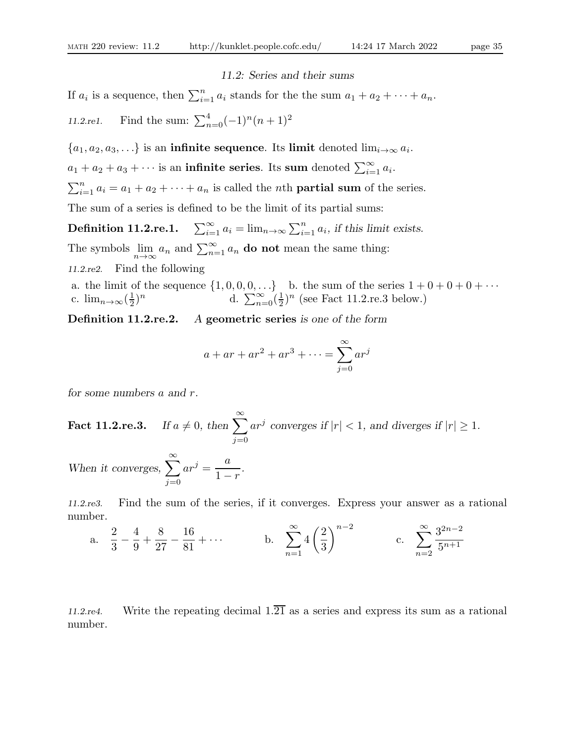### 11.2: Series and their sums

If $a_i$ is a sequence, then $\sum_{i=1}^{n} a_i$ stands for the the sum $a_1 + a_2 + \cdots + a_n$.

*11.2.re1.* Find the sum: $\sum_{n=0}^{4}(-1)^n(n+1)^2$

$\{a_1, a_2, a_3, \ldots\}$ is an **infinite sequence**. Its **limit** denoted $\lim_{i\to\infty} a_i$.

$a_1 + a_2 + a_3 + \cdots$ is an **infinite series**. Its **sum** denoted $\sum_{i=1}^{\infty} a_i$.

$\sum_{i=1}^{n} a_i = a_1 + a_2 + \cdots + a_n$ is called the $n$th **partial sum** of the series.

The sum of a series is defined to be the limit of its partial sums:

**Definition 11.2.re.1.** $\sum_{i=1}^{\infty} a_i = \lim_{n\to\infty} \sum_{i=1}^{n} a_i$, *if this limit exists.*

The symbols $\lim\limits_{n\to\infty} a_n$ and $\sum_{n=1}^{\infty} a_n$ **do not** mean the same thing:

*11.2.re2.* Find the following

a. the limit of the sequence $\{1, 0, 0, 0, \ldots\}$ b. the sum of the series $1 + 0 + 0 + 0 + \cdots$

c. $\lim_{n\to\infty}(\frac{1}{2})^n$ d. $\sum_{n=0}^{\infty}(\frac{1}{2})^n$ (see Fact 11.2.re.3 below.)

**Definition 11.2.re.2.** *A* **geometric series** *is one of the form*

$$a + ar + ar^2 + ar^3 + \cdots = \sum_{j=0}^{\infty} ar^j$$

*for some numbers $a$ and $r$.*

**Fact 11.2.re.3.** *If $a \neq 0$, then $\displaystyle\sum_{j=0}^{\infty} ar^j$ converges if $|r| < 1$, and diverges if $|r| \geq 1$.*

*When it converges, $\displaystyle\sum_{j=0}^{\infty} ar^j = \frac{a}{1-r}$.*

*11.2.re3.* Find the sum of the series, if it converges. Express your answer as a rational number.

a. $\displaystyle \frac{2}{3} - \frac{4}{9} + \frac{8}{27} - \frac{16}{81} + \cdots$ b. $\displaystyle \sum_{n=1}^{\infty} 4\left(\frac{2}{3}\right)^{n-2}$ c. $\displaystyle \sum_{n=2}^{\infty} \frac{3^{2n-2}}{5^{n+1}}$

*11.2.re4.* Write the repeating decimal $1.\overline{21}$ as a series and express its sum as a rational number.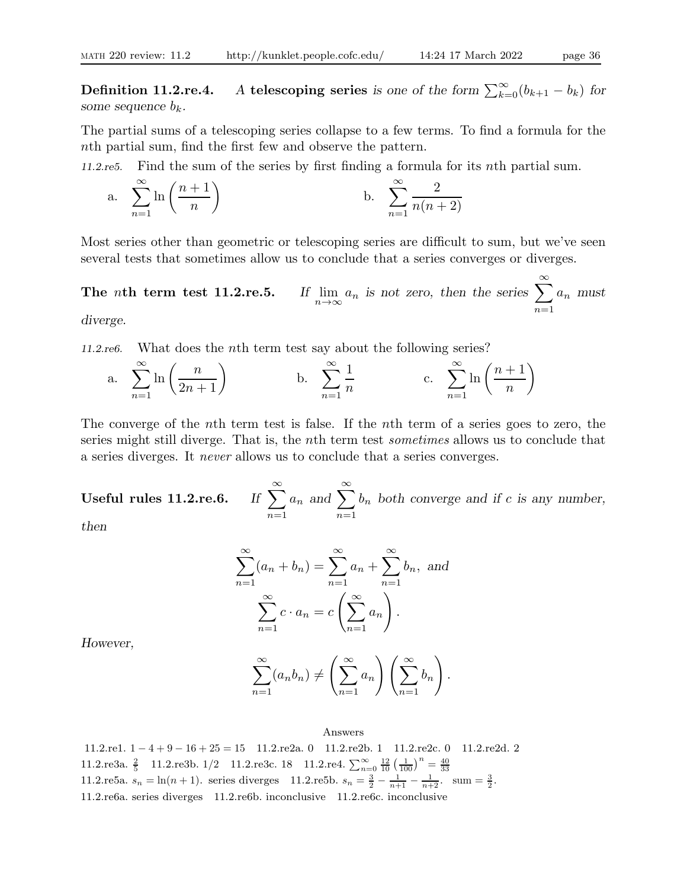**Definition 11.2.re.4.** *A* **telescoping series** *is one of the form* $\sum_{k=0}^{\infty}(b_{k+1} - b_k)$ *for some sequence* $b_k$*.*

The partial sums of a telescoping series collapse to a few terms. To find a formula for the $n$th partial sum, find the first few and observe the pattern.

*11.2.re5.* Find the sum of the series by first finding a formula for its $n$th partial sum.

a. $\displaystyle\sum_{n=1}^{\infty} \ln\left(\frac{n+1}{n}\right)$

b. $\displaystyle\sum_{n=1}^{\infty} \frac{2}{n(n+2)}$

Most series other than geometric or telescoping series are difficult to sum, but we've seen several tests that sometimes allow us to conclude that a series converges or diverges.

**The $n$th term test 11.2.re.5.** *If* $\lim_{n\to\infty} a_n$ *is not zero, then the series* $\displaystyle\sum_{n=1}^{\infty} a_n$ *must diverge.*

*11.2.re6.* What does the $n$th term test say about the following series?

a. $\displaystyle\sum_{n=1}^{\infty} \ln\left(\frac{n}{2n+1}\right)$

b. $\displaystyle\sum_{n=1}^{\infty} \frac{1}{n}$

c. $\displaystyle\sum_{n=1}^{\infty} \ln\left(\frac{n+1}{n}\right)$

The converge of the $n$th term test is false. If the $n$th term of a series goes to zero, the series might still diverge. That is, the $n$th term test *sometimes* allows us to conclude that a series diverges. It *never* allows us to conclude that a series converges.

**Useful rules 11.2.re.6.** *If* $\displaystyle\sum_{n=1}^{\infty} a_n$ *and* $\displaystyle\sum_{n=1}^{\infty} b_n$ *both converge and if* $c$ *is any number, then*

$$\sum_{n=1}^{\infty}(a_n + b_n) = \sum_{n=1}^{\infty} a_n + \sum_{n=1}^{\infty} b_n, \text{ and}$$

$$\sum_{n=1}^{\infty} c \cdot a_n = c\left(\sum_{n=1}^{\infty} a_n\right).$$

*However,*

$$\sum_{n=1}^{\infty}(a_n b_n) \neq \left(\sum_{n=1}^{\infty} a_n\right)\left(\sum_{n=1}^{\infty} b_n\right).$$

Answers

11.2.re1. $1 - 4 + 9 - 16 + 25 = 15$ 11.2.re2a. 0 11.2.re2b. 1 11.2.re2c. 0 11.2.re2d. 2
11.2.re3a. $\frac{2}{5}$ 11.2.re3b. 1/2 11.2.re3c. 18 11.2.re4. $\sum_{n=0}^{\infty} \frac{12}{10}\left(\frac{1}{100}\right)^n = \frac{40}{33}$
11.2.re5a. $s_n = \ln(n+1)$. series diverges 11.2.re5b. $s_n = \frac{3}{2} - \frac{1}{n+1} - \frac{1}{n+2}$. sum $= \frac{3}{2}$.
11.2.re6a. series diverges 11.2.re6b. inconclusive 11.2.re6c. inconclusive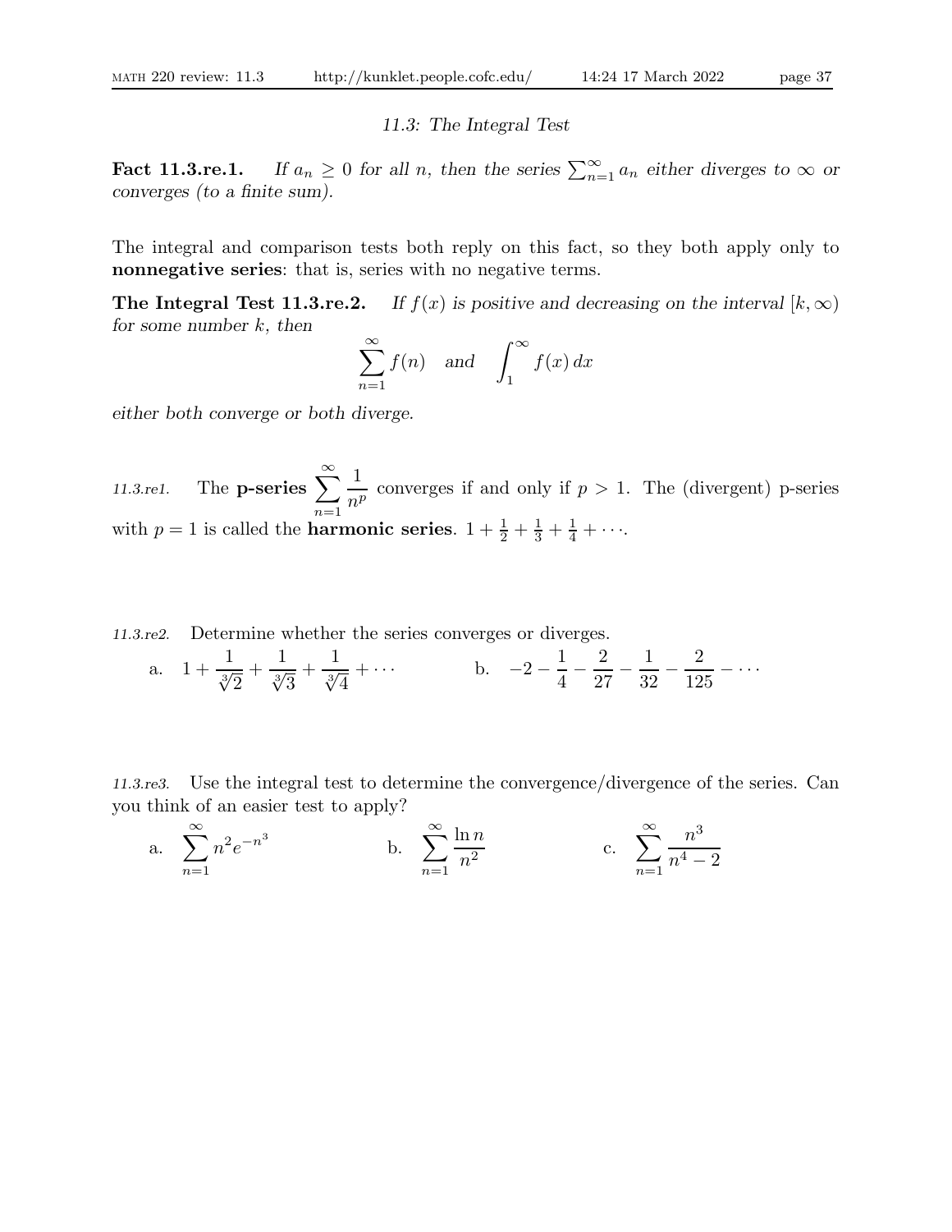## 11.3: The Integral Test

**Fact 11.3.re.1.** *If $a_n \geq 0$ for all $n$, then the series $\sum_{n=1}^{\infty} a_n$ either diverges to $\infty$ or converges (to a finite sum).*

The integral and comparison tests both reply on this fact, so they both apply only to **nonnegative series**: that is, series with no negative terms.

**The Integral Test 11.3.re.2.** *If $f(x)$ is positive and decreasing on the interval $[k, \infty)$ for some number $k$, then*

$$\sum_{n=1}^{\infty} f(n) \quad \text{and} \quad \int_{1}^{\infty} f(x)\, dx$$

*either both converge or both diverge.*

*11.3.re1.* The **p-series** $\sum_{n=1}^{\infty} \frac{1}{n^p}$ converges if and only if $p > 1$. The (divergent) p-series with $p = 1$ is called the **harmonic series**. $1 + \frac{1}{2} + \frac{1}{3} + \frac{1}{4} + \cdots$.

*11.3.re2.* Determine whether the series converges or diverges.

a. $1 + \frac{1}{\sqrt[3]{2}} + \frac{1}{\sqrt[3]{3}} + \frac{1}{\sqrt[3]{4}} + \cdots$

b. $-2 - \frac{1}{4} - \frac{2}{27} - \frac{1}{32} - \frac{2}{125} - \cdots$

*11.3.re3.* Use the integral test to determine the convergence/divergence of the series. Can you think of an easier test to apply?

a. $\sum_{n=1}^{\infty} n^2 e^{-n^3}$

b. $\sum_{n=1}^{\infty} \frac{\ln n}{n^2}$

c. $\sum_{n=1}^{\infty} \frac{n^3}{n^4 - 2}$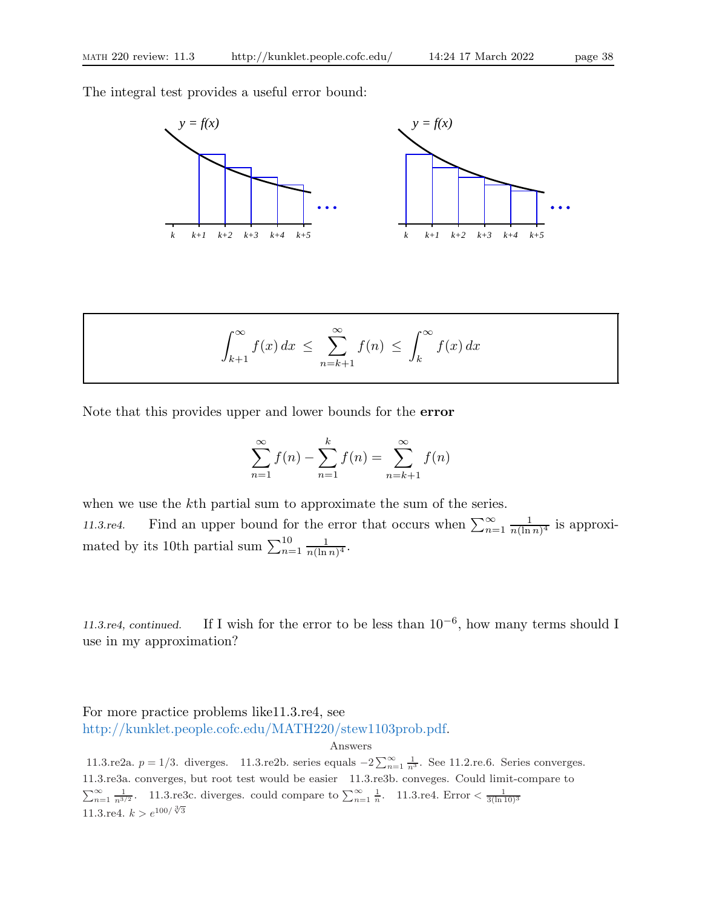The integral test provides a useful error bound:

$$\int_{k+1}^{\infty} f(x)\,dx \;\leq\; \sum_{n=k+1}^{\infty} f(n) \;\leq\; \int_{k}^{\infty} f(x)\,dx$$

Note that this provides upper and lower bounds for the **error**

$$\sum_{n=1}^{\infty} f(n) - \sum_{n=1}^{k} f(n) = \sum_{n=k+1}^{\infty} f(n)$$

when we use the $k$th partial sum to approximate the sum of the series.

*11.3.re4.* Find an upper bound for the error that occurs when $\sum_{n=1}^{\infty} \frac{1}{n(\ln n)^4}$ is approximated by its 10th partial sum $\sum_{n=1}^{10} \frac{1}{n(\ln n)^4}$.

*11.3.re4, continued.* If I wish for the error to be less than $10^{-6}$, how many terms should I use in my approximation?

For more practice problems like11.3.re4, see http://kunklet.people.cofc.edu/MATH220/stew1103prob.pdf.

Answers

11.3.re2a. $p = 1/3$. diverges. 11.3.re2b. series equals $-2\sum_{n=1}^{\infty} \frac{1}{n^3}$. See 11.2.re.6. Series converges. 11.3.re3a. converges, but root test would be easier 11.3.re3b. conveges. Could limit-compare to $\sum_{n=1}^{\infty} \frac{1}{n^{3/2}}$. 11.3.re3c. diverges. could compare to $\sum_{n=1}^{\infty} \frac{1}{n}$. 11.3.re4. Error $< \frac{1}{3(\ln 10)^3}$

11.3.re4. $k > e^{100/\sqrt[3]{3}}$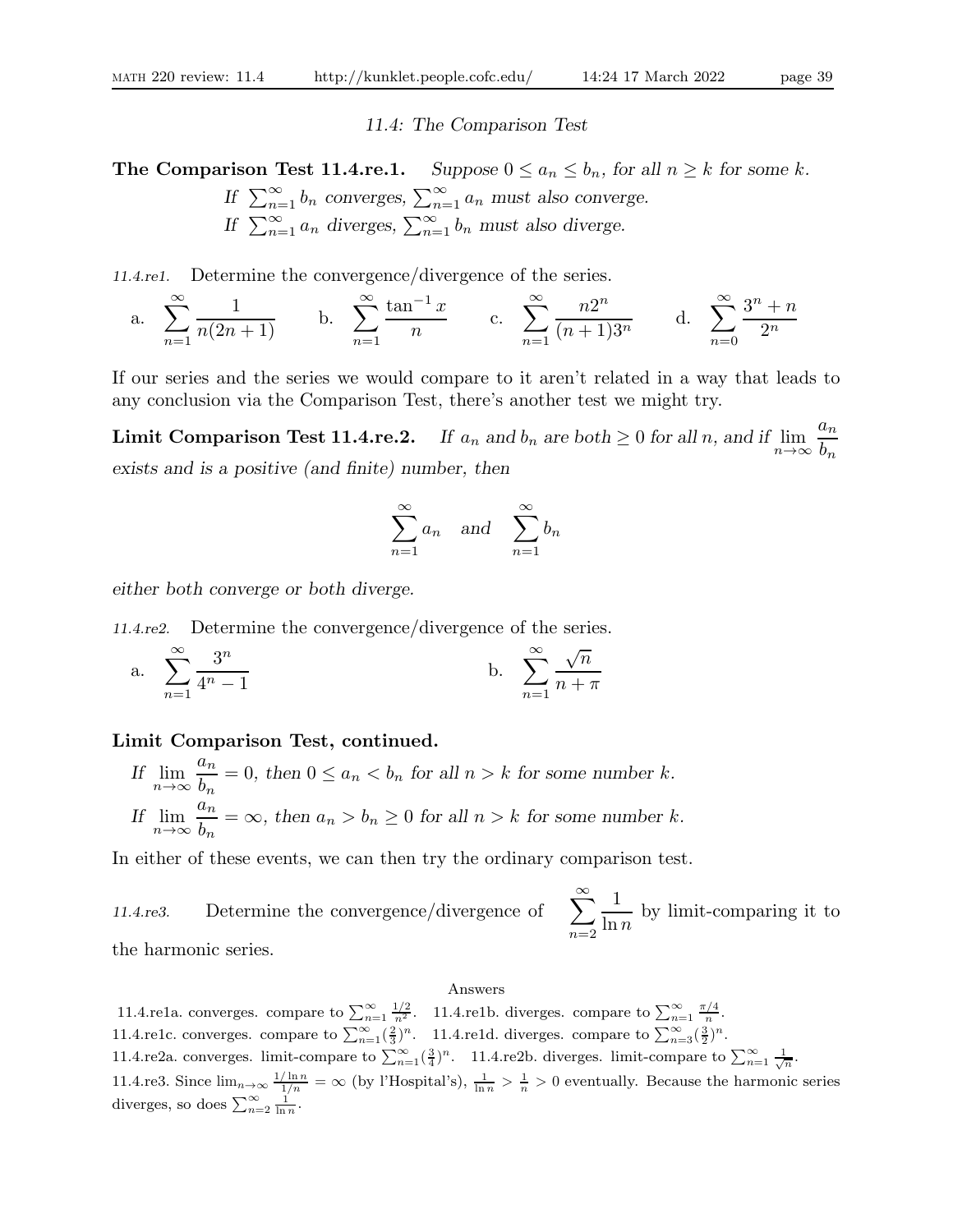## 11.4: The Comparison Test

**The Comparison Test 11.4.re.1.** *Suppose $0 \le a_n \le b_n$, for all $n \ge k$ for some $k$.*

*If $\sum_{n=1}^{\infty} b_n$ converges, $\sum_{n=1}^{\infty} a_n$ must also converge.*

*If $\sum_{n=1}^{\infty} a_n$ diverges, $\sum_{n=1}^{\infty} b_n$ must also diverge.*

*11.4.re1.* Determine the convergence/divergence of the series.

a. $\displaystyle\sum_{n=1}^{\infty} \frac{1}{n(2n+1)}$ b. $\displaystyle\sum_{n=1}^{\infty} \frac{\tan^{-1} x}{n}$ c. $\displaystyle\sum_{n=1}^{\infty} \frac{n2^n}{(n+1)3^n}$ d. $\displaystyle\sum_{n=0}^{\infty} \frac{3^n+n}{2^n}$

If our series and the series we would compare to it aren't related in a way that leads to any conclusion via the Comparison Test, there's another test we might try.

**Limit Comparison Test 11.4.re.2.** *If $a_n$ and $b_n$ are both $\ge 0$ for all $n$, and if $\lim_{n\to\infty} \frac{a_n}{b_n}$ exists and is a positive (and finite) number, then*

$$\sum_{n=1}^{\infty} a_n \quad \text{and} \quad \sum_{n=1}^{\infty} b_n$$

*either both converge or both diverge.*

*11.4.re2.* Determine the convergence/divergence of the series.

a. $\displaystyle\sum_{n=1}^{\infty} \frac{3^n}{4^n-1}$ b. $\displaystyle\sum_{n=1}^{\infty} \frac{\sqrt{n}}{n+\pi}$

**Limit Comparison Test, continued.**

*If $\lim_{n\to\infty} \frac{a_n}{b_n} = 0$, then $0 \le a_n < b_n$ for all $n > k$ for some number $k$.*

*If $\lim_{n\to\infty} \frac{a_n}{b_n} = \infty$, then $a_n > b_n \ge 0$ for all $n > k$ for some number $k$.*

In either of these events, we can then try the ordinary comparison test.

*11.4.re3.* Determine the convergence/divergence of $\displaystyle\sum_{n=2}^{\infty} \frac{1}{\ln n}$ by limit-comparing it to the harmonic series.

Answers

11.4.re1a. converges. compare to $\sum_{n=1}^{\infty} \frac{1/2}{n^2}$. 11.4.re1b. diverges. compare to $\sum_{n=1}^{\infty} \frac{\pi/4}{n}$.
11.4.re1c. converges. compare to $\sum_{n=1}^{\infty} (\frac{2}{3})^n$. 11.4.re1d. diverges. compare to $\sum_{n=3}^{\infty} (\frac{3}{2})^n$.
11.4.re2a. converges. limit-compare to $\sum_{n=1}^{\infty} (\frac{3}{4})^n$. 11.4.re2b. diverges. limit-compare to $\sum_{n=1}^{\infty} \frac{1}{\sqrt{n}}$.
11.4.re3. Since $\lim_{n\to\infty} \frac{1/\ln n}{1/n} = \infty$ (by l'Hospital's), $\frac{1}{\ln n} > \frac{1}{n} > 0$ eventually. Because the harmonic series diverges, so does $\sum_{n=2}^{\infty} \frac{1}{\ln n}$.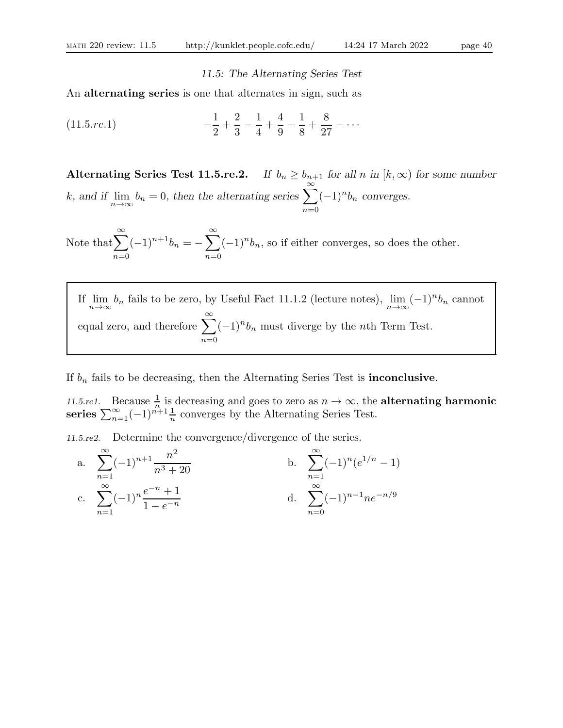*11.5: The Alternating Series Test*

An **alternating series** is one that alternates in sign, such as

$$-\frac{1}{2} + \frac{2}{3} - \frac{1}{4} + \frac{4}{9} - \frac{1}{8} + \frac{8}{27} - \cdots \tag{11.5.re.1}$$

**Alternating Series Test 11.5.re.2.** *If $b_n \geq b_{n+1}$ for all $n$ in $[k, \infty)$ for some number $k$, and if $\lim_{n\to\infty} b_n = 0$, then the alternating series $\sum_{n=0}^{\infty}(-1)^n b_n$ converges.*

Note that $\sum_{n=0}^{\infty}(-1)^{n+1}b_n = -\sum_{n=0}^{\infty}(-1)^n b_n$, so if either converges, so does the other.

> If $\lim_{n\to\infty} b_n$ fails to be zero, by Useful Fact 11.1.2 (lecture notes), $\lim_{n\to\infty}(-1)^n b_n$ cannot equal zero, and therefore $\sum_{n=0}^{\infty}(-1)^n b_n$ must diverge by the $n$th Term Test.

If $b_n$ fails to be decreasing, then the Alternating Series Test is **inconclusive**.

*11.5.re1.* Because $\frac{1}{n}$ is decreasing and goes to zero as $n \to \infty$, the **alternating harmonic series** $\sum_{n=1}^{\infty}(-1)^{n+1}\frac{1}{n}$ converges by the Alternating Series Test.

*11.5.re2.* Determine the convergence/divergence of the series.

a. $\displaystyle\sum_{n=1}^{\infty}(-1)^{n+1}\frac{n^2}{n^3+20}$

b. $\displaystyle\sum_{n=1}^{\infty}(-1)^n(e^{1/n}-1)$

c. $\displaystyle\sum_{n=1}^{\infty}(-1)^n\frac{e^{-n}+1}{1-e^{-n}}$

d. $\displaystyle\sum_{n=0}^{\infty}(-1)^{n-1}ne^{-n/9}$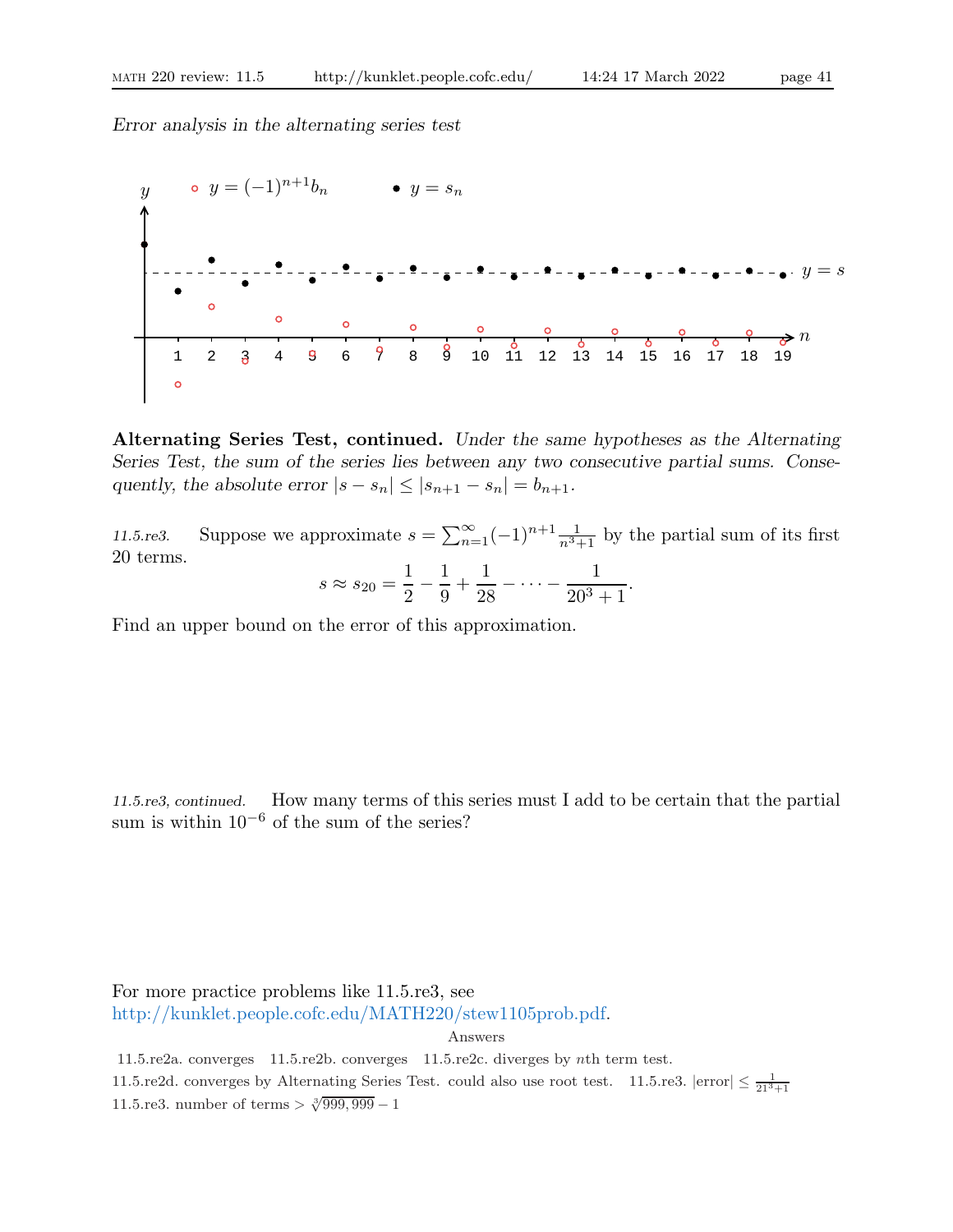*Error analysis in the alternating series test*

**Alternating Series Test, continued.** *Under the same hypotheses as the Alternating Series Test, the sum of the series lies between any two consecutive partial sums. Consequently, the absolute error* $|s - s_n| \le |s_{n+1} - s_n| = b_{n+1}$.

*11.5.re3.* Suppose we approximate $s = \sum_{n=1}^{\infty} (-1)^{n+1} \frac{1}{n^3+1}$ by the partial sum of its first 20 terms.

$$s \approx s_{20} = \frac{1}{2} - \frac{1}{9} + \frac{1}{28} - \cdots - \frac{1}{20^3+1}.$$

Find an upper bound on the error of this approximation.

*11.5.re3, continued.* How many terms of this series must I add to be certain that the partial sum is within $10^{-6}$ of the sum of the series?

For more practice problems like 11.5.re3, see
http://kunklet.people.cofc.edu/MATH220/stew1105prob.pdf.

Answers

11.5.re2a. converges 11.5.re2b. converges 11.5.re2c. diverges by $n$th term test.

11.5.re2d. converges by Alternating Series Test. could also use root test. 11.5.re3. $|\text{error}| \le \frac{1}{21^3+1}$

11.5.re3. number of terms $> \sqrt[3]{999,999} - 1$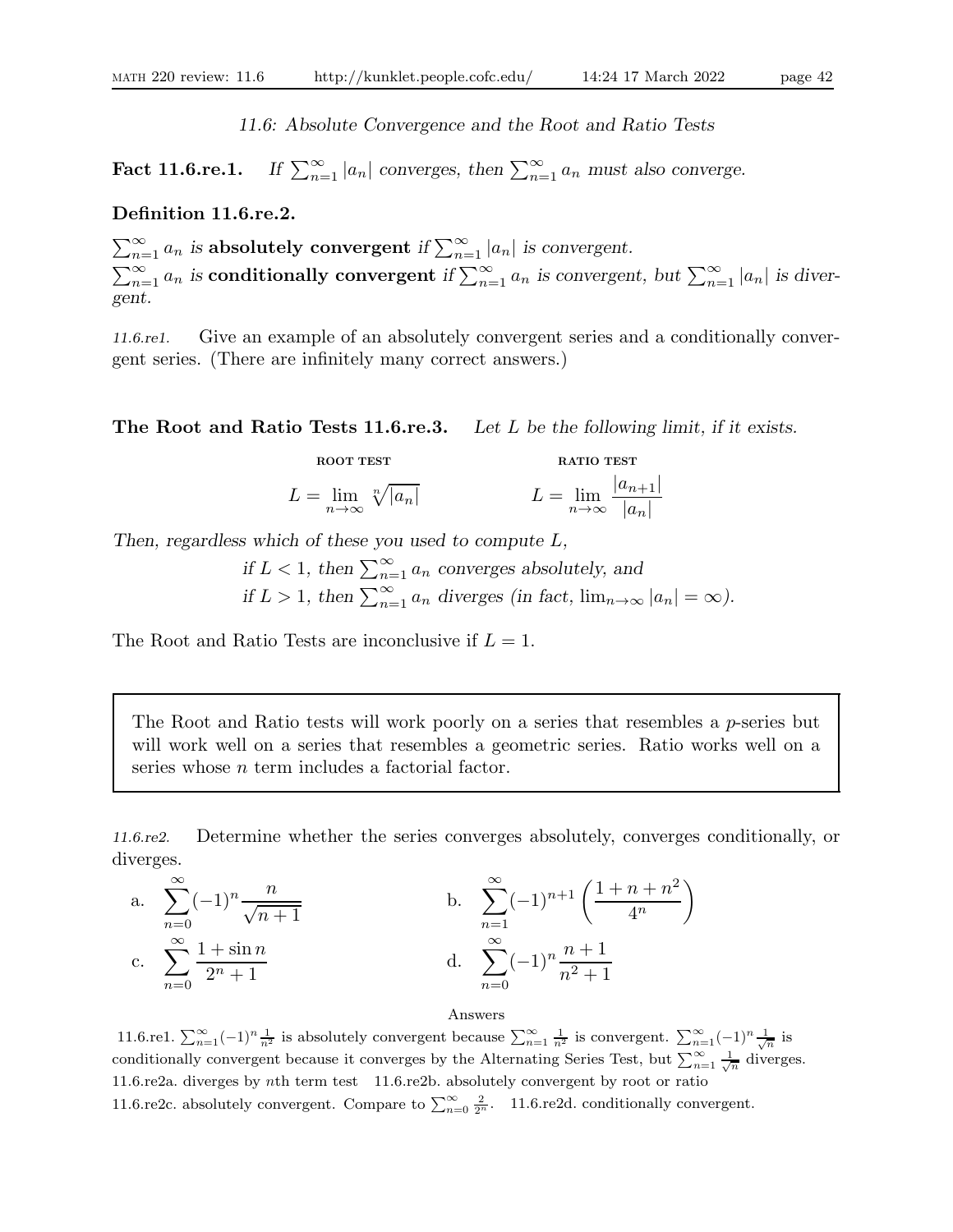## 11.6: Absolute Convergence and the Root and Ratio Tests

**Fact 11.6.re.1.** *If $\sum_{n=1}^{\infty} |a_n|$ converges, then $\sum_{n=1}^{\infty} a_n$ must also converge.*

**Definition 11.6.re.2.**

*$\sum_{n=1}^{\infty} a_n$ is* **absolutely convergent** *if $\sum_{n=1}^{\infty} |a_n|$ is convergent.*
*$\sum_{n=1}^{\infty} a_n$ is* **conditionally convergent** *if $\sum_{n=1}^{\infty} a_n$ is convergent, but $\sum_{n=1}^{\infty} |a_n|$ is divergent.*

*11.6.re1.* Give an example of an absolutely convergent series and a conditionally convergent series. (There are infinitely many correct answers.)

**The Root and Ratio Tests 11.6.re.3.** *Let $L$ be the following limit, if it exists.*

| ROOT TEST | RATIO TEST |
|---|---|
| $L = \lim_{n\to\infty} \sqrt[n]{\lvert a_n\rvert}$ | $L = \lim_{n\to\infty} \dfrac{\lvert a_{n+1}\rvert}{\lvert a_n\rvert}$ |

*Then, regardless which of these you used to compute $L$,*

*if $L < 1$, then $\sum_{n=1}^{\infty} a_n$ converges absolutely, and*
*if $L > 1$, then $\sum_{n=1}^{\infty} a_n$ diverges (in fact, $\lim_{n\to\infty} |a_n| = \infty$).*

The Root and Ratio Tests are inconclusive if $L = 1$.

> The Root and Ratio tests will work poorly on a series that resembles a $p$-series but will work well on a series that resembles a geometric series. Ratio works well on a series whose $n$ term includes a factorial factor.

*11.6.re2.* Determine whether the series converges absolutely, converges conditionally, or diverges.

a. $\displaystyle\sum_{n=0}^{\infty} (-1)^n \frac{n}{\sqrt{n+1}}$

b. $\displaystyle\sum_{n=1}^{\infty} (-1)^{n+1} \left(\frac{1+n+n^2}{4^n}\right)$

c. $\displaystyle\sum_{n=0}^{\infty} \frac{1+\sin n}{2^n+1}$

d. $\displaystyle\sum_{n=0}^{\infty} (-1)^n \frac{n+1}{n^2+1}$

Answers

11.6.re1. $\sum_{n=1}^{\infty}(-1)^n \frac{1}{n^2}$ is absolutely convergent because $\sum_{n=1}^{\infty} \frac{1}{n^2}$ is convergent. $\sum_{n=1}^{\infty}(-1)^n \frac{1}{\sqrt{n}}$ is conditionally convergent because it converges by the Alternating Series Test, but $\sum_{n=1}^{\infty} \frac{1}{\sqrt{n}}$ diverges.
11.6.re2a. diverges by $n$th term test 11.6.re2b. absolutely convergent by root or ratio
11.6.re2c. absolutely convergent. Compare to $\sum_{n=0}^{\infty} \frac{2}{2^n}$. 11.6.re2d. conditionally convergent.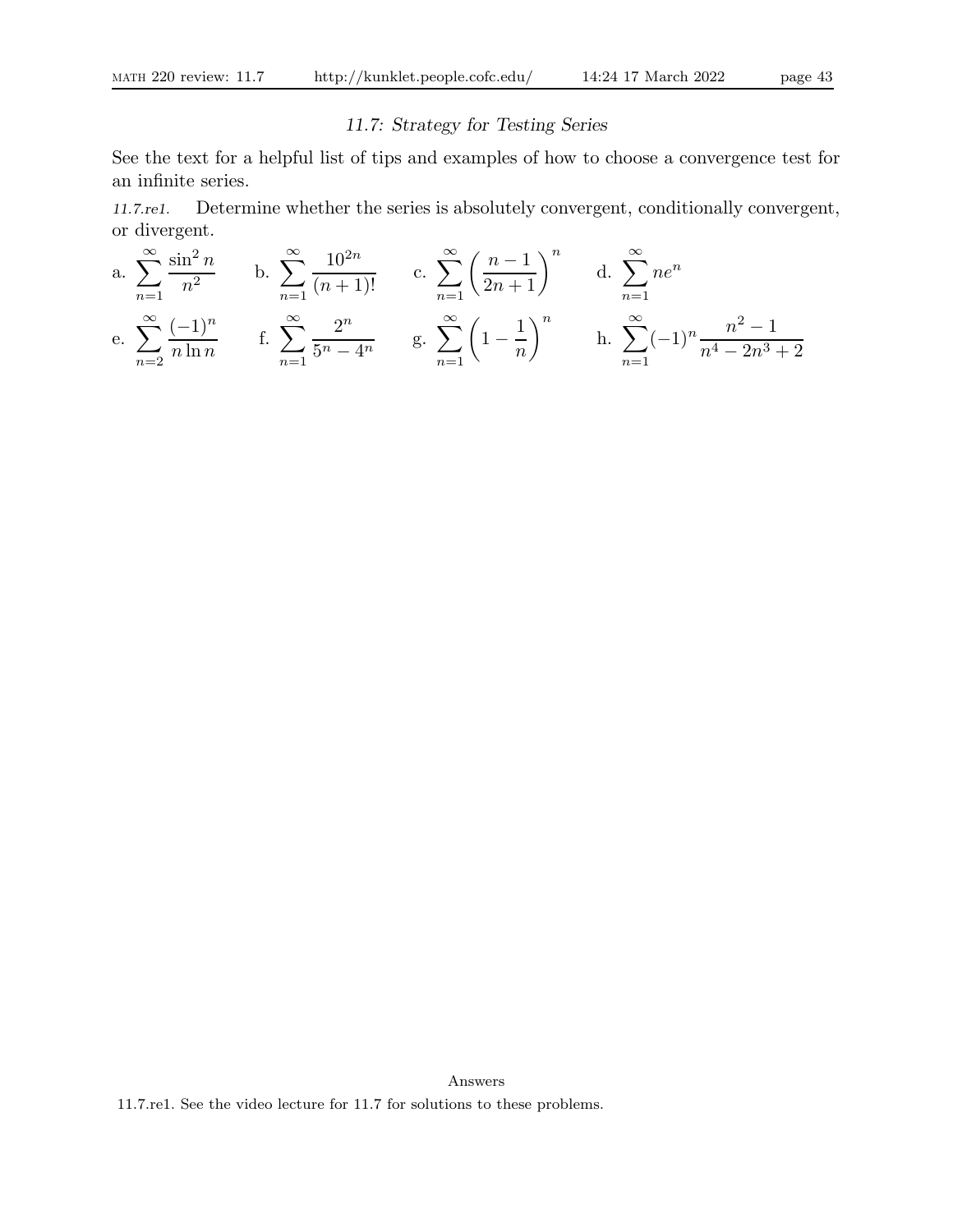## *11.7: Strategy for Testing Series*

See the text for a helpful list of tips and examples of how to choose a convergence test for an infinite series.

*11.7.re1.* Determine whether the series is absolutely convergent, conditionally convergent, or divergent.

a. $\displaystyle\sum_{n=1}^{\infty} \frac{\sin^2 n}{n^2}$ b. $\displaystyle\sum_{n=1}^{\infty} \frac{10^{2n}}{(n+1)!}$ c. $\displaystyle\sum_{n=1}^{\infty} \left(\frac{n-1}{2n+1}\right)^n$ d. $\displaystyle\sum_{n=1}^{\infty} ne^n$

e. $\displaystyle\sum_{n=2}^{\infty} \frac{(-1)^n}{n \ln n}$ f. $\displaystyle\sum_{n=1}^{\infty} \frac{2^n}{5^n - 4^n}$ g. $\displaystyle\sum_{n=1}^{\infty} \left(1 - \frac{1}{n}\right)^n$ h. $\displaystyle\sum_{n=1}^{\infty} (-1)^n \frac{n^2 - 1}{n^4 - 2n^3 + 2}$

Answers

11.7.re1. See the video lecture for 11.7 for solutions to these problems.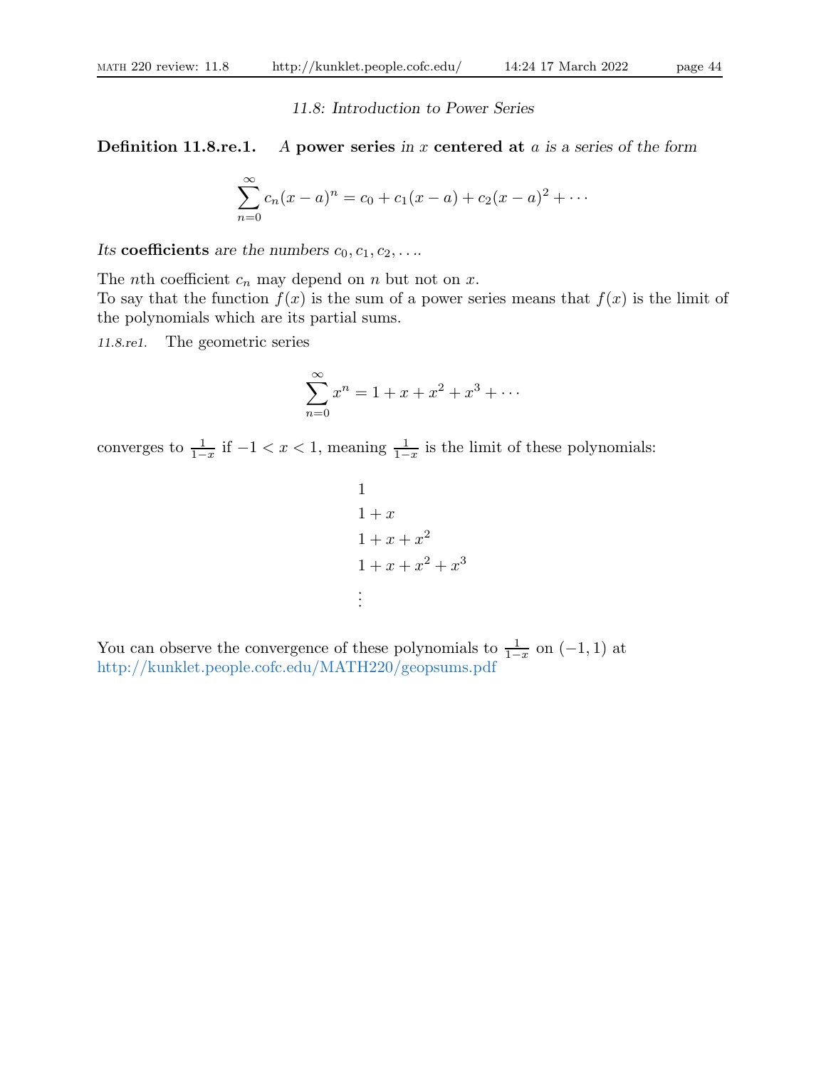## *11.8: Introduction to Power Series*

**Definition 11.8.re.1.** *A* **power series** *in $x$* **centered at** *$a$ is a series of the form*

$$\sum_{n=0}^{\infty} c_n(x-a)^n = c_0 + c_1(x-a) + c_2(x-a)^2 + \cdots$$

*Its* **coefficients** *are the numbers $c_0, c_1, c_2, \ldots$.*

The $n$th coefficient $c_n$ may depend on $n$ but not on $x$.
To say that the function $f(x)$ is the sum of a power series means that $f(x)$ is the limit of the polynomials which are its partial sums.

*11.8.re1.* The geometric series

$$\sum_{n=0}^{\infty} x^n = 1 + x + x^2 + x^3 + \cdots$$

converges to $\frac{1}{1-x}$ if $-1 < x < 1$, meaning $\frac{1}{1-x}$ is the limit of these polynomials:

$$\begin{aligned}
&1 \\
&1 + x \\
&1 + x + x^2 \\
&1 + x + x^2 + x^3 \\
&\vdots
\end{aligned}$$

You can observe the convergence of these polynomials to $\frac{1}{1-x}$ on $(-1, 1)$ at
http://kunklet.people.cofc.edu/MATH220/geopsums.pdf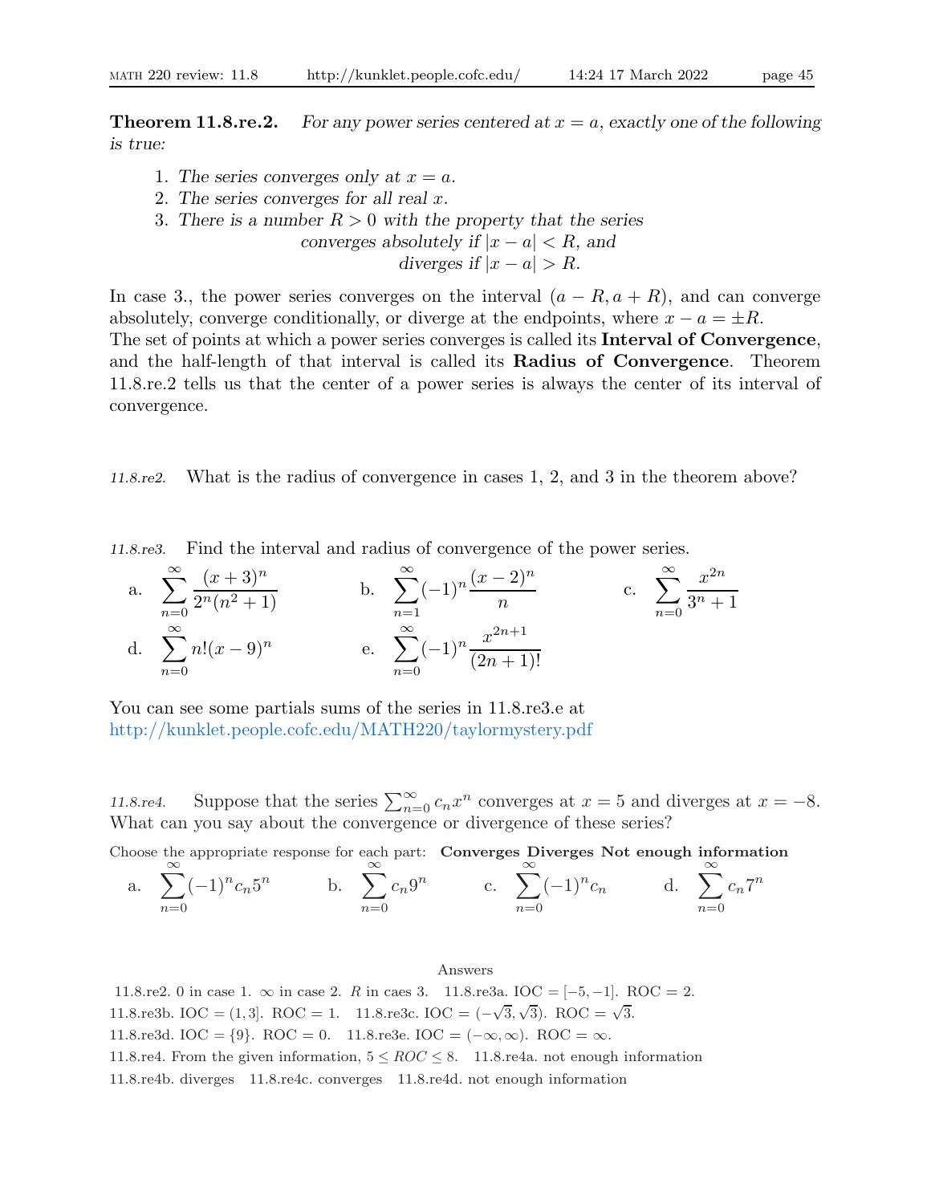**Theorem 11.8.re.2.** *For any power series centered at $x = a$, exactly one of the following is true:*

1. *The series converges only at $x = a$.*
2. *The series converges for all real $x$.*
3. *There is a number $R > 0$ with the property that the series converges absolutely if $|x - a| < R$, and diverges if $|x - a| > R$.*

In case 3., the power series converges on the interval $(a - R, a + R)$, and can converge absolutely, converge conditionally, or diverge at the endpoints, where $x - a = \pm R$.
The set of points at which a power series converges is called its **Interval of Convergence**, and the half-length of that interval is called its **Radius of Convergence**. Theorem 11.8.re.2 tells us that the center of a power series is always the center of its interval of convergence.

*11.8.re2.* What is the radius of convergence in cases 1, 2, and 3 in the theorem above?

*11.8.re3.* Find the interval and radius of convergence of the power series.

a. $\displaystyle\sum_{n=0}^{\infty} \frac{(x+3)^n}{2^n(n^2+1)}$ b. $\displaystyle\sum_{n=1}^{\infty} (-1)^n \frac{(x-2)^n}{n}$ c. $\displaystyle\sum_{n=0}^{\infty} \frac{x^{2n}}{3^n+1}$

d. $\displaystyle\sum_{n=0}^{\infty} n!(x-9)^n$ e. $\displaystyle\sum_{n=0}^{\infty} (-1)^n \frac{x^{2n+1}}{(2n+1)!}$

You can see some partials sums of the series in 11.8.re3.e at
http://kunklet.people.cofc.edu/MATH220/taylormystery.pdf

*11.8.re4.* Suppose that the series $\sum_{n=0}^{\infty} c_n x^n$ converges at $x = 5$ and diverges at $x = -8$. What can you say about the convergence or divergence of these series?

Choose the appropriate response for each part: **Converges Diverges Not enough information**

a. $\displaystyle\sum_{n=0}^{\infty} (-1)^n c_n 5^n$ b. $\displaystyle\sum_{n=0}^{\infty} c_n 9^n$ c. $\displaystyle\sum_{n=0}^{\infty} (-1)^n c_n$ d. $\displaystyle\sum_{n=0}^{\infty} c_n 7^n$

Answers

11.8.re2. 0 in case 1. $\infty$ in case 2. $R$ in caes 3. 11.8.re3a. IOC $= [-5, -1]$. ROC $= 2$.
11.8.re3b. IOC $= (1, 3]$. ROC $= 1$. 11.8.re3c. IOC $= (-\sqrt{3}, \sqrt{3})$. ROC $= \sqrt{3}$.
11.8.re3d. IOC $= \{9\}$. ROC $= 0$. 11.8.re3e. IOC $= (-\infty, \infty)$. ROC $= \infty$.
11.8.re4. From the given information, $5 \leq ROC \leq 8$. 11.8.re4a. not enough information
11.8.re4b. diverges 11.8.re4c. converges 11.8.re4d. not enough information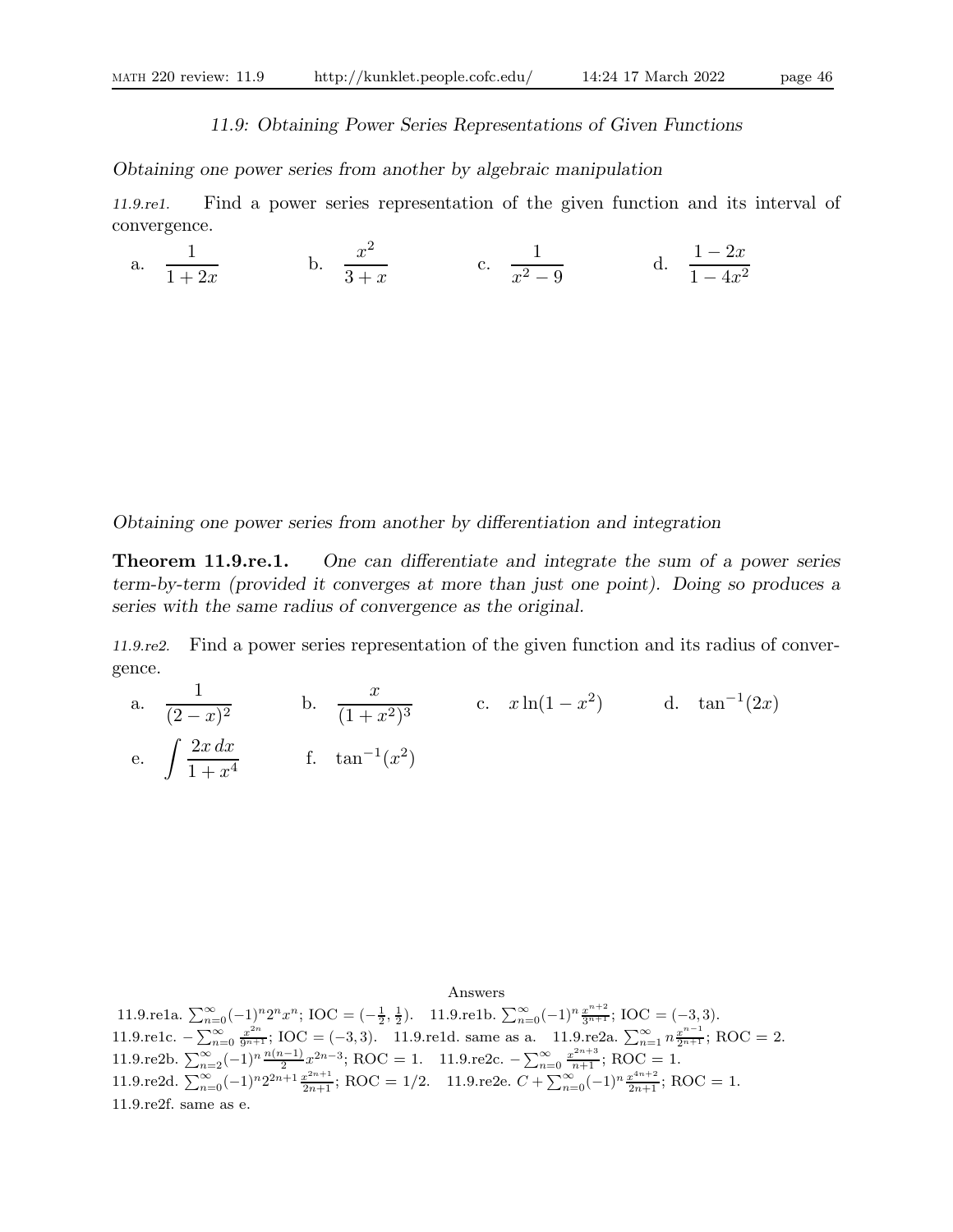## 11.9: Obtaining Power Series Representations of Given Functions

### *Obtaining one power series from another by algebraic manipulation*

*11.9.re1.* Find a power series representation of the given function and its interval of convergence.

a. $\dfrac{1}{1+2x}$ b. $\dfrac{x^2}{3+x}$ c. $\dfrac{1}{x^2-9}$ d. $\dfrac{1-2x}{1-4x^2}$

### *Obtaining one power series from another by differentiation and integration*

**Theorem 11.9.re.1.** *One can differentiate and integrate the sum of a power series term-by-term (provided it converges at more than just one point). Doing so produces a series with the same radius of convergence as the original.*

*11.9.re2.* Find a power series representation of the given function and its radius of convergence.

a. $\dfrac{1}{(2-x)^2}$ b. $\dfrac{x}{(1+x^2)^3}$ c. $x\ln(1-x^2)$ d. $\tan^{-1}(2x)$

e. $\displaystyle\int \frac{2x\,dx}{1+x^4}$ f. $\tan^{-1}(x^2)$

Answers

11.9.re1a. $\sum_{n=0}^{\infty}(-1)^n 2^n x^n$; IOC $= (-\frac{1}{2}, \frac{1}{2})$. 11.9.re1b. $\sum_{n=0}^{\infty}(-1)^n \frac{x^{n+2}}{3^{n+1}}$; IOC $= (-3,3)$. 11.9.re1c. $-\sum_{n=0}^{\infty} \frac{x^{2n}}{9^{n+1}}$; IOC $= (-3,3)$. 11.9.re1d. same as a. 11.9.re2a. $\sum_{n=1}^{\infty} n\frac{x^{n-1}}{2^{n+1}}$; ROC $= 2$. 11.9.re2b. $\sum_{n=2}^{\infty}(-1)^n \frac{n(n-1)}{2} x^{2n-3}$; ROC $= 1$. 11.9.re2c. $-\sum_{n=0}^{\infty} \frac{x^{2n+3}}{n+1}$; ROC $= 1$. 11.9.re2d. $\sum_{n=0}^{\infty}(-1)^n 2^{2n+1} \frac{x^{2n+1}}{2n+1}$; ROC $= 1/2$. 11.9.re2e. $C + \sum_{n=0}^{\infty}(-1)^n \frac{x^{4n+2}}{2n+1}$; ROC $= 1$. 11.9.re2f. same as e.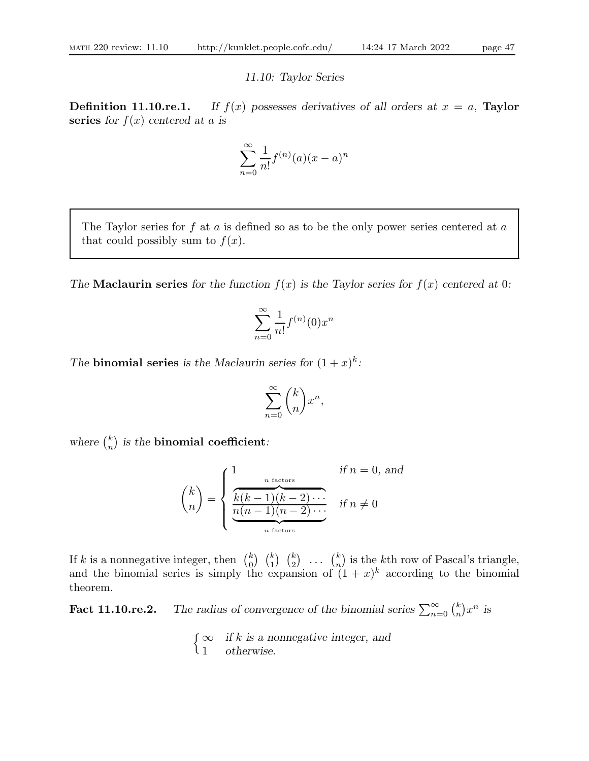## 11.10: Taylor Series

**Definition 11.10.re.1.** *If $f(x)$ possesses derivatives of all orders at $x = a$,* **Taylor series** *for $f(x)$ centered at $a$ is*

$$\sum_{n=0}^{\infty} \frac{1}{n!} f^{(n)}(a)(x-a)^n$$

> The Taylor series for $f$ at $a$ is defined so as to be the only power series centered at $a$ that could possibly sum to $f(x)$.

*The* **Maclaurin series** *for the function $f(x)$ is the Taylor series for $f(x)$ centered at 0:*

$$\sum_{n=0}^{\infty} \frac{1}{n!} f^{(n)}(0)x^n$$

*The* **binomial series** *is the Maclaurin series for $(1+x)^k$:*

$$\sum_{n=0}^{\infty} \binom{k}{n} x^n,$$

*where $\binom{k}{n}$ is the* **binomial coefficient***:*

$$\binom{k}{n} = \begin{cases} 1 & \text{if } n = 0, \text{ and} \\ \dfrac{\overbrace{k(k-1)(k-2)\cdots}^{n \text{ factors}}}{\underbrace{n(n-1)(n-2)\cdots}_{n \text{ factors}}} & \text{if } n \neq 0 \end{cases}$$

If $k$ is a nonnegative integer, then $\binom{k}{0} \; \binom{k}{1} \; \binom{k}{2} \; \ldots \; \binom{k}{n}$ is the $k$th row of Pascal's triangle, and the binomial series is simply the expansion of $(1+x)^k$ according to the binomial theorem.

**Fact 11.10.re.2.** *The radius of convergence of the binomial series $\sum_{n=0}^{\infty} \binom{k}{n} x^n$ is*

$$\begin{cases} \infty & \text{if } k \text{ is a nonnegative integer, and} \\ 1 & \text{otherwise.} \end{cases}$$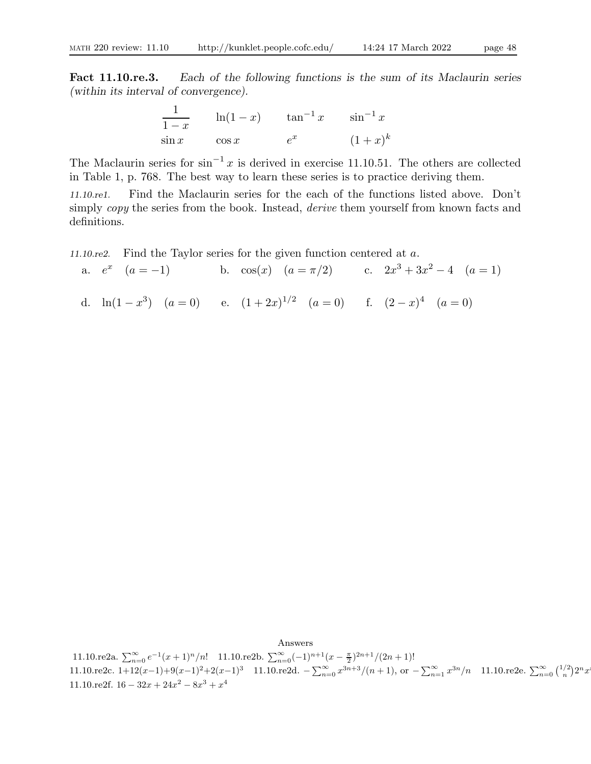**Fact 11.10.re.3.** *Each of the following functions is the sum of its Maclaurin series (within its interval of convergence).*

$$\begin{array}{cccc} \dfrac{1}{1-x} & \ln(1-x) & \tan^{-1} x & \sin^{-1} x \\ \sin x & \cos x & e^x & (1+x)^k \end{array}$$

The Maclaurin series for $\sin^{-1} x$ is derived in exercise 11.10.51. The others are collected in Table 1, p. 768. The best way to learn these series is to practice deriving them.

*11.10.re1.* Find the Maclaurin series for the each of the functions listed above. Don't simply *copy* the series from the book. Instead, *derive* them yourself from known facts and definitions.

*11.10.re2.* Find the Taylor series for the given function centered at $a$.

a. $e^x \quad (a = -1)$ b. $\cos(x) \quad (a = \pi/2)$ c. $2x^3 + 3x^2 - 4 \quad (a = 1)$

d. $\ln(1 - x^3) \quad (a = 0)$ e. $(1 + 2x)^{1/2} \quad (a = 0)$ f. $(2 - x)^4 \quad (a = 0)$

Answers

11.10.re2a. $\sum_{n=0}^{\infty} e^{-1}(x+1)^n/n!$ 11.10.re2b. $\sum_{n=0}^{\infty}(-1)^{n+1}(x-\frac{\pi}{2})^{2n+1}/(2n+1)!$
11.10.re2c. $1+12(x-1)+9(x-1)^2+2(x-1)^3$ 11.10.re2d. $-\sum_{n=0}^{\infty} x^{3n+3}/(n+1)$, or $-\sum_{n=1}^{\infty} x^{3n}/n$ 11.10.re2e. $\sum_{n=0}^{\infty} \binom{1/2}{n} 2^n x^n$
11.10.re2f. $16 - 32x + 24x^2 - 8x^3 + x^4$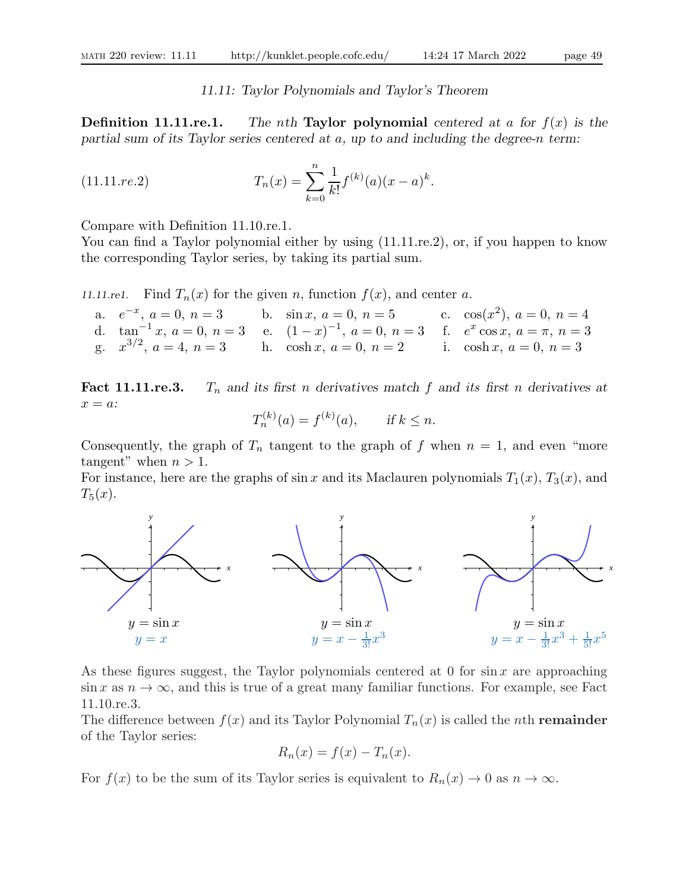## 11.11: Taylor Polynomials and Taylor's Theorem

**Definition 11.11.re.1.** *The* $n$*th* **Taylor polynomial** *centered at* $a$ *for* $f(x)$ *is the partial sum of its Taylor series centered at* $a$*, up to and including the degree-*$n$ *term:*

$$T_n(x) = \sum_{k=0}^{n} \frac{1}{k!} f^{(k)}(a)(x-a)^k. \tag{11.11.re.2}$$

Compare with Definition 11.10.re.1.
You can find a Taylor polynomial either by using (11.11.re.2), or, if you happen to know the corresponding Taylor series, by taking its partial sum.

*11.11.re1.* Find $T_n(x)$ for the given $n$, function $f(x)$, and center $a$.

a. $e^{-x}$, $a = 0$, $n = 3$ &nbsp;&nbsp; b. $\sin x$, $a = 0$, $n = 5$ &nbsp;&nbsp; c. $\cos(x^2)$, $a = 0$, $n = 4$
d. $\tan^{-1} x$, $a = 0$, $n = 3$ &nbsp;&nbsp; e. $(1-x)^{-1}$, $a = 0$, $n = 3$ &nbsp;&nbsp; f. $e^x \cos x$, $a = \pi$, $n = 3$
g. $x^{3/2}$, $a = 4$, $n = 3$ &nbsp;&nbsp; h. $\cosh x$, $a = 0$, $n = 2$ &nbsp;&nbsp; i. $\cosh x$, $a = 0$, $n = 3$

**Fact 11.11.re.3.** *$T_n$ and its first $n$ derivatives match $f$ and its first $n$ derivatives at $x = a$:*

$$T_n^{(k)}(a) = f^{(k)}(a), \qquad \text{if } k \le n.$$

Consequently, the graph of $T_n$ tangent to the graph of $f$ when $n = 1$, and even "more tangent" when $n > 1$.
For instance, here are the graphs of $\sin x$ and its Maclauren polynomials $T_1(x)$, $T_3(x)$, and $T_5(x)$.

$y = \sin x$
$y = x$

$y = \sin x$
$y = x - \frac{1}{3!}x^3$

$y = \sin x$
$y = x - \frac{1}{3!}x^3 + \frac{1}{5!}x^5$

As these figures suggest, the Taylor polynomials centered at 0 for $\sin x$ are approaching $\sin x$ as $n \to \infty$, and this is true of a great many familiar functions. For example, see Fact 11.10.re.3.
The difference between $f(x)$ and its Taylor Polynomial $T_n(x)$ is called the $n$th **remainder** of the Taylor series:

$$R_n(x) = f(x) - T_n(x).$$

For $f(x)$ to be the sum of its Taylor series is equivalent to $R_n(x) \to 0$ as $n \to \infty$.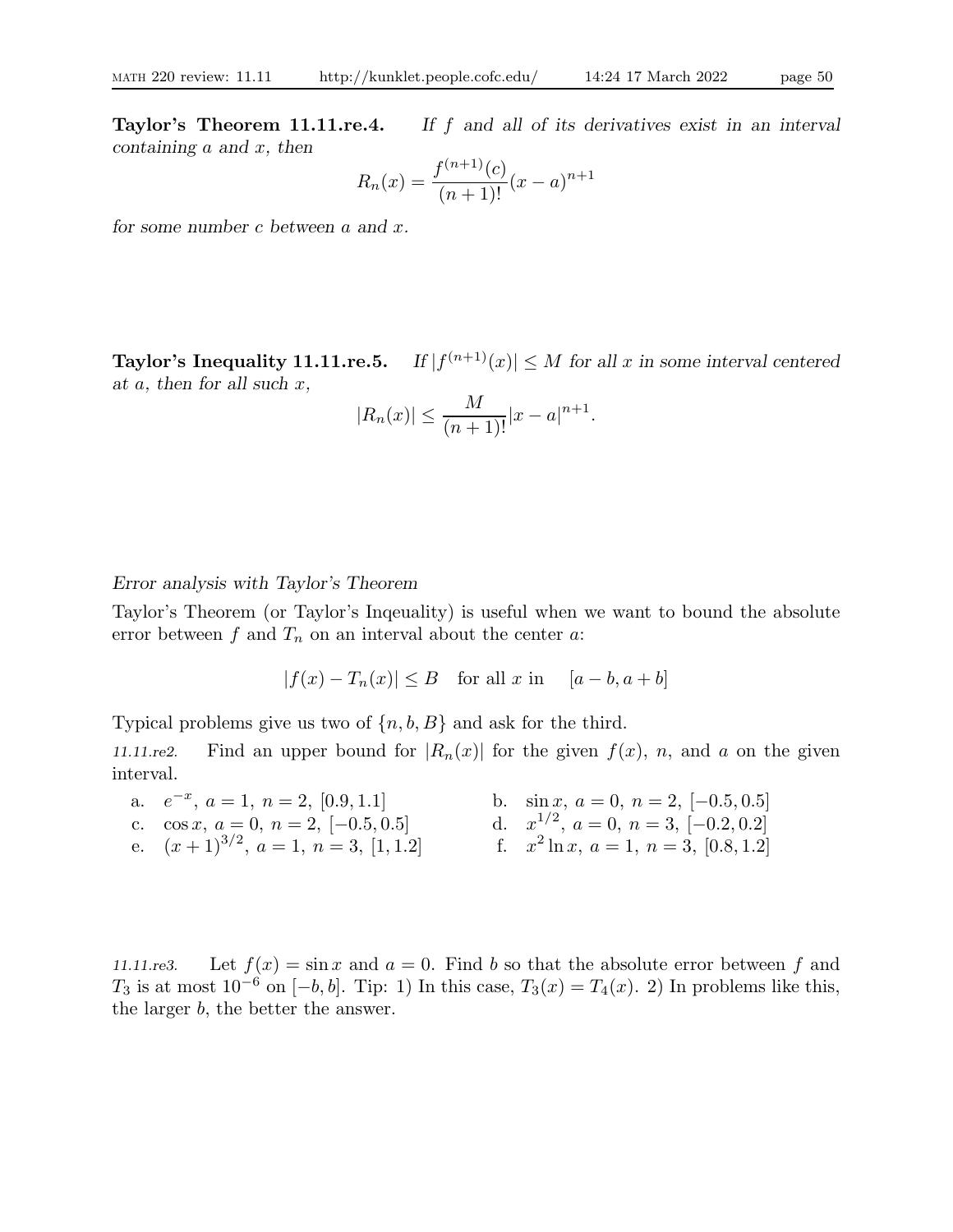**Taylor's Theorem 11.11.re.4.** *If $f$ and all of its derivatives exist in an interval containing $a$ and $x$, then*

$$R_n(x) = \frac{f^{(n+1)}(c)}{(n+1)!}(x-a)^{n+1}$$

*for some number $c$ between $a$ and $x$.*

**Taylor's Inequality 11.11.re.5.** *If $|f^{(n+1)}(x)| \leq M$ for all $x$ in some interval centered at $a$, then for all such $x$,*

$$|R_n(x)| \leq \frac{M}{(n+1)!}|x-a|^{n+1}.$$

*Error analysis with Taylor's Theorem*

Taylor's Theorem (or Taylor's Inqeuality) is useful when we want to bound the absolute error between $f$ and $T_n$ on an interval about the center $a$:

$$|f(x) - T_n(x)| \leq B \quad \text{for all } x \text{ in} \quad [a-b, a+b]$$

Typical problems give us two of $\{n, b, B\}$ and ask for the third.

*11.11.re2.* Find an upper bound for $|R_n(x)|$ for the given $f(x)$, $n$, and $a$ on the given interval.

a. $e^{-x}$, $a=1$, $n=2$, $[0.9, 1.1]$

b. $\sin x$, $a=0$, $n=2$, $[-0.5, 0.5]$

c. $\cos x$, $a=0$, $n=2$, $[-0.5, 0.5]$

d. $x^{1/2}$, $a=0$, $n=3$, $[-0.2, 0.2]$

e. $(x+1)^{3/2}$, $a=1$, $n=3$, $[1, 1.2]$

f. $x^2 \ln x$, $a=1$, $n=3$, $[0.8, 1.2]$

*11.11.re3.* Let $f(x) = \sin x$ and $a = 0$. Find $b$ so that the absolute error between $f$ and $T_3$ is at most $10^{-6}$ on $[-b, b]$. Tip: 1) In this case, $T_3(x) = T_4(x)$. 2) In problems like this, the larger $b$, the better the answer.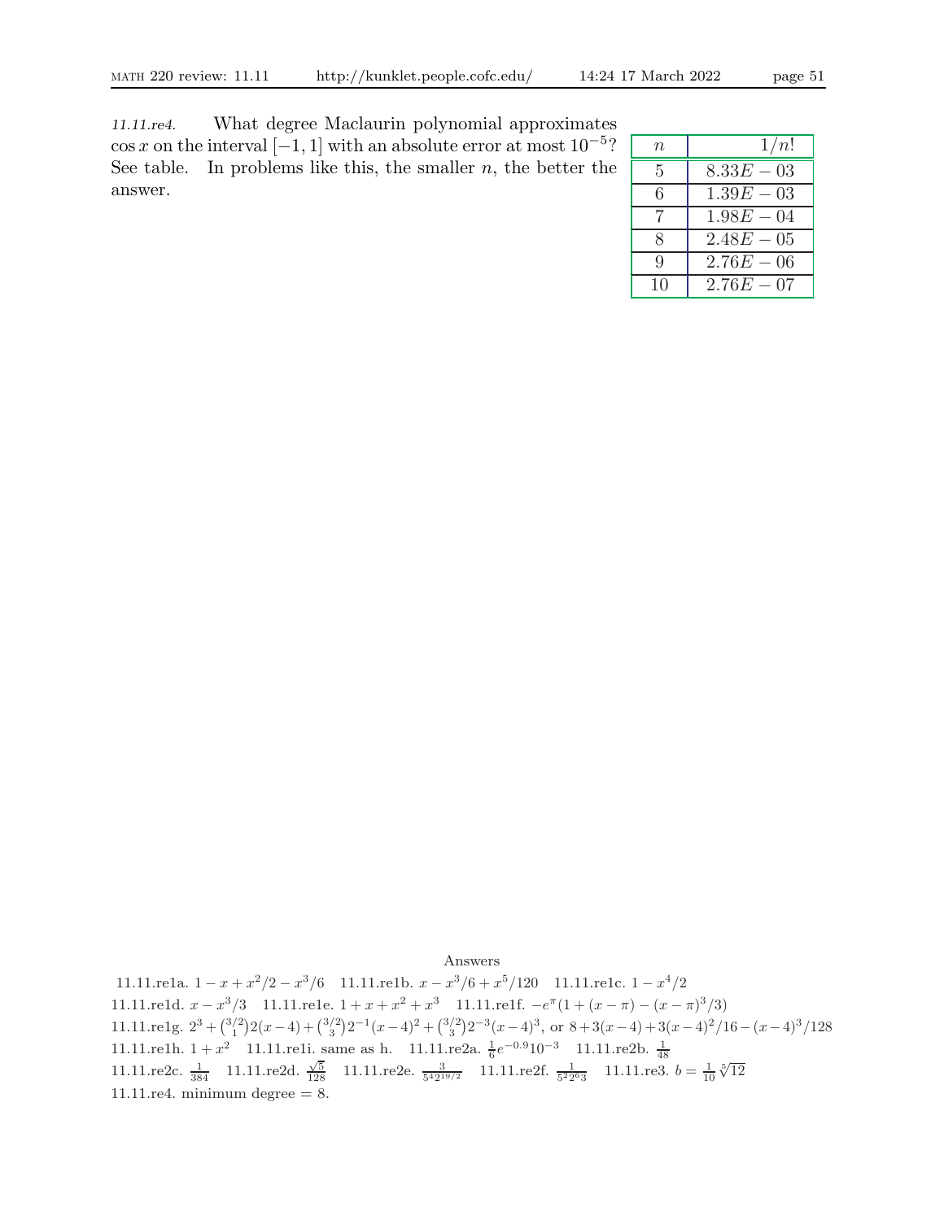*11.11.re4.* What degree Maclaurin polynomial approximates $\cos x$ on the interval $[-1, 1]$ with an absolute error at most $10^{-5}$? See table. In problems like this, the smaller $n$, the better the answer.

| $n$ | $1/n!$ |
|---|---|
| 5 | $8.33E-03$ |
| 6 | $1.39E-03$ |
| 7 | $1.98E-04$ |
| 8 | $2.48E-05$ |
| 9 | $2.76E-06$ |
| 10 | $2.76E-07$ |

Answers

11.11.re1a. $1 - x + x^2/2 - x^3/6$ 11.11.re1b. $x - x^3/6 + x^5/120$ 11.11.re1c. $1 - x^4/2$
11.11.re1d. $x - x^3/3$ 11.11.re1e. $1 + x + x^2 + x^3$ 11.11.re1f. $-e^{\pi}(1 + (x - \pi) - (x - \pi)^3/3)$
11.11.re1g. $2^3 + \binom{3/2}{1}2(x-4) + \binom{3/2}{3}2^{-1}(x-4)^2 + \binom{3/2}{3}2^{-3}(x-4)^3$, or $8 + 3(x-4) + 3(x-4)^2/16 - (x-4)^3/128$
11.11.re1h. $1 + x^2$ 11.11.re1i. same as h. 11.11.re2a. $\frac{1}{6}e^{-0.9}10^{-3}$ 11.11.re2b. $\frac{1}{48}$
11.11.re2c. $\frac{1}{384}$ 11.11.re2d. $\frac{\sqrt{5}}{128}$ 11.11.re2e. $\frac{3}{5^4 2^{19/2}}$ 11.11.re2f. $\frac{1}{5^2 2^6 3}$ 11.11.re3. $b = \frac{1}{10}\sqrt[5]{12}$
11.11.re4. minimum degree = 8.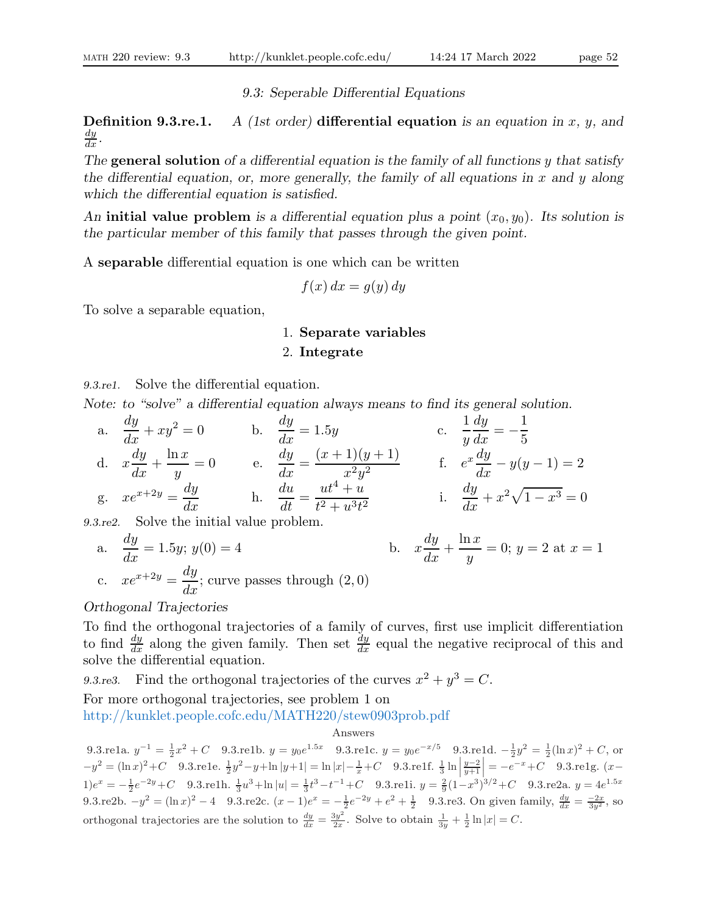*9.3: Seperable Differential Equations*

**Definition 9.3.re1.** *A (1st order)* **differential equation** *is an equation in $x$, $y$, and $\frac{dy}{dx}$.*

*The* **general solution** *of a differential equation is the family of all functions $y$ that satisfy the differential equation, or, more generally, the family of all equations in $x$ and $y$ along which the differential equation is satisfied.*

*An* **initial value problem** *is a differential equation plus a point $(x_0, y_0)$. Its solution is the particular member of this family that passes through the given point.*

A **separable** differential equation is one which can be written

$$f(x)\,dx = g(y)\,dy$$

To solve a separable equation,

1. **Separate variables**
2. **Integrate**

*9.3.re1.* Solve the differential equation.

*Note: to "solve" a differential equation always means to find its general solution.*

a. $\dfrac{dy}{dx} + xy^2 = 0$ b. $\dfrac{dy}{dx} = 1.5y$ c. $\dfrac{1}{y}\dfrac{dy}{dx} = -\dfrac{1}{5}$

d. $x\dfrac{dy}{dx} + \dfrac{\ln x}{y} = 0$ e. $\dfrac{dy}{dx} = \dfrac{(x+1)(y+1)}{x^2y^2}$ f. $e^x\dfrac{dy}{dx} - y(y-1) = 2$

g. $xe^{x+2y} = \dfrac{dy}{dx}$ h. $\dfrac{du}{dt} = \dfrac{ut^4 + u}{t^2 + u^3t^2}$ i. $\dfrac{dy}{dx} + x^2\sqrt{1-x^3} = 0$

*9.3.re2.* Solve the initial value problem.

a. $\dfrac{dy}{dx} = 1.5y$; $y(0) = 4$ b. $x\dfrac{dy}{dx} + \dfrac{\ln x}{y} = 0$; $y = 2$ at $x = 1$

c. $xe^{x+2y} = \dfrac{dy}{dx}$; curve passes through $(2, 0)$

*Orthogonal Trajectories*

To find the orthogonal trajectories of a family of curves, first use implicit differentiation to find $\frac{dy}{dx}$ along the given family. Then set $\frac{dy}{dx}$ equal the negative reciprocal of this and solve the differential equation.

*9.3.re3.* Find the orthogonal trajectories of the curves $x^2 + y^3 = C$.

For more orthogonal trajectories, see problem 1 on
http://kunklet.people.cofc.edu/MATH220/stew0903prob.pdf

Answers

9.3.re1a. $y^{-1} = \frac{1}{2}x^2 + C$ 9.3.re1b. $y = y_0e^{1.5x}$ 9.3.re1c. $y = y_0e^{-x/5}$ 9.3.re1d. $-\frac{1}{2}y^2 = \frac{1}{2}(\ln x)^2 + C$, or $-y^2 = (\ln x)^2 + C$ 9.3.re1e. $\frac{1}{2}y^2 - y + \ln|y+1| = \ln|x| - \frac{1}{x} + C$ 9.3.re1f. $\frac{1}{3}\ln\left|\frac{y-2}{y+1}\right| = -e^{-x} + C$ 9.3.re1g. $(x-1)e^x = -\frac{1}{2}e^{-2y} + C$ 9.3.re1h. $\frac{1}{3}u^3 + \ln|u| = \frac{1}{3}t^3 - t^{-1} + C$ 9.3.re1i. $y = \frac{2}{9}(1-x^3)^{3/2} + C$ 9.3.re2a. $y = 4e^{1.5x}$ 9.3.re2b. $-y^2 = (\ln x)^2 - 4$ 9.3.re2c. $(x-1)e^x = -\frac{1}{2}e^{-2y} + e^2 + \frac{1}{2}$ 9.3.re3. On given family, $\frac{dy}{dx} = \frac{-2x}{3y^2}$, so orthogonal trajectories are the solution to $\frac{dy}{dx} = \frac{3y^2}{2x}$. Solve to obtain $\frac{1}{3y} + \frac{1}{2}\ln|x| = C$.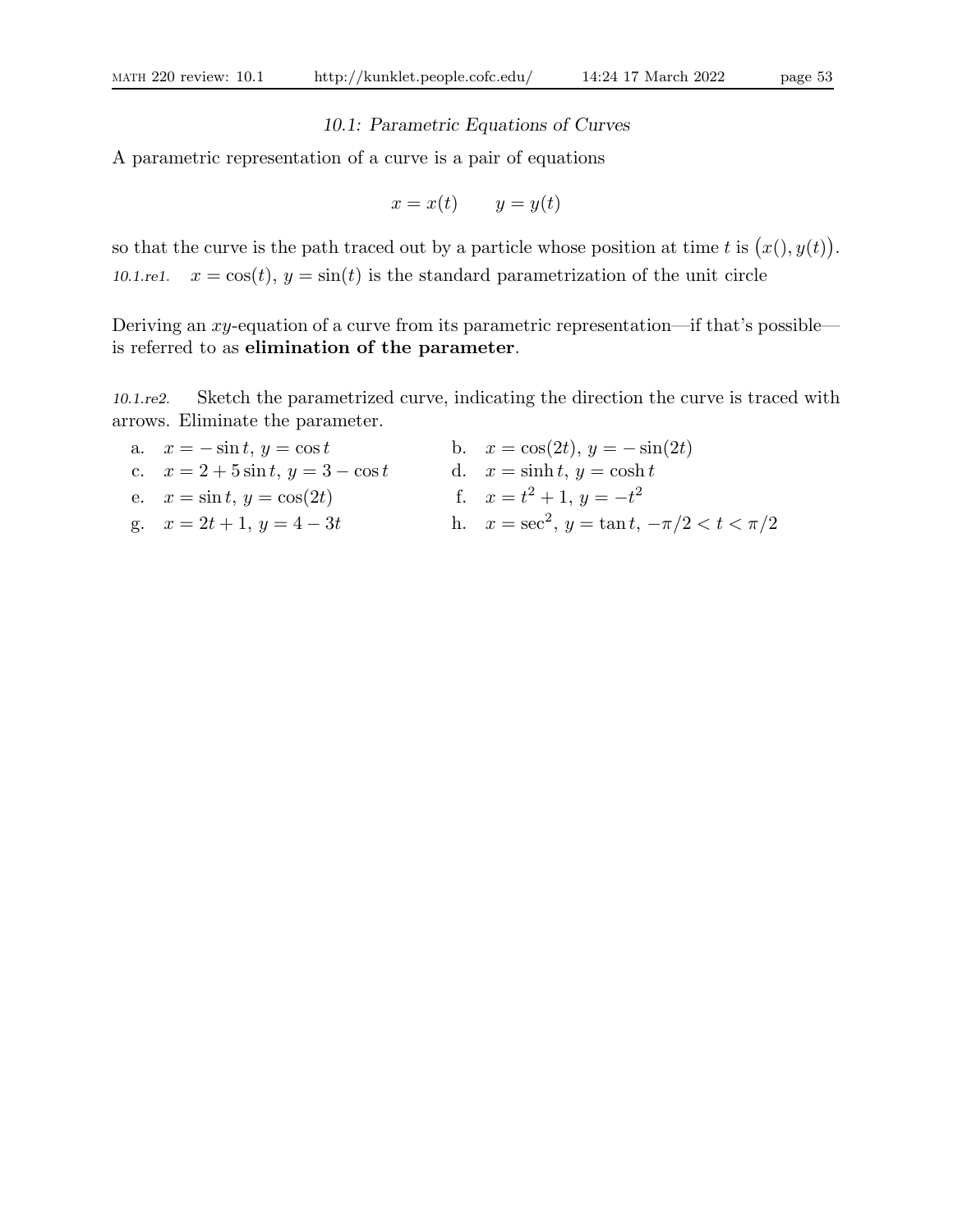### *10.1: Parametric Equations of Curves*

A parametric representation of a curve is a pair of equations

$$x = x(t) \qquad y = y(t)$$

so that the curve is the path traced out by a particle whose position at time $t$ is $\big(x(), y(t)\big)$.

*10.1.re1.* $x = \cos(t)$, $y = \sin(t)$ is the standard parametrization of the unit circle

Deriving an $xy$-equation of a curve from its parametric representation—if that's possible—is referred to as **elimination of the parameter**.

*10.1.re2.* Sketch the parametrized curve, indicating the direction the curve is traced with arrows. Eliminate the parameter.

a. $x = -\sin t$, $y = \cos t$

b. $x = \cos(2t)$, $y = -\sin(2t)$

c. $x = 2 + 5\sin t$, $y = 3 - \cos t$

d. $x = \sinh t$, $y = \cosh t$

e. $x = \sin t$, $y = \cos(2t)$

f. $x = t^2 + 1$, $y = -t^2$

g. $x = 2t + 1$, $y = 4 - 3t$

h. $x = \sec^2$, $y = \tan t$, $-\pi/2 < t < \pi/2$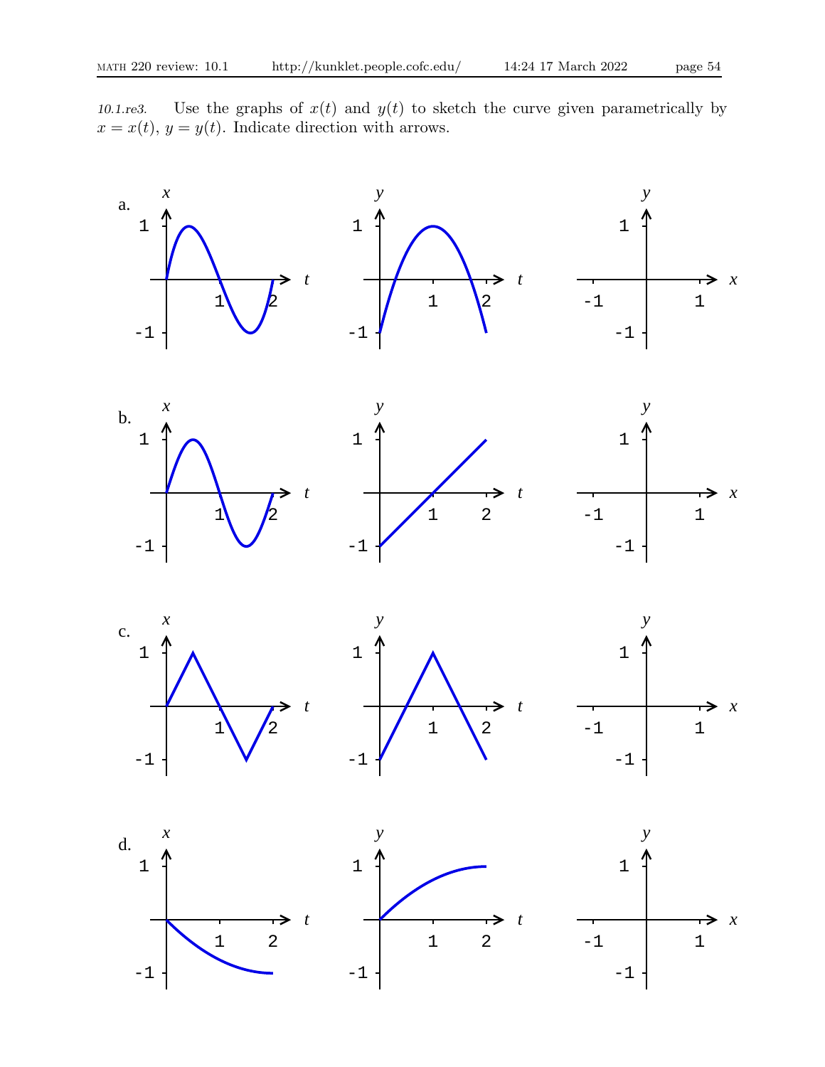*10.1.re3.* Use the graphs of $x(t)$ and $y(t)$ to sketch the curve given parametrically by $x = x(t)$, $y = y(t)$. Indicate direction with arrows.

a.

b.

c.

d.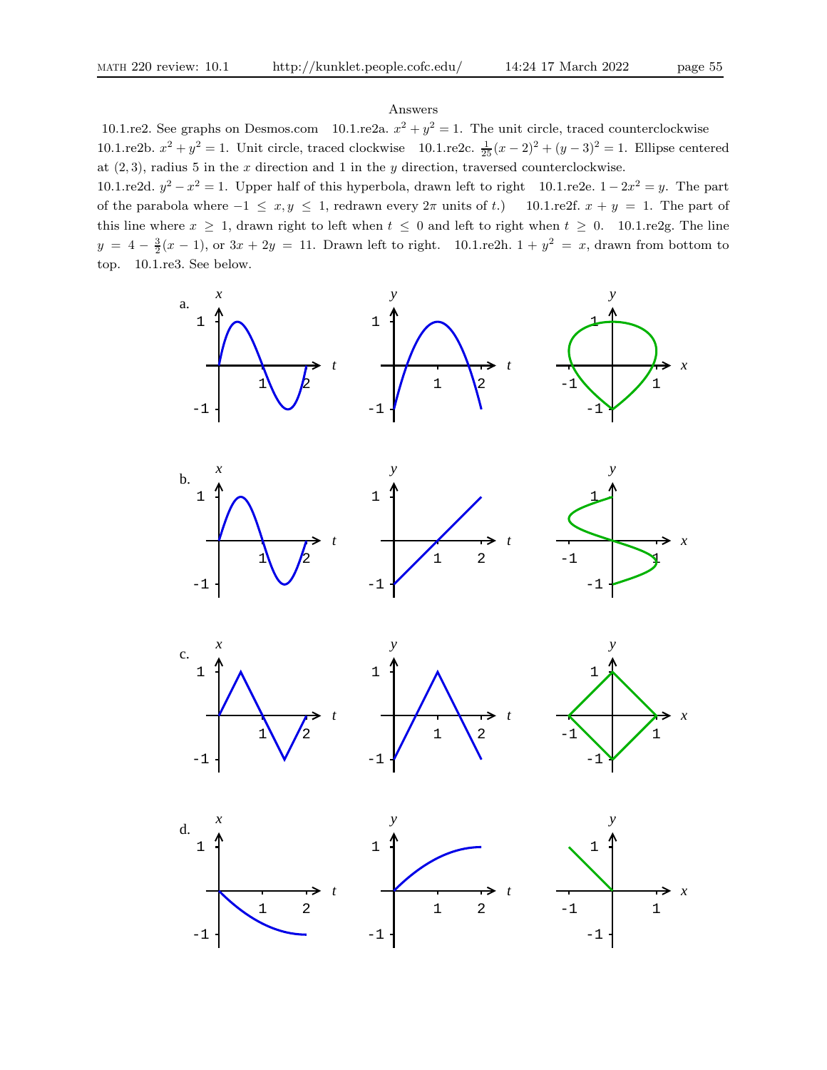Answers

10.1.re2. See graphs on Desmos.com 10.1.re2a. $x^2 + y^2 = 1$. The unit circle, traced counterclockwise 10.1.re2b. $x^2 + y^2 = 1$. Unit circle, traced clockwise 10.1.re2c. $\frac{1}{25}(x-2)^2 + (y-3)^2 = 1$. Ellipse centered at $(2,3)$, radius 5 in the $x$ direction and 1 in the $y$ direction, traversed counterclockwise.
10.1.re2d. $y^2 - x^2 = 1$. Upper half of this hyperbola, drawn left to right 10.1.re2e. $1 - 2x^2 = y$. The part of the parabola where $-1 \le x, y \le 1$, redrawn every $2\pi$ units of $t$.) 10.1.re2f. $x + y = 1$. The part of this line where $x \ge 1$, drawn right to left when $t \le 0$ and left to right when $t \ge 0$. 10.1.re2g. The line $y = 4 - \frac{3}{2}(x-1)$, or $3x + 2y = 11$. Drawn left to right. 10.1.re2h. $1 + y^2 = x$, drawn from bottom to top. 10.1.re3. See below.

a.

b.

c.

d.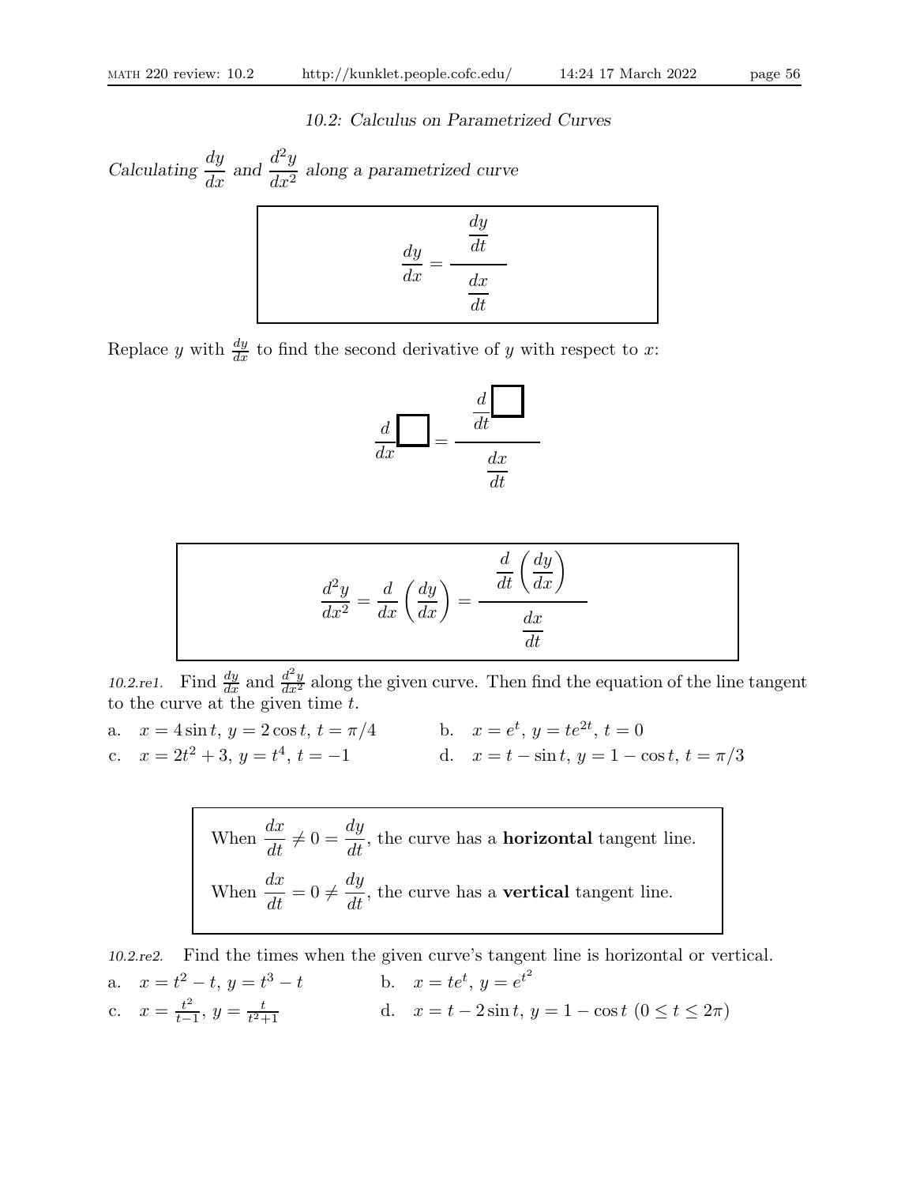## 10.2: Calculus on Parametrized Curves

*Calculating* $\dfrac{dy}{dx}$ *and* $\dfrac{d^2y}{dx^2}$ *along a parametrized curve*

$$\frac{dy}{dx} = \frac{\dfrac{dy}{dt}}{\dfrac{dx}{dt}}$$

Replace $y$ with $\frac{dy}{dx}$ to find the second derivative of $y$ with respect to $x$:

$$\frac{d}{dx}\boxed{\phantom{x}} = \frac{\dfrac{d}{dt}\boxed{\phantom{x}}}{\dfrac{dx}{dt}}$$

$$\frac{d^2y}{dx^2} = \frac{d}{dx}\left(\frac{dy}{dx}\right) = \frac{\dfrac{d}{dt}\left(\dfrac{dy}{dx}\right)}{\dfrac{dx}{dt}}$$

*10.2.re1.* Find $\frac{dy}{dx}$ and $\frac{d^2y}{dx^2}$ along the given curve. Then find the equation of the line tangent to the curve at the given time $t$.

a. $x = 4\sin t$, $y = 2\cos t$, $t = \pi/4$

b. $x = e^t$, $y = te^{2t}$, $t = 0$

c. $x = 2t^2 + 3$, $y = t^4$, $t = -1$

d. $x = t - \sin t$, $y = 1 - \cos t$, $t = \pi/3$

When $\dfrac{dx}{dt} \neq 0 = \dfrac{dy}{dt}$, the curve has a **horizontal** tangent line.

When $\dfrac{dx}{dt} = 0 \neq \dfrac{dy}{dt}$, the curve has a **vertical** tangent line.

*10.2.re2.* Find the times when the given curve's tangent line is horizontal or vertical.

a. $x = t^2 - t$, $y = t^3 - t$

b. $x = te^t$, $y = e^{t^2}$

c. $x = \frac{t^2}{t-1}$, $y = \frac{t}{t^2+1}$

d. $x = t - 2\sin t$, $y = 1 - \cos t$ $(0 \leq t \leq 2\pi)$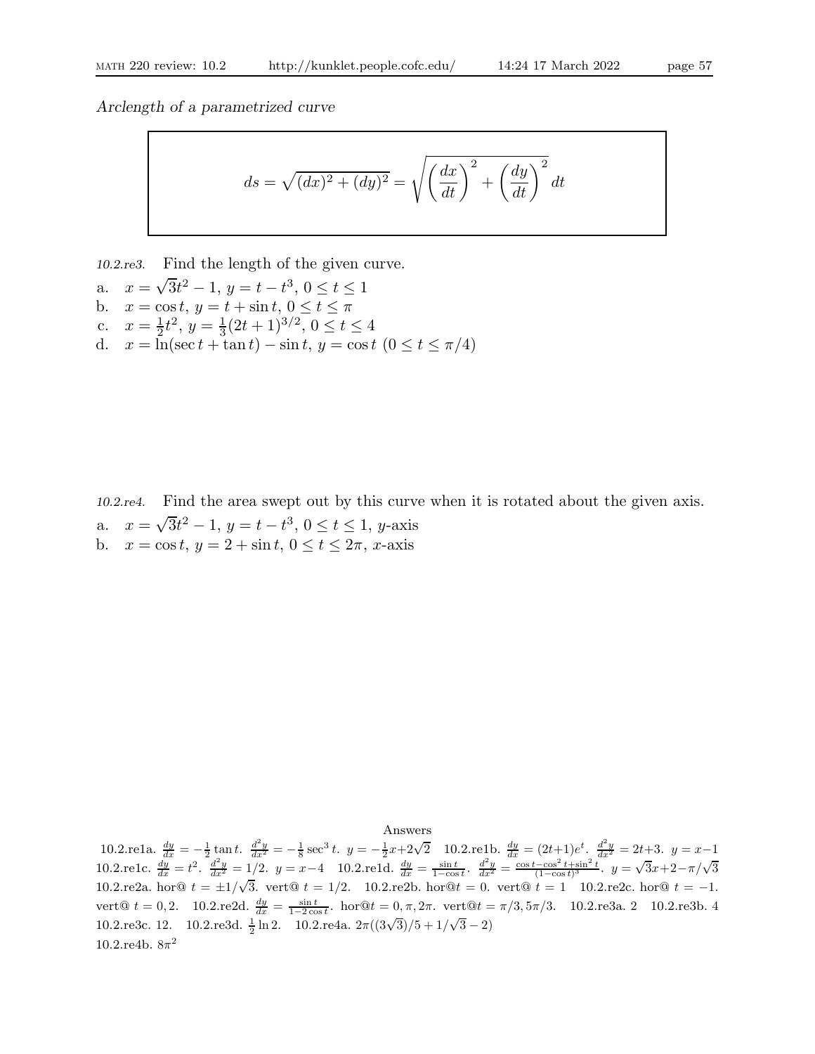*Arclength of a parametrized curve*

$$ds = \sqrt{(dx)^2 + (dy)^2} = \sqrt{\left(\frac{dx}{dt}\right)^2 + \left(\frac{dy}{dt}\right)^2}\, dt$$

*10.2.re3.* Find the length of the given curve.

a. $x = \sqrt{3}t^2 - 1$, $y = t - t^3$, $0 \le t \le 1$

b. $x = \cos t$, $y = t + \sin t$, $0 \le t \le \pi$

c. $x = \frac{1}{2}t^2$, $y = \frac{1}{3}(2t+1)^{3/2}$, $0 \le t \le 4$

d. $x = \ln(\sec t + \tan t) - \sin t$, $y = \cos t$ $(0 \le t \le \pi/4)$

*10.2.re4.* Find the area swept out by this curve when it is rotated about the given axis.

a. $x = \sqrt{3}t^2 - 1$, $y = t - t^3$, $0 \le t \le 1$, $y$-axis

b. $x = \cos t$, $y = 2 + \sin t$, $0 \le t \le 2\pi$, $x$-axis

Answers

10.2.re1a. $\frac{dy}{dx} = -\frac{1}{2}\tan t$. $\frac{d^2y}{dx^2} = -\frac{1}{8}\sec^3 t$. $y = -\frac{1}{2}x + 2\sqrt{2}$ 10.2.re1b. $\frac{dy}{dx} = (2t+1)e^t$. $\frac{d^2y}{dx^2} = 2t+3$. $y = x-1$ 10.2.re1c. $\frac{dy}{dx} = t^2$. $\frac{d^2y}{dx^2} = 1/2$. $y = x-4$ 10.2.re1d. $\frac{dy}{dx} = \frac{\sin t}{1-\cos t}$. $\frac{d^2y}{dx^2} = \frac{\cos t - \cos^2 t + \sin^2 t}{(1-\cos t)^3}$. $y = \sqrt{3}x + 2 - \pi/\sqrt{3}$ 10.2.re2a. hor@ $t = \pm 1/\sqrt{3}$. vert@ $t = 1/2$. 10.2.re2b. hor@$t = 0$. vert@ $t = 1$ 10.2.re2c. hor@ $t = -1$. vert@ $t = 0, 2$. 10.2.re2d. $\frac{dy}{dx} = \frac{\sin t}{1-2\cos t}$. hor@$t = 0, \pi, 2\pi$. vert@$t = \pi/3, 5\pi/3$. 10.2.re3a. 2 10.2.re3b. 4 10.2.re3c. 12. 10.2.re3d. $\frac{1}{2}\ln 2$. 10.2.re4a. $2\pi((3\sqrt{3})/5 + 1/\sqrt{3} - 2)$ 10.2.re4b. $8\pi^2$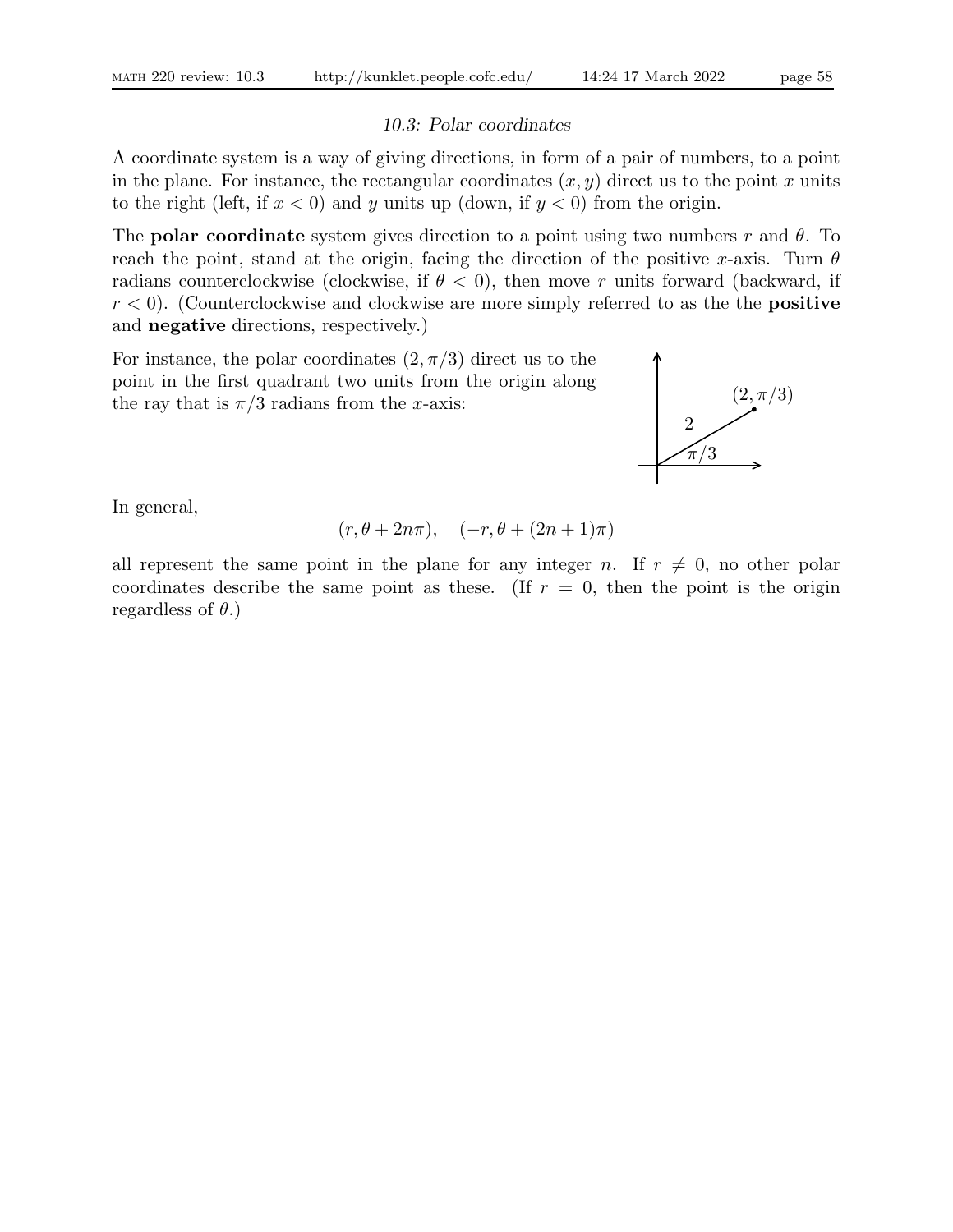### *10.3: Polar coordinates*

A coordinate system is a way of giving directions, in form of a pair of numbers, to a point in the plane. For instance, the rectangular coordinates $(x, y)$ direct us to the point $x$ units to the right (left, if $x < 0$) and $y$ units up (down, if $y < 0$) from the origin.

The **polar coordinate** system gives direction to a point using two numbers $r$ and $\theta$. To reach the point, stand at the origin, facing the direction of the positive $x$-axis. Turn $\theta$ radians counterclockwise (clockwise, if $\theta < 0$), then move $r$ units forward (backward, if $r < 0$). (Counterclockwise and clockwise are more simply referred to as the the **positive** and **negative** directions, respectively.)

For instance, the polar coordinates $(2, \pi/3)$ direct us to the point in the first quadrant two units from the origin along the ray that is $\pi/3$ radians from the $x$-axis:

In general,

$$(r, \theta + 2n\pi), \quad (-r, \theta + (2n + 1)\pi)$$

all represent the same point in the plane for any integer $n$. If $r \neq 0$, no other polar coordinates describe the same point as these. (If $r = 0$, then the point is the origin regardless of $\theta$.)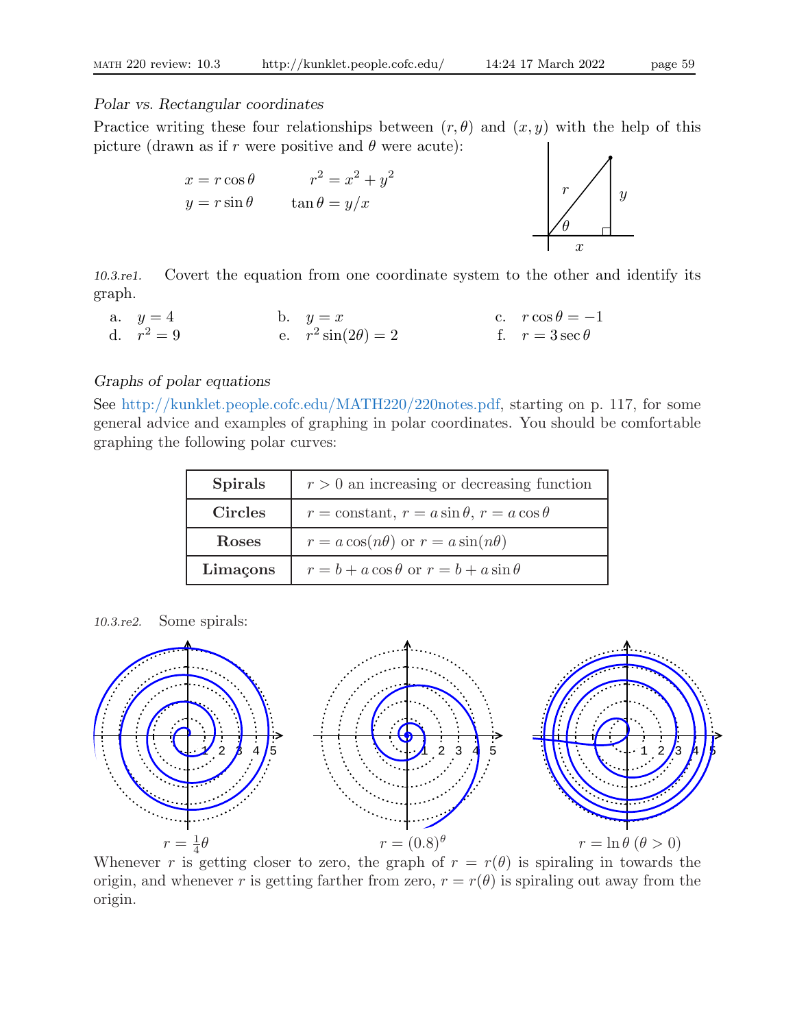*Polar vs. Rectangular coordinates*

Practice writing these four relationships between $(r, \theta)$ and $(x, y)$ with the help of this picture (drawn as if $r$ were positive and $\theta$ were acute):

$$x = r\cos\theta \qquad r^2 = x^2 + y^2$$
$$y = r\sin\theta \qquad \tan\theta = y/x$$

*10.3.re1.* Covert the equation from one coordinate system to the other and identify its graph.

a. $y = 4$ b. $y = x$ c. $r\cos\theta = -1$
d. $r^2 = 9$ e. $r^2\sin(2\theta) = 2$ f. $r = 3\sec\theta$

*Graphs of polar equations*

See http://kunklet.people.cofc.edu/MATH220/220notes.pdf, starting on p. 117, for some general advice and examples of graphing in polar coordinates. You should be comfortable graphing the following polar curves:

| | |
|---|---|
| **Spirals** | $r > 0$ an increasing or decreasing function |
| **Circles** | $r =$ constant, $r = a\sin\theta$, $r = a\cos\theta$ |
| **Roses** | $r = a\cos(n\theta)$ or $r = a\sin(n\theta)$ |
| **Limaçons** | $r = b + a\cos\theta$ or $r = b + a\sin\theta$ |

*10.3.re2.* Some spirals:

$r = \frac{1}{4}\theta$ $\qquad$ $r = (0.8)^\theta$ $\qquad$ $r = \ln\theta\ (\theta > 0)$

Whenever $r$ is getting closer to zero, the graph of $r = r(\theta)$ is spiraling in towards the origin, and whenever $r$ is getting farther from zero, $r = r(\theta)$ is spiraling out away from the origin.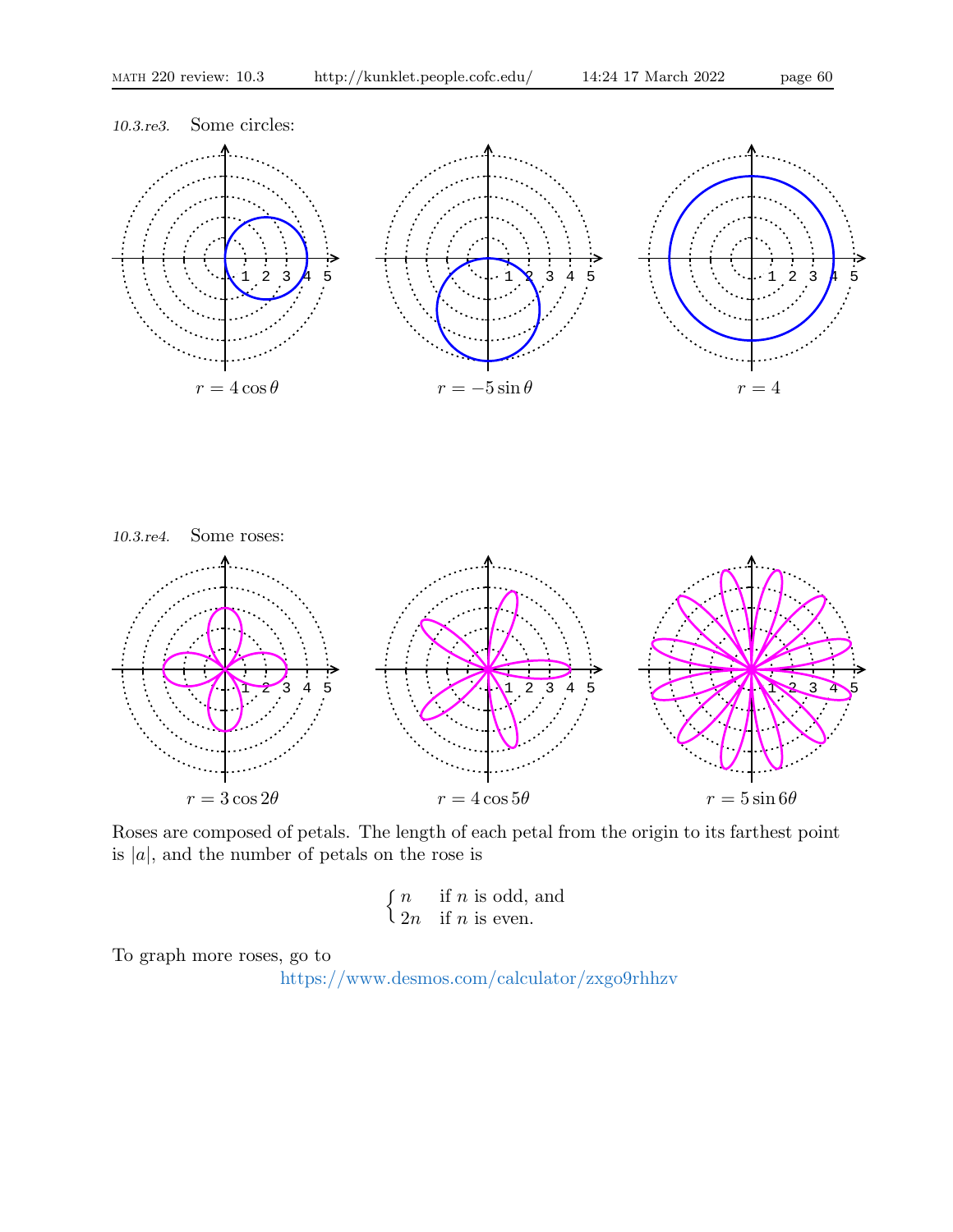*10.3.re3.* Some circles:

$r = 4\cos\theta$

$r = -5\sin\theta$

$r = 4$

*10.3.re4.* Some roses:

$r = 3\cos 2\theta$

$r = 4\cos 5\theta$

$r = 5\sin 6\theta$

Roses are composed of petals. The length of each petal from the origin to its farthest point is $|a|$, and the number of petals on the rose is

$$\begin{cases} n & \text{if } n \text{ is odd, and} \\ 2n & \text{if } n \text{ is even.} \end{cases}$$

To graph more roses, go to

https://www.desmos.com/calculator/zxgo9rhhzv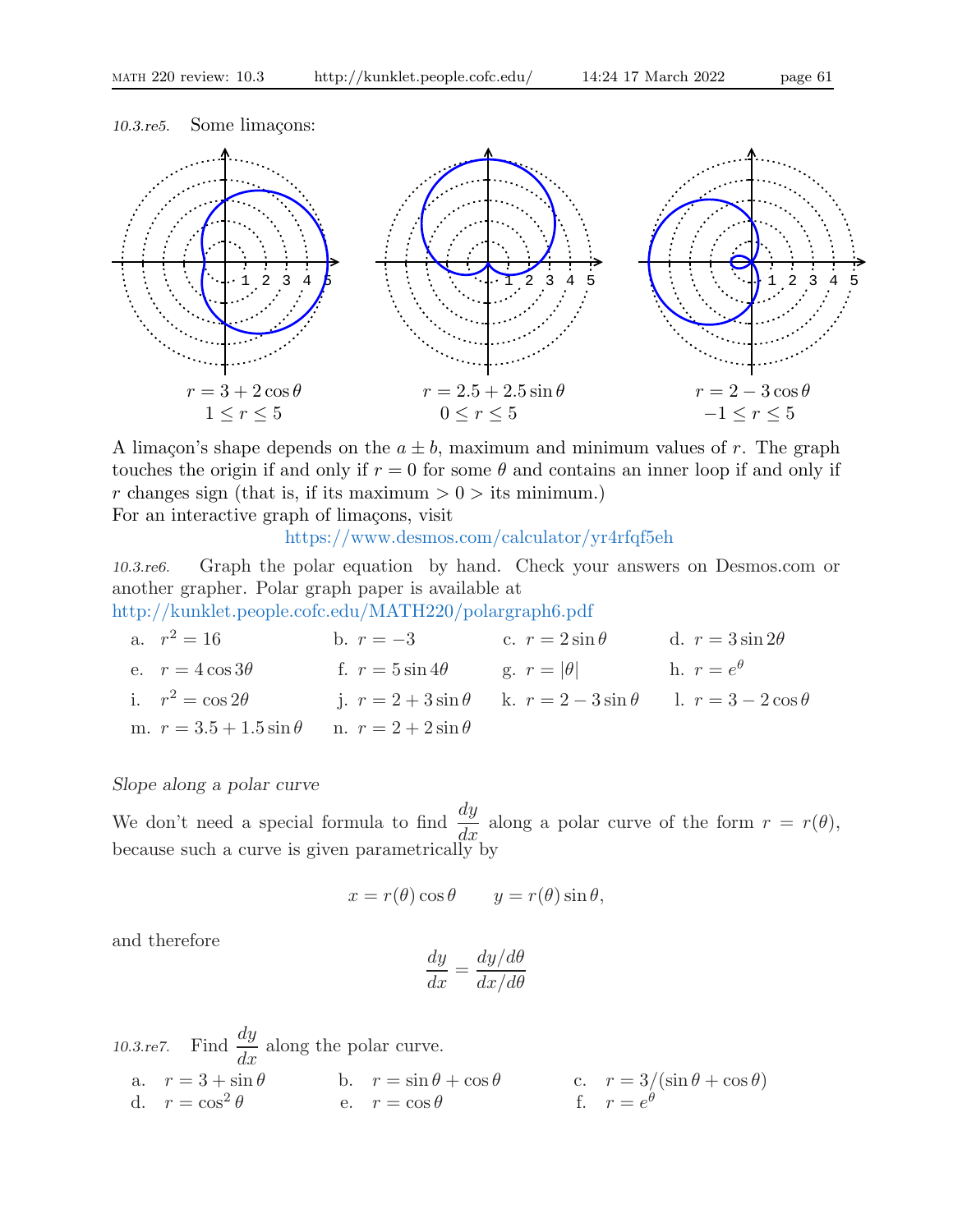*10.3.re5.* Some limaçons:

$r = 3 + 2\cos\theta$
$1 \le r \le 5$

$r = 2.5 + 2.5\sin\theta$
$0 \le r \le 5$

$r = 2 - 3\cos\theta$
$-1 \le r \le 5$

A limaçon's shape depends on the $a \pm b$, maximum and minimum values of $r$. The graph touches the origin if and only if $r = 0$ for some $\theta$ and contains an inner loop if and only if $r$ changes sign (that is, if its maximum $> 0 >$ its minimum.)
For an interactive graph of limaçons, visit

https://www.desmos.com/calculator/yr4rfqf5eh

*10.3.re6.* Graph the polar equation by hand. Check your answers on Desmos.com or another grapher. Polar graph paper is available at
http://kunklet.people.cofc.edu/MATH220/polargraph6.pdf

a. $r^2 = 16$ b. $r = -3$ c. $r = 2\sin\theta$ d. $r = 3\sin 2\theta$

e. $r = 4\cos 3\theta$ f. $r = 5\sin 4\theta$ g. $r = |\theta|$ h. $r = e^\theta$

i. $r^2 = \cos 2\theta$ j. $r = 2 + 3\sin\theta$ k. $r = 2 - 3\sin\theta$ l. $r = 3 - 2\cos\theta$

m. $r = 3.5 + 1.5\sin\theta$ n. $r = 2 + 2\sin\theta$

*Slope along a polar curve*

We don't need a special formula to find $\dfrac{dy}{dx}$ along a polar curve of the form $r = r(\theta)$, because such a curve is given parametrically by

$$x = r(\theta)\cos\theta \qquad y = r(\theta)\sin\theta,$$

and therefore

$$\frac{dy}{dx} = \frac{dy/d\theta}{dx/d\theta}$$

*10.3.re7.* Find $\dfrac{dy}{dx}$ along the polar curve.

a. $r = 3 + \sin\theta$ b. $r = \sin\theta + \cos\theta$ c. $r = 3/(\sin\theta + \cos\theta)$
d. $r = \cos^2\theta$ e. $r = \cos\theta$ f. $r = e^\theta$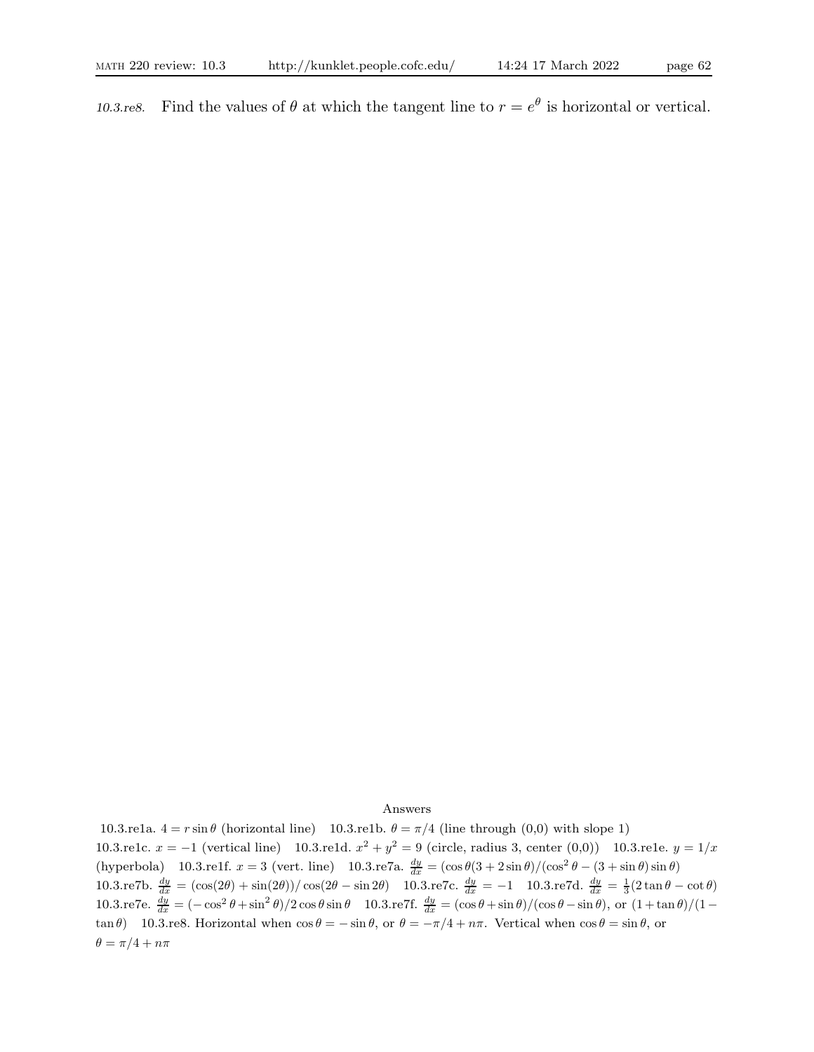*10.3.re8.* Find the values of $\theta$ at which the tangent line to $r = e^{\theta}$ is horizontal or vertical.

Answers

10.3.re1a. $4 = r \sin\theta$ (horizontal line) 10.3.re1b. $\theta = \pi/4$ (line through (0,0) with slope 1) 10.3.re1c. $x = -1$ (vertical line) 10.3.re1d. $x^2 + y^2 = 9$ (circle, radius 3, center (0,0)) 10.3.re1e. $y = 1/x$ (hyperbola) 10.3.re1f. $x = 3$ (vert. line) 10.3.re7a. $\frac{dy}{dx} = (\cos\theta(3 + 2\sin\theta)/(\cos^2\theta - (3 + \sin\theta)\sin\theta)$ 10.3.re7b. $\frac{dy}{dx} = (\cos(2\theta) + \sin(2\theta))/\cos(2\theta - \sin 2\theta)$ 10.3.re7c. $\frac{dy}{dx} = -1$ 10.3.re7d. $\frac{dy}{dx} = \frac{1}{3}(2\tan\theta - \cot\theta)$ 10.3.re7e. $\frac{dy}{dx} = (-\cos^2\theta + \sin^2\theta)/2\cos\theta\sin\theta$ 10.3.re7f. $\frac{dy}{dx} = (\cos\theta + \sin\theta)/(\cos\theta - \sin\theta)$, or $(1 + \tan\theta)/(1 - \tan\theta)$ 10.3.re8. Horizontal when $\cos\theta = -\sin\theta$, or $\theta = -\pi/4 + n\pi$. Vertical when $\cos\theta = \sin\theta$, or $\theta = \pi/4 + n\pi$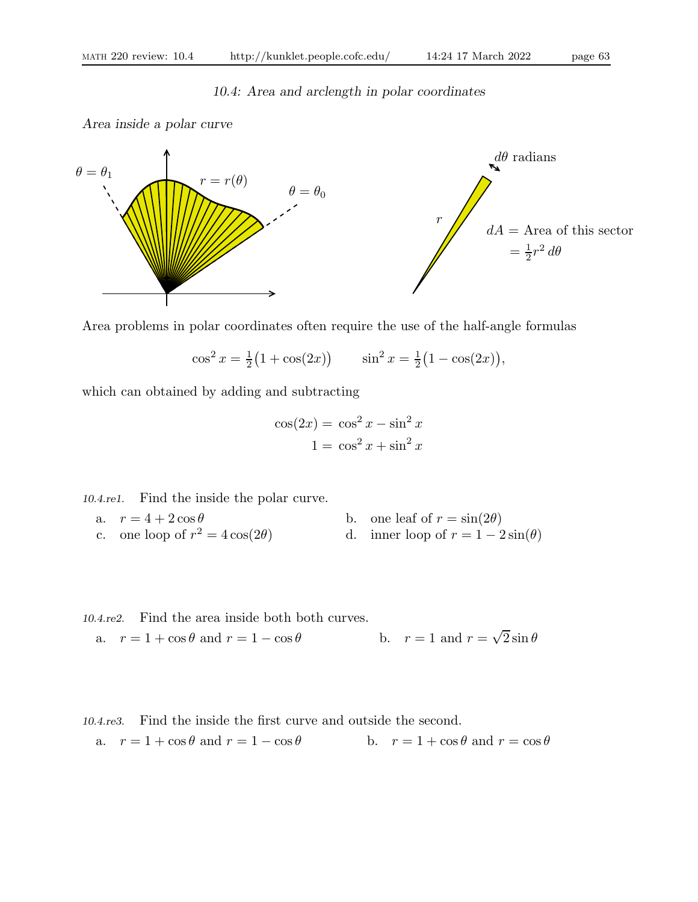## 10.4: Area and arclength in polar coordinates

*Area inside a polar curve*

$\theta = \theta_1$ $\quad r = r(\theta)$ $\quad \theta = \theta_0$

$d\theta$ radians

$r$

$dA =$ Area of this sector $= \frac{1}{2}r^2\,d\theta$

Area problems in polar coordinates often require the use of the half-angle formulas

$$\cos^2 x = \tfrac{1}{2}\big(1 + \cos(2x)\big) \qquad \sin^2 x = \tfrac{1}{2}\big(1 - \cos(2x)\big),$$

which can obtained by adding and subtracting

$$\begin{aligned} \cos(2x) &= \cos^2 x - \sin^2 x \\ 1 &= \cos^2 x + \sin^2 x \end{aligned}$$

*10.4.re1.* Find the inside the polar curve.

a. $r = 4 + 2\cos\theta$

b. one leaf of $r = \sin(2\theta)$

c. one loop of $r^2 = 4\cos(2\theta)$

d. inner loop of $r = 1 - 2\sin(\theta)$

*10.4.re2.* Find the area inside both both curves.

a. $r = 1 + \cos\theta$ and $r = 1 - \cos\theta$

b. $r = 1$ and $r = \sqrt{2}\sin\theta$

*10.4.re3.* Find the inside the first curve and outside the second.

a. $r = 1 + \cos\theta$ and $r = 1 - \cos\theta$

b. $r = 1 + \cos\theta$ and $r = \cos\theta$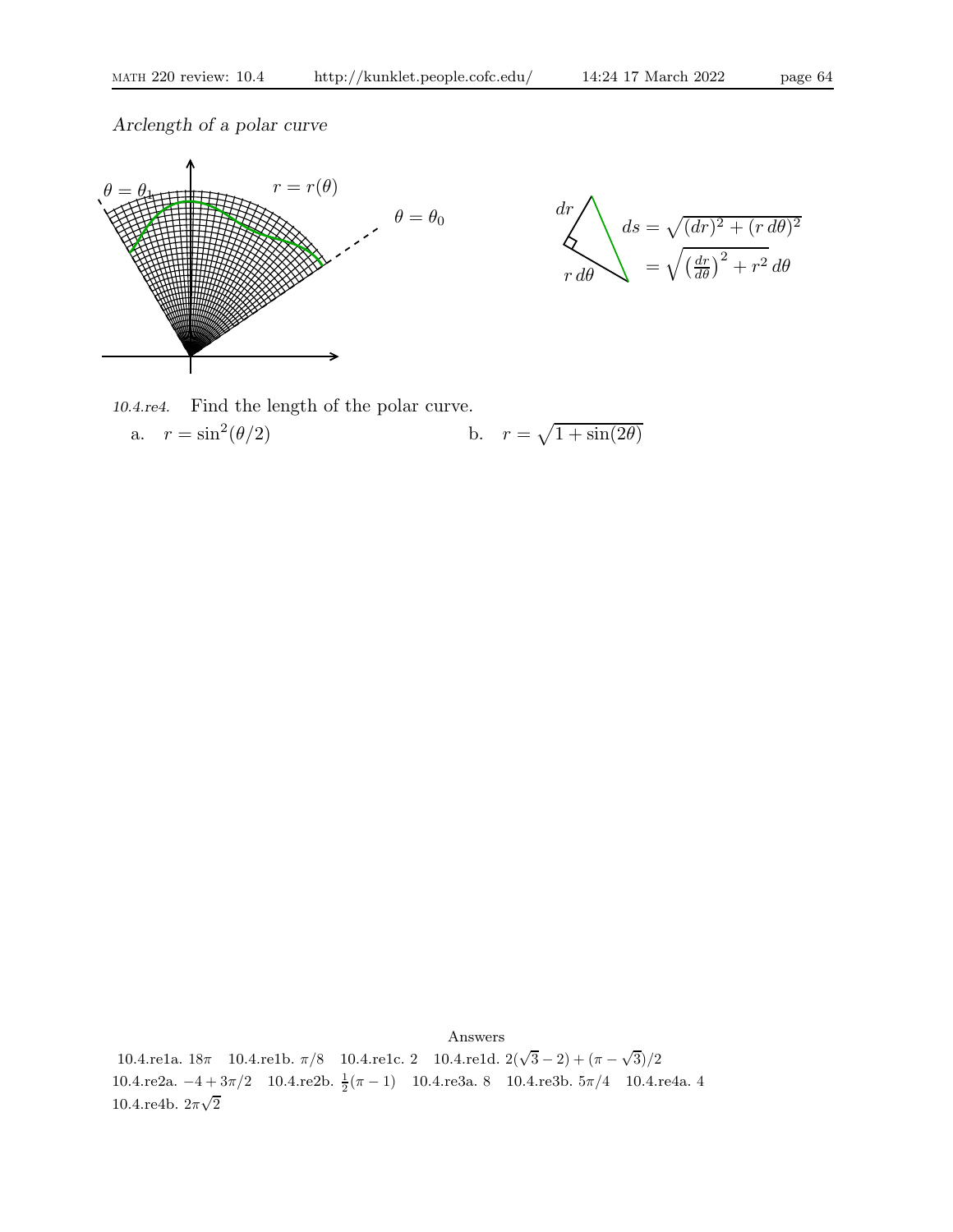*Arclength of a polar curve*

$\theta = \theta_1$

$r = r(\theta)$

$\theta = \theta_0$

$dr$

$r\,d\theta$

$$ds = \sqrt{(dr)^2 + (r\,d\theta)^2} = \sqrt{\left(\frac{dr}{d\theta}\right)^2 + r^2}\,d\theta$$

*10.4.re4.* Find the length of the polar curve.

a. $r = \sin^2(\theta/2)$

b. $r = \sqrt{1 + \sin(2\theta)}$

Answers

10.4.re1a. $18\pi$ 10.4.re1b. $\pi/8$ 10.4.re1c. 2 10.4.re1d. $2(\sqrt{3} - 2) + (\pi - \sqrt{3})/2$
10.4.re2a. $-4 + 3\pi/2$ 10.4.re2b. $\frac{1}{2}(\pi - 1)$ 10.4.re3a. 8 10.4.re3b. $5\pi/4$ 10.4.re4a. 4
10.4.re4b. $2\pi\sqrt{2}$